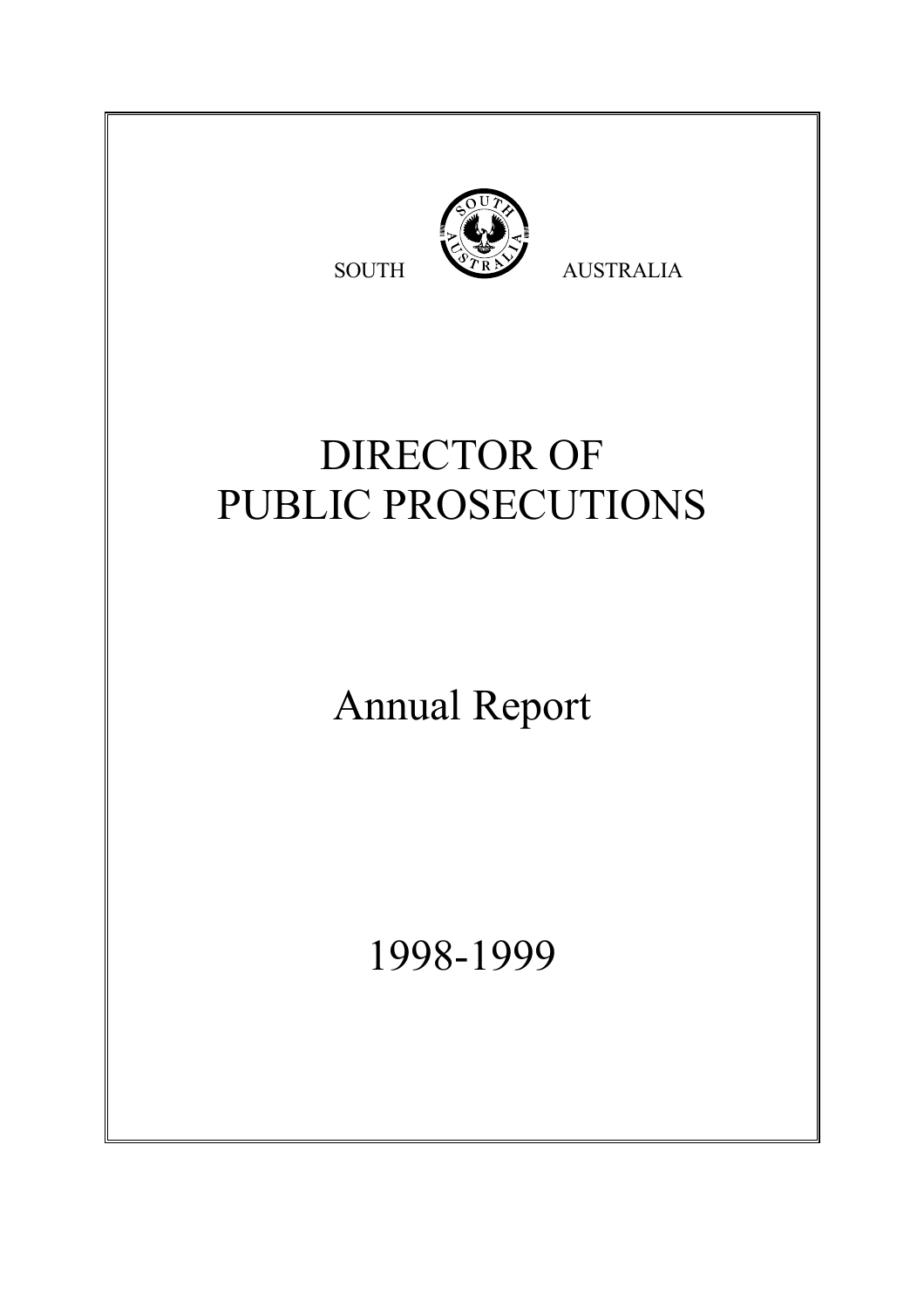SOUTH AUSTRALIA

# DIRECTOR OF PUBLIC PROSECUTIONS

## Annual Report

## 1998-1999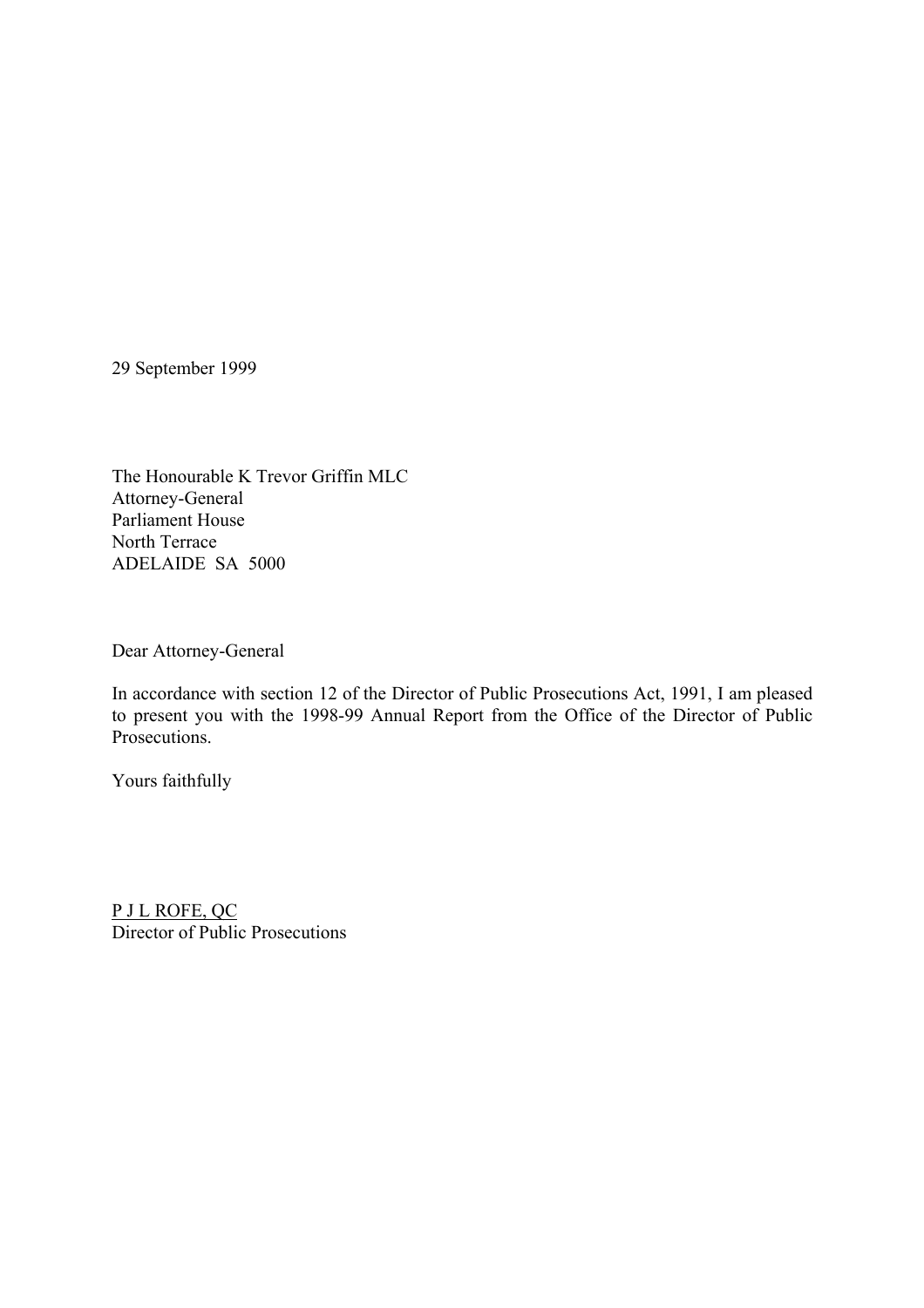29 September 1999

The Honourable K Trevor Griffin MLC  
Attorney-General  
Parliament House  
North Terrace  
ADELAIDE SA 5000

Dear Attorney-General

In accordance with section 12 of the Director of Public Prosecutions Act, 1991, I am pleased to present you with the 1998-99 Annual Report from the Office of the Director of Public Prosecutions.

Yours faithfully

P J L ROFE, QC  
Director of Public Prosecutions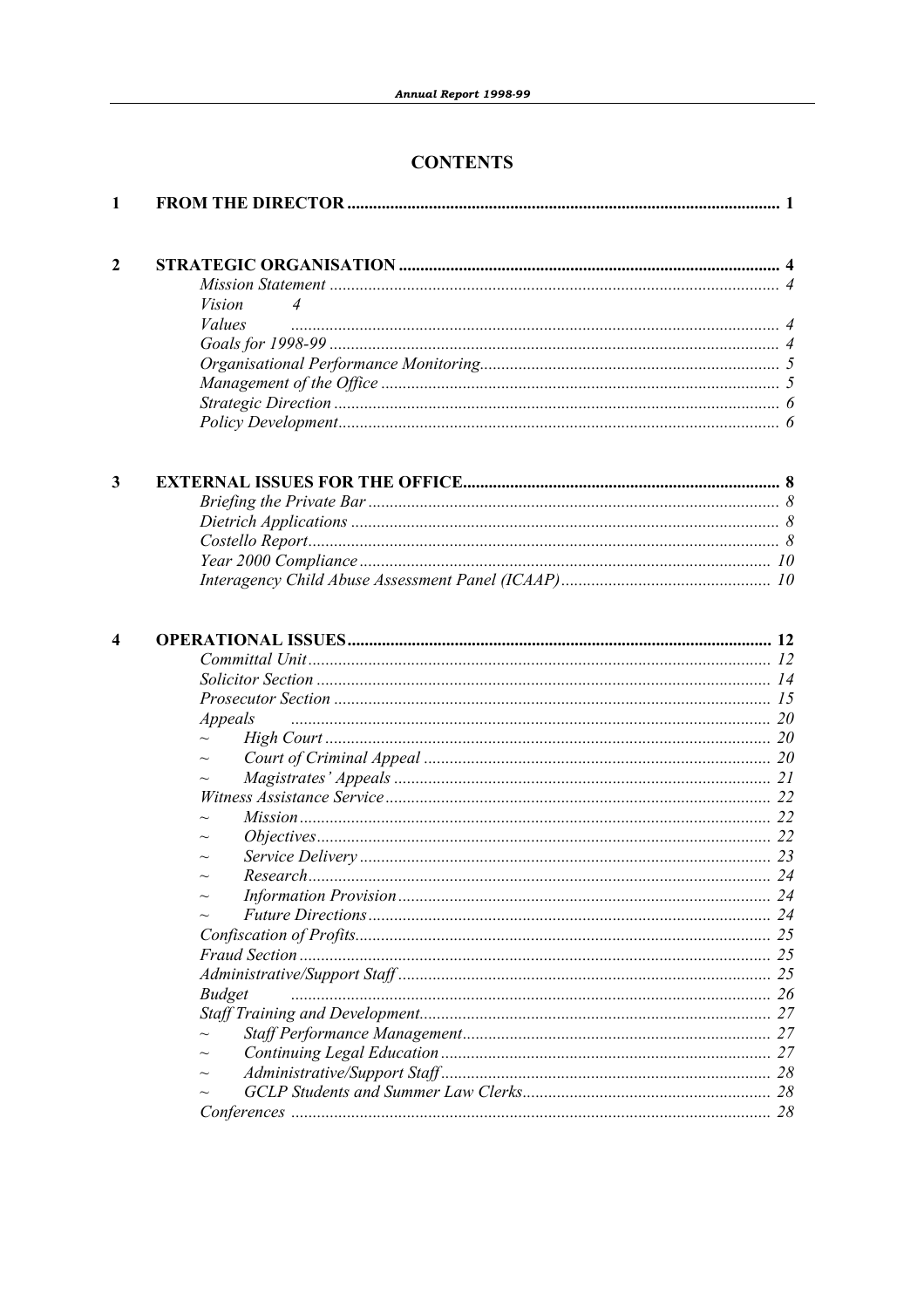# CONTENTS

| | | |
|---|---|---|
| **1** | **FROM THE DIRECTOR** | **1** |
| **2** | **STRATEGIC ORGANISATION** | **4** |
| | *Mission Statement* | *4* |
| | *Vision* | *4* |
| | *Values* | *4* |
| | *Goals for 1998-99* | *4* |
| | *Organisational Performance Monitoring* | *5* |
| | *Management of the Office* | *5* |
| | *Strategic Direction* | *6* |
| | *Policy Development* | *6* |
| **3** | **EXTERNAL ISSUES FOR THE OFFICE** | **8** |
| | *Briefing the Private Bar* | *8* |
| | *Dietrich Applications* | *8* |
| | *Costello Report* | *8* |
| | *Year 2000 Compliance* | *10* |
| | *Interagency Child Abuse Assessment Panel (ICAAP)* | *10* |
| **4** | **OPERATIONAL ISSUES** | **12** |
| | *Committal Unit* | *12* |
| | *Solicitor Section* | *14* |
| | *Prosecutor Section* | *15* |
| | *Appeals* | *20* |
| | ~ *High Court* | *20* |
| | ~ *Court of Criminal Appeal* | *20* |
| | ~ *Magistrates' Appeals* | *21* |
| | *Witness Assistance Service* | *22* |
| | ~ *Mission* | *22* |
| | ~ *Objectives* | *22* |
| | ~ *Service Delivery* | *23* |
| | ~ *Research* | *24* |
| | ~ *Information Provision* | *24* |
| | ~ *Future Directions* | *24* |
| | *Confiscation of Profits* | *25* |
| | *Fraud Section* | *25* |
| | *Administrative/Support Staff* | *25* |
| | *Budget* | *26* |
| | *Staff Training and Development* | *27* |
| | ~ *Staff Performance Management* | *27* |
| | ~ *Continuing Legal Education* | *27* |
| | ~ *Administrative/Support Staff* | *28* |
| | ~ *GCLP Students and Summer Law Clerks* | *28* |
| | *Conferences* | *28* |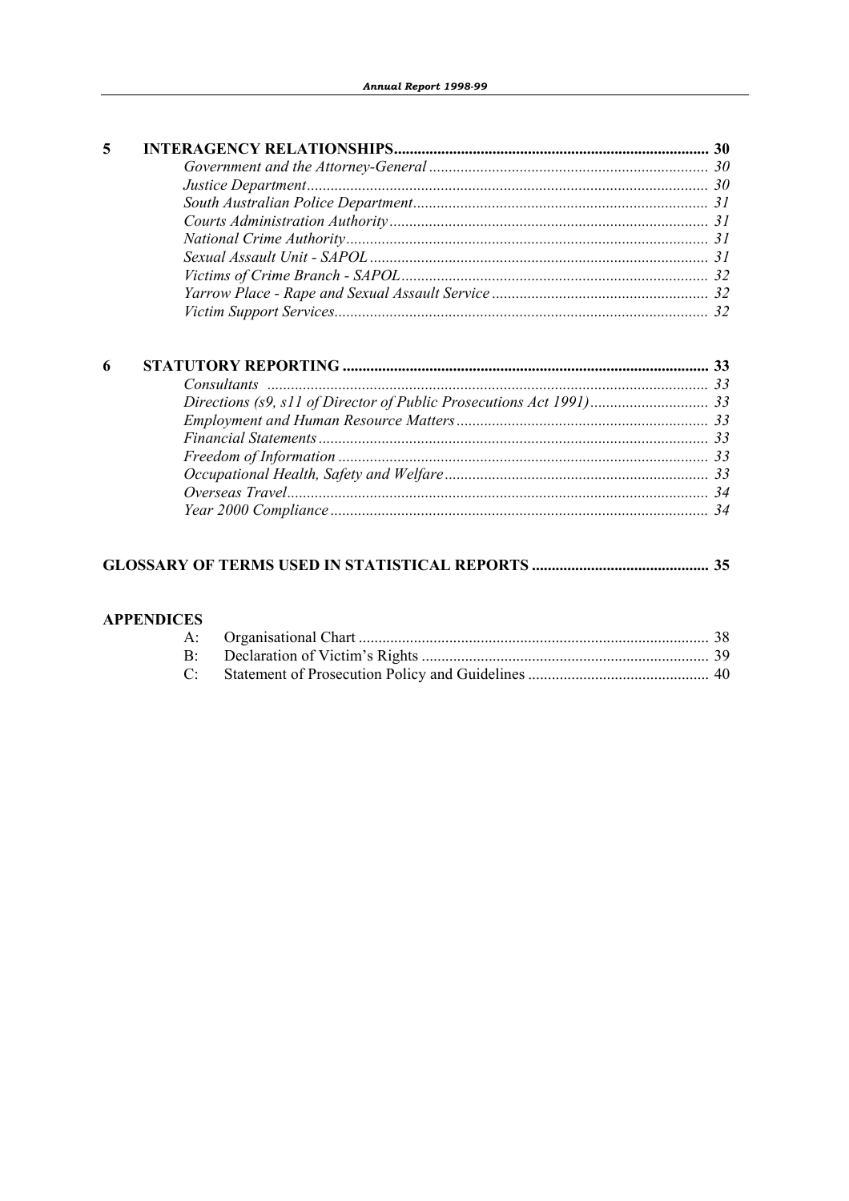**5 INTERAGENCY RELATIONSHIPS ........ 30**

- *Government and the Attorney-General ........ 30*
- *Justice Department ........ 30*
- *South Australian Police Department ........ 31*
- *Courts Administration Authority ........ 31*
- *National Crime Authority ........ 31*
- *Sexual Assault Unit - SAPOL ........ 31*
- *Victims of Crime Branch - SAPOL ........ 32*
- *Yarrow Place - Rape and Sexual Assault Service ........ 32*
- *Victim Support Services ........ 32*

**6 STATUTORY REPORTING ........ 33**

- *Consultants ........ 33*
- *Directions (s9, s11 of Director of Public Prosecutions Act 1991) ........ 33*
- *Employment and Human Resource Matters ........ 33*
- *Financial Statements ........ 33*
- *Freedom of Information ........ 33*
- *Occupational Health, Safety and Welfare ........ 33*
- *Overseas Travel ........ 34*
- *Year 2000 Compliance ........ 34*

**GLOSSARY OF TERMS USED IN STATISTICAL REPORTS ........ 35**

**APPENDICES**

- A: Organisational Chart ........ 38
- B: Declaration of Victim's Rights ........ 39
- C: Statement of Prosecution Policy and Guidelines ........ 40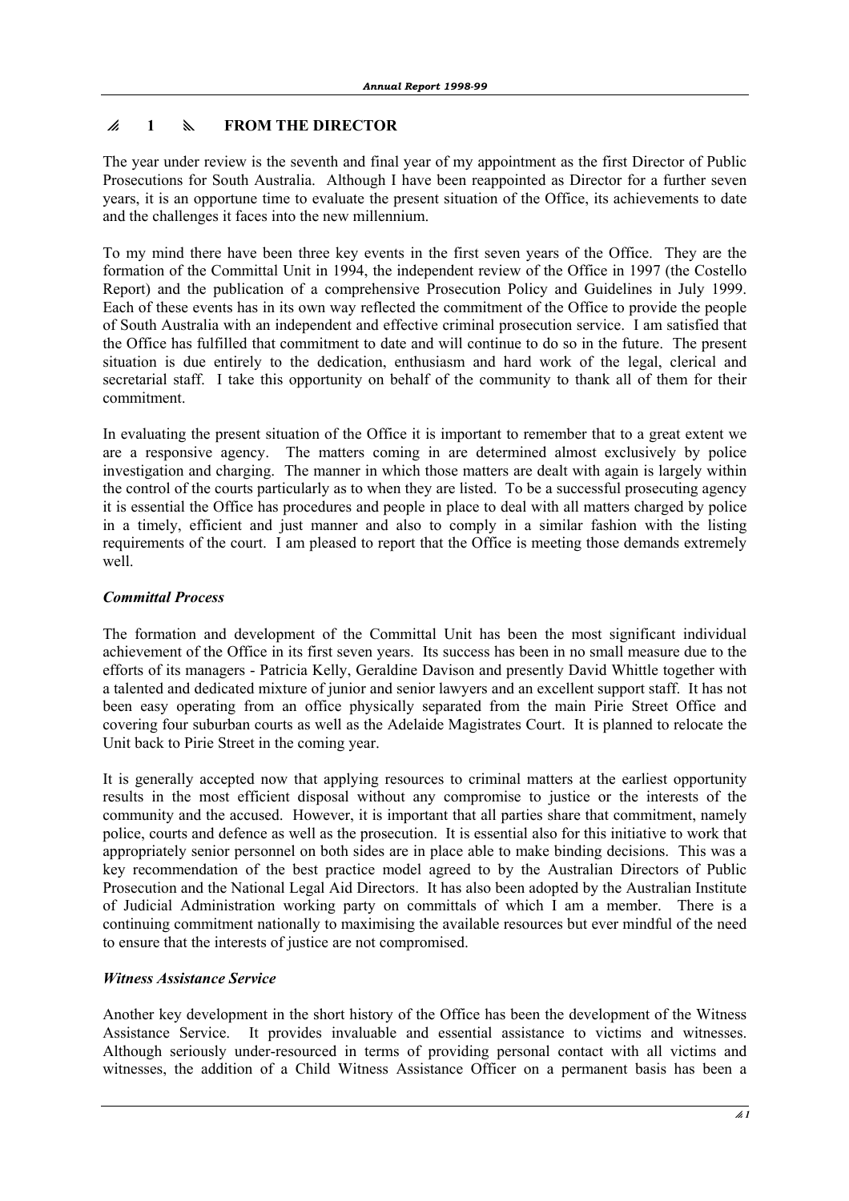# 1 FROM THE DIRECTOR

The year under review is the seventh and final year of my appointment as the first Director of Public Prosecutions for South Australia. Although I have been reappointed as Director for a further seven years, it is an opportune time to evaluate the present situation of the Office, its achievements to date and the challenges it faces into the new millennium.

To my mind there have been three key events in the first seven years of the Office. They are the formation of the Committal Unit in 1994, the independent review of the Office in 1997 (the Costello Report) and the publication of a comprehensive Prosecution Policy and Guidelines in July 1999. Each of these events has in its own way reflected the commitment of the Office to provide the people of South Australia with an independent and effective criminal prosecution service. I am satisfied that the Office has fulfilled that commitment to date and will continue to do so in the future. The present situation is due entirely to the dedication, enthusiasm and hard work of the legal, clerical and secretarial staff. I take this opportunity on behalf of the community to thank all of them for their commitment.

In evaluating the present situation of the Office it is important to remember that to a great extent we are a responsive agency. The matters coming in are determined almost exclusively by police investigation and charging. The manner in which those matters are dealt with again is largely within the control of the courts particularly as to when they are listed. To be a successful prosecuting agency it is essential the Office has procedures and people in place to deal with all matters charged by police in a timely, efficient and just manner and also to comply in a similar fashion with the listing requirements of the court. I am pleased to report that the Office is meeting those demands extremely well.

### *Committal Process*

The formation and development of the Committal Unit has been the most significant individual achievement of the Office in its first seven years. Its success has been in no small measure due to the efforts of its managers - Patricia Kelly, Geraldine Davison and presently David Whittle together with a talented and dedicated mixture of junior and senior lawyers and an excellent support staff. It has not been easy operating from an office physically separated from the main Pirie Street Office and covering four suburban courts as well as the Adelaide Magistrates Court. It is planned to relocate the Unit back to Pirie Street in the coming year.

It is generally accepted now that applying resources to criminal matters at the earliest opportunity results in the most efficient disposal without any compromise to justice or the interests of the community and the accused. However, it is important that all parties share that commitment, namely police, courts and defence as well as the prosecution. It is essential also for this initiative to work that appropriately senior personnel on both sides are in place able to make binding decisions. This was a key recommendation of the best practice model agreed to by the Australian Directors of Public Prosecution and the National Legal Aid Directors. It has also been adopted by the Australian Institute of Judicial Administration working party on committals of which I am a member. There is a continuing commitment nationally to maximising the available resources but ever mindful of the need to ensure that the interests of justice are not compromised.

### *Witness Assistance Service*

Another key development in the short history of the Office has been the development of the Witness Assistance Service. It provides invaluable and essential assistance to victims and witnesses. Although seriously under-resourced in terms of providing personal contact with all victims and witnesses, the addition of a Child Witness Assistance Officer on a permanent basis has been a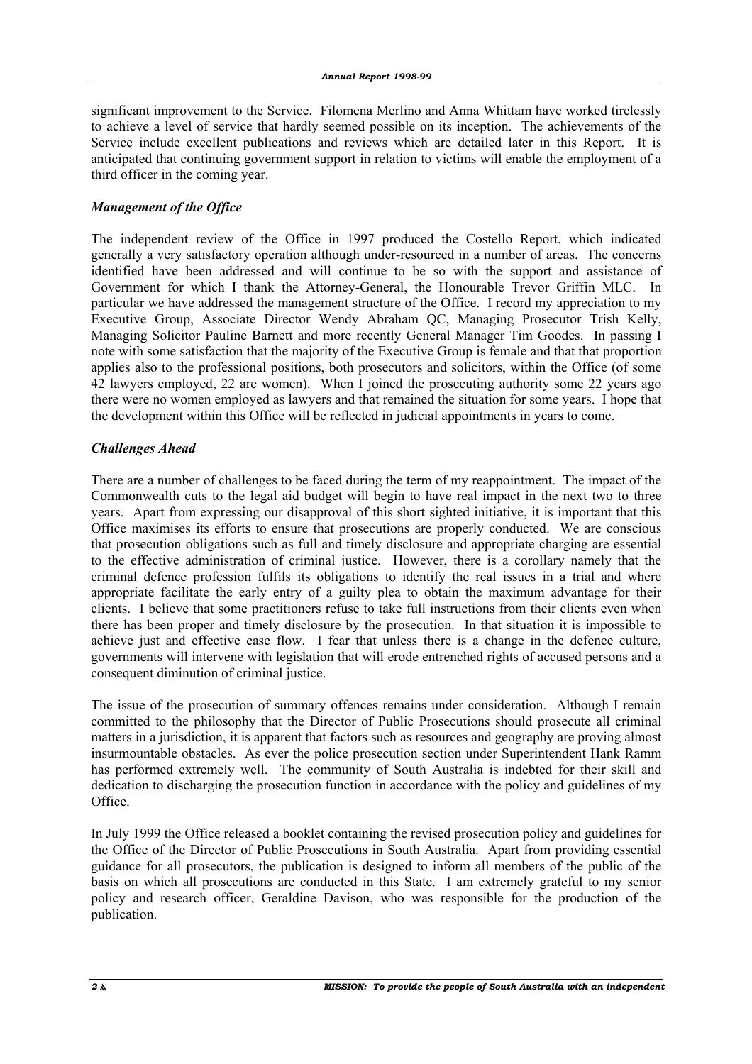significant improvement to the Service. Filomena Merlino and Anna Whittam have worked tirelessly to achieve a level of service that hardly seemed possible on its inception. The achievements of the Service include excellent publications and reviews which are detailed later in this Report. It is anticipated that continuing government support in relation to victims will enable the employment of a third officer in the coming year.

### *Management of the Office*

The independent review of the Office in 1997 produced the Costello Report, which indicated generally a very satisfactory operation although under-resourced in a number of areas. The concerns identified have been addressed and will continue to be so with the support and assistance of Government for which I thank the Attorney-General, the Honourable Trevor Griffin MLC. In particular we have addressed the management structure of the Office. I record my appreciation to my Executive Group, Associate Director Wendy Abraham QC, Managing Prosecutor Trish Kelly, Managing Solicitor Pauline Barnett and more recently General Manager Tim Goodes. In passing I note with some satisfaction that the majority of the Executive Group is female and that that proportion applies also to the professional positions, both prosecutors and solicitors, within the Office (of some 42 lawyers employed, 22 are women). When I joined the prosecuting authority some 22 years ago there were no women employed as lawyers and that remained the situation for some years. I hope that the development within this Office will be reflected in judicial appointments in years to come.

### *Challenges Ahead*

There are a number of challenges to be faced during the term of my reappointment. The impact of the Commonwealth cuts to the legal aid budget will begin to have real impact in the next two to three years. Apart from expressing our disapproval of this short sighted initiative, it is important that this Office maximises its efforts to ensure that prosecutions are properly conducted. We are conscious that prosecution obligations such as full and timely disclosure and appropriate charging are essential to the effective administration of criminal justice. However, there is a corollary namely that the criminal defence profession fulfils its obligations to identify the real issues in a trial and where appropriate facilitate the early entry of a guilty plea to obtain the maximum advantage for their clients. I believe that some practitioners refuse to take full instructions from their clients even when there has been proper and timely disclosure by the prosecution. In that situation it is impossible to achieve just and effective case flow. I fear that unless there is a change in the defence culture, governments will intervene with legislation that will erode entrenched rights of accused persons and a consequent diminution of criminal justice.

The issue of the prosecution of summary offences remains under consideration. Although I remain committed to the philosophy that the Director of Public Prosecutions should prosecute all criminal matters in a jurisdiction, it is apparent that factors such as resources and geography are proving almost insurmountable obstacles. As ever the police prosecution section under Superintendent Hank Ramm has performed extremely well. The community of South Australia is indebted for their skill and dedication to discharging the prosecution function in accordance with the policy and guidelines of my Office.

In July 1999 the Office released a booklet containing the revised prosecution policy and guidelines for the Office of the Director of Public Prosecutions in South Australia. Apart from providing essential guidance for all prosecutors, the publication is designed to inform all members of the public of the basis on which all prosecutions are conducted in this State. I am extremely grateful to my senior policy and research officer, Geraldine Davison, who was responsible for the production of the publication.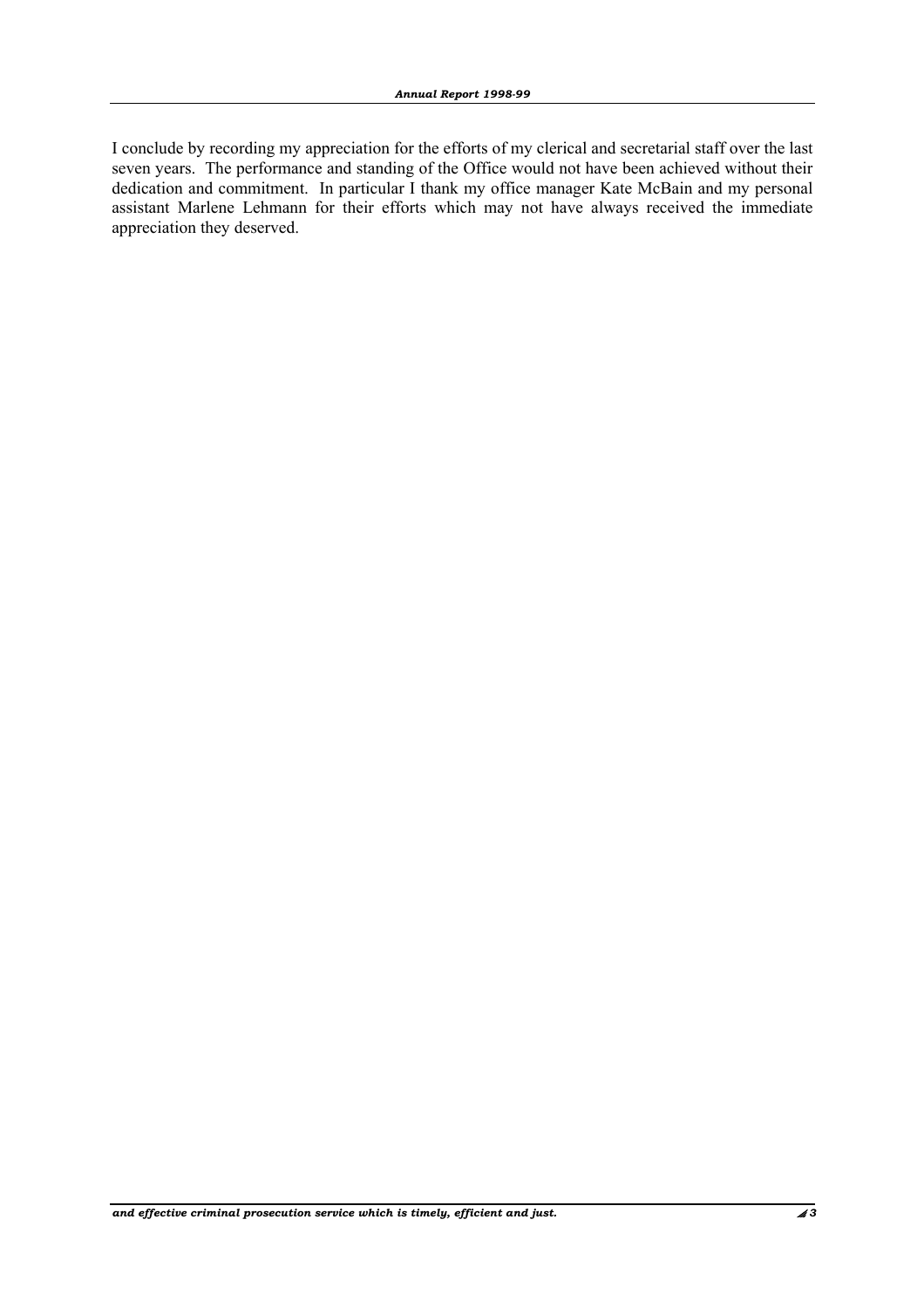I conclude by recording my appreciation for the efforts of my clerical and secretarial staff over the last seven years. The performance and standing of the Office would not have been achieved without their dedication and commitment. In particular I thank my office manager Kate McBain and my personal assistant Marlene Lehmann for their efforts which may not have always received the immediate appreciation they deserved.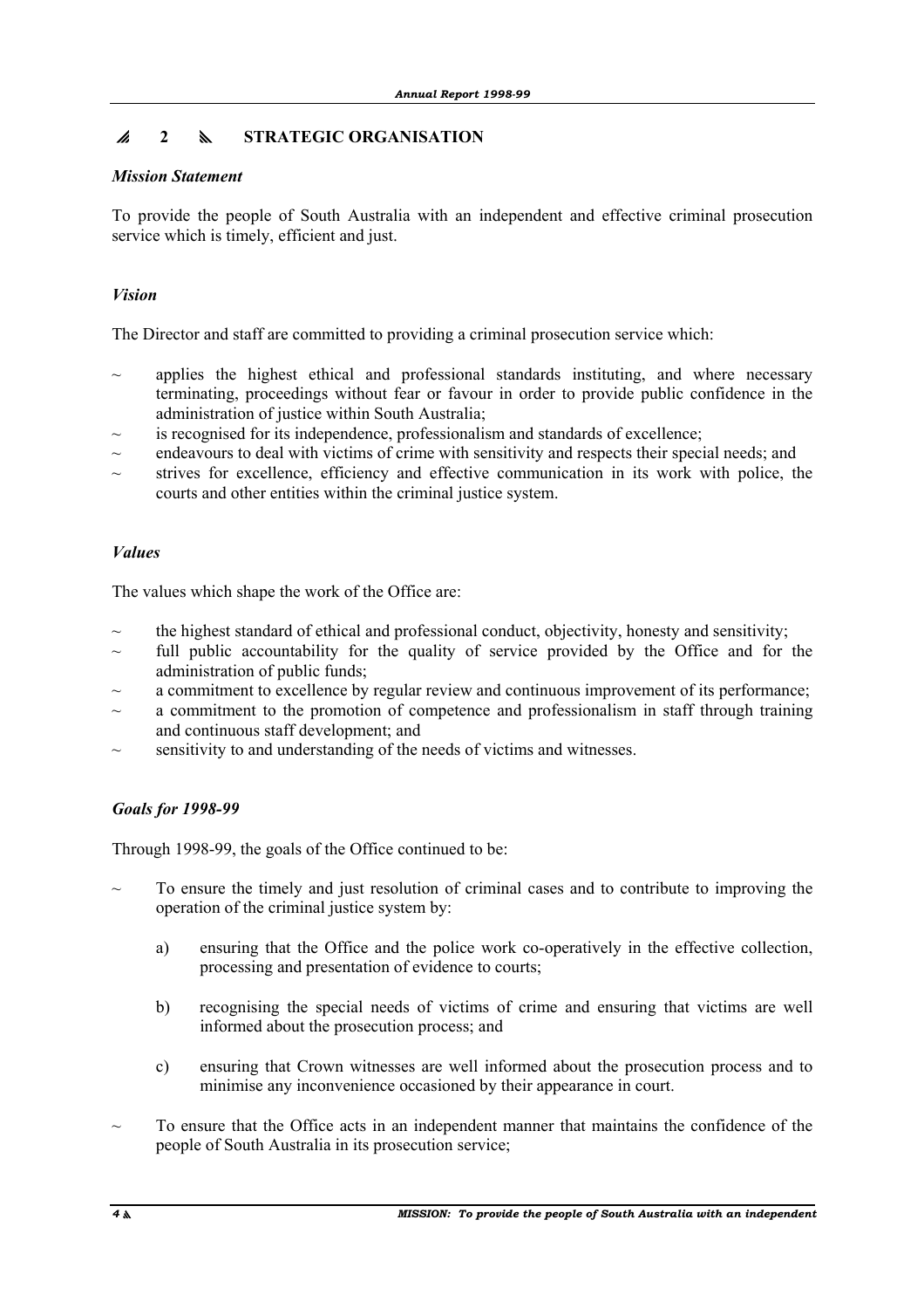## 2 STRATEGIC ORGANISATION

### *Mission Statement*

To provide the people of South Australia with an independent and effective criminal prosecution service which is timely, efficient and just.

### *Vision*

The Director and staff are committed to providing a criminal prosecution service which:

- applies the highest ethical and professional standards instituting, and where necessary terminating, proceedings without fear or favour in order to provide public confidence in the administration of justice within South Australia;
- is recognised for its independence, professionalism and standards of excellence;
- endeavours to deal with victims of crime with sensitivity and respects their special needs; and
- strives for excellence, efficiency and effective communication in its work with police, the courts and other entities within the criminal justice system.

### *Values*

The values which shape the work of the Office are:

- the highest standard of ethical and professional conduct, objectivity, honesty and sensitivity;
- full public accountability for the quality of service provided by the Office and for the administration of public funds;
- a commitment to excellence by regular review and continuous improvement of its performance;
- a commitment to the promotion of competence and professionalism in staff through training and continuous staff development; and
- sensitivity to and understanding of the needs of victims and witnesses.

### *Goals for 1998-99*

Through 1998-99, the goals of the Office continued to be:

- To ensure the timely and just resolution of criminal cases and to contribute to improving the operation of the criminal justice system by:

  a) ensuring that the Office and the police work co-operatively in the effective collection, processing and presentation of evidence to courts;

  b) recognising the special needs of victims of crime and ensuring that victims are well informed about the prosecution process; and

  c) ensuring that Crown witnesses are well informed about the prosecution process and to minimise any inconvenience occasioned by their appearance in court.

- To ensure that the Office acts in an independent manner that maintains the confidence of the people of South Australia in its prosecution service;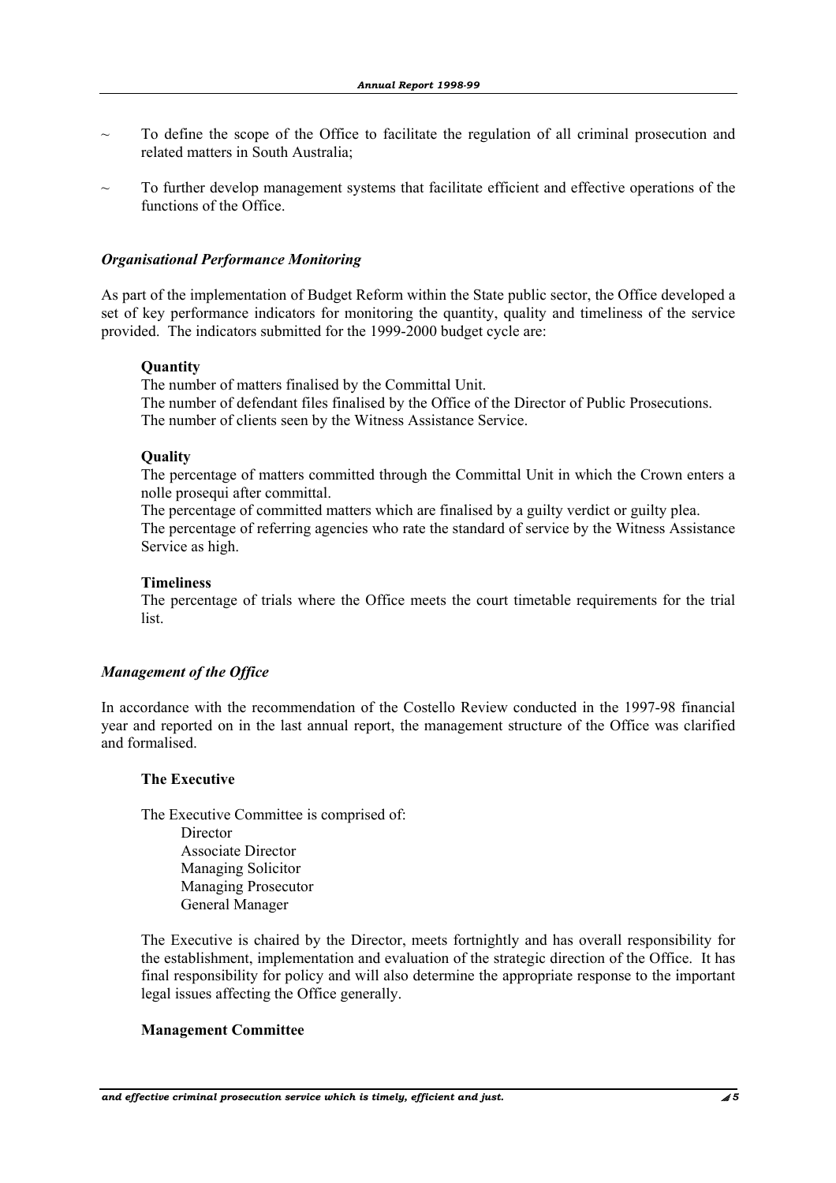- To define the scope of the Office to facilitate the regulation of all criminal prosecution and related matters in South Australia;
- To further develop management systems that facilitate efficient and effective operations of the functions of the Office.

### *Organisational Performance Monitoring*

As part of the implementation of Budget Reform within the State public sector, the Office developed a set of key performance indicators for monitoring the quantity, quality and timeliness of the service provided. The indicators submitted for the 1999-2000 budget cycle are:

**Quantity**

The number of matters finalised by the Committal Unit.
The number of defendant files finalised by the Office of the Director of Public Prosecutions.
The number of clients seen by the Witness Assistance Service.

**Quality**

The percentage of matters committed through the Committal Unit in which the Crown enters a nolle prosequi after committal.
The percentage of committed matters which are finalised by a guilty verdict or guilty plea.
The percentage of referring agencies who rate the standard of service by the Witness Assistance Service as high.

**Timeliness**

The percentage of trials where the Office meets the court timetable requirements for the trial list.

### *Management of the Office*

In accordance with the recommendation of the Costello Review conducted in the 1997-98 financial year and reported on in the last annual report, the management structure of the Office was clarified and formalised.

#### The Executive

The Executive Committee is comprised of:

- Director
- Associate Director
- Managing Solicitor
- Managing Prosecutor
- General Manager

The Executive is chaired by the Director, meets fortnightly and has overall responsibility for the establishment, implementation and evaluation of the strategic direction of the Office. It has final responsibility for policy and will also determine the appropriate response to the important legal issues affecting the Office generally.

#### Management Committee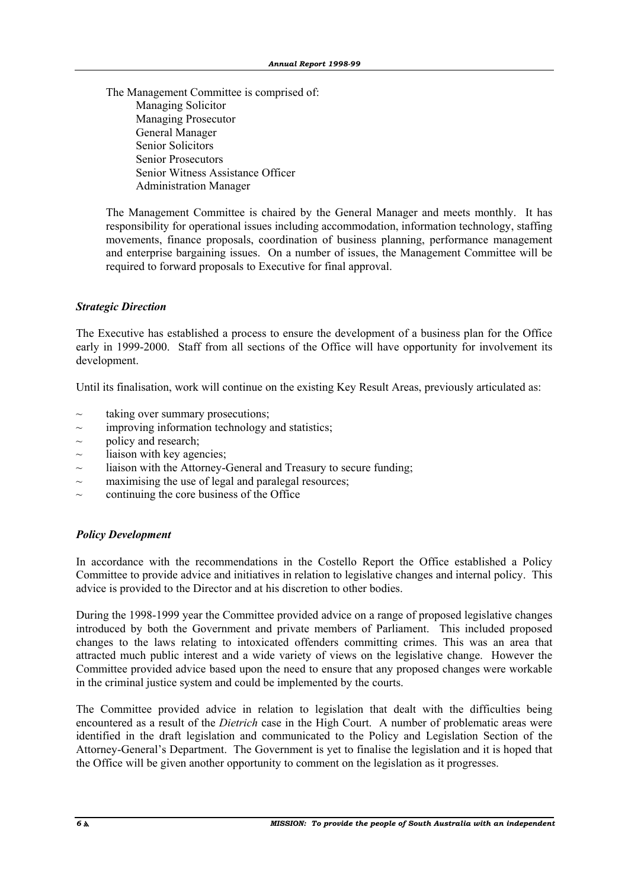The Management Committee is comprised of:

- Managing Solicitor
- Managing Prosecutor
- General Manager
- Senior Solicitors
- Senior Prosecutors
- Senior Witness Assistance Officer
- Administration Manager

The Management Committee is chaired by the General Manager and meets monthly. It has responsibility for operational issues including accommodation, information technology, staffing movements, finance proposals, coordination of business planning, performance management and enterprise bargaining issues. On a number of issues, the Management Committee will be required to forward proposals to Executive for final approval.

### *Strategic Direction*

The Executive has established a process to ensure the development of a business plan for the Office early in 1999-2000. Staff from all sections of the Office will have opportunity for involvement its development.

Until its finalisation, work will continue on the existing Key Result Areas, previously articulated as:

~ taking over summary prosecutions;
~ improving information technology and statistics;
~ policy and research;
~ liaison with key agencies;
~ liaison with the Attorney-General and Treasury to secure funding;
~ maximising the use of legal and paralegal resources;
~ continuing the core business of the Office

### *Policy Development*

In accordance with the recommendations in the Costello Report the Office established a Policy Committee to provide advice and initiatives in relation to legislative changes and internal policy. This advice is provided to the Director and at his discretion to other bodies.

During the 1998-1999 year the Committee provided advice on a range of proposed legislative changes introduced by both the Government and private members of Parliament. This included proposed changes to the laws relating to intoxicated offenders committing crimes. This was an area that attracted much public interest and a wide variety of views on the legislative change. However the Committee provided advice based upon the need to ensure that any proposed changes were workable in the criminal justice system and could be implemented by the courts.

The Committee provided advice in relation to legislation that dealt with the difficulties being encountered as a result of the *Dietrich* case in the High Court. A number of problematic areas were identified in the draft legislation and communicated to the Policy and Legislation Section of the Attorney-General's Department. The Government is yet to finalise the legislation and it is hoped that the Office will be given another opportunity to comment on the legislation as it progresses.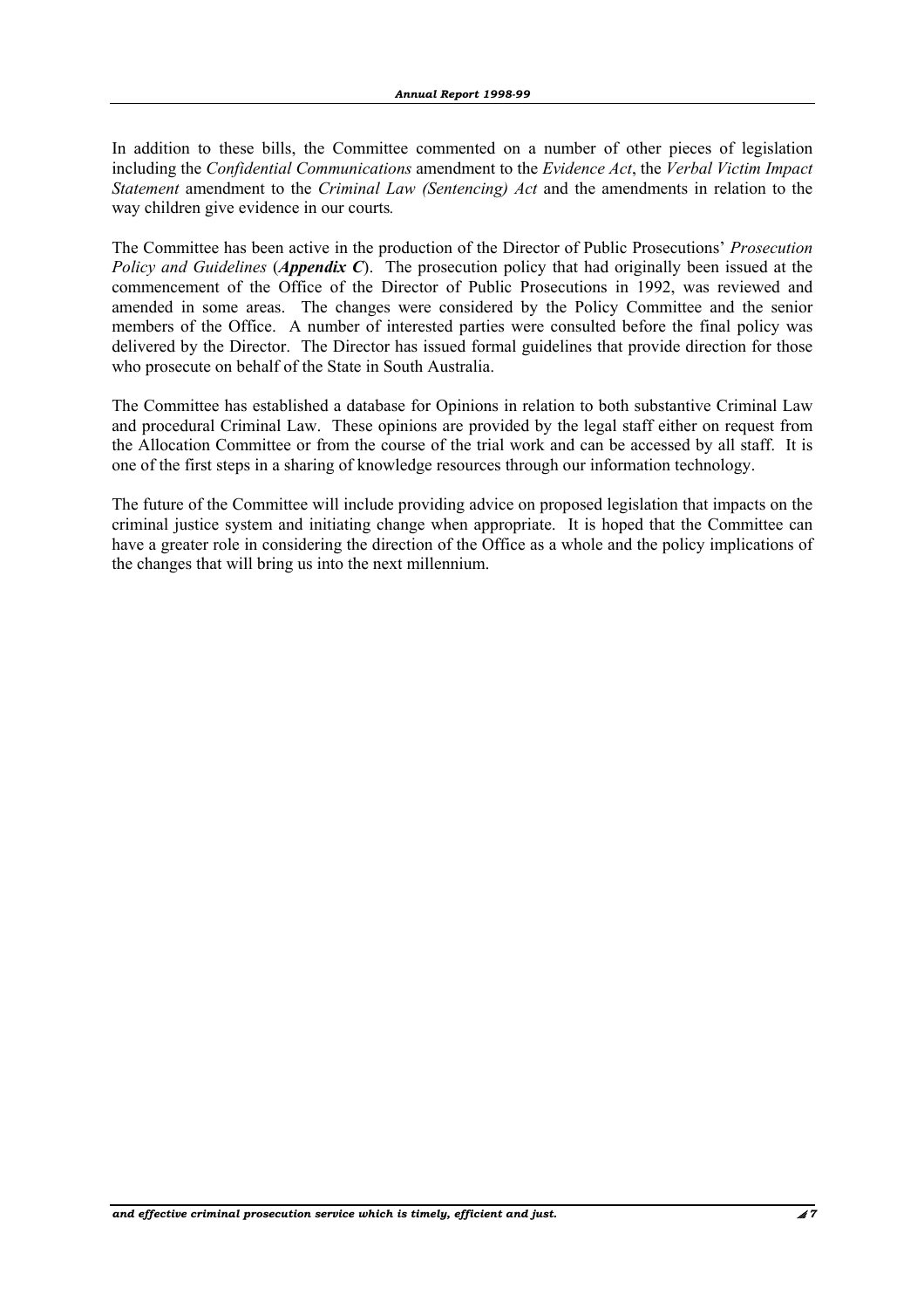In addition to these bills, the Committee commented on a number of other pieces of legislation including the *Confidential Communications* amendment to the *Evidence Act*, the *Verbal Victim Impact Statement* amendment to the *Criminal Law (Sentencing) Act* and the amendments in relation to the way children give evidence in our courts.

The Committee has been active in the production of the Director of Public Prosecutions' *Prosecution Policy and Guidelines* (***Appendix C***). The prosecution policy that had originally been issued at the commencement of the Office of the Director of Public Prosecutions in 1992, was reviewed and amended in some areas. The changes were considered by the Policy Committee and the senior members of the Office. A number of interested parties were consulted before the final policy was delivered by the Director. The Director has issued formal guidelines that provide direction for those who prosecute on behalf of the State in South Australia.

The Committee has established a database for Opinions in relation to both substantive Criminal Law and procedural Criminal Law. These opinions are provided by the legal staff either on request from the Allocation Committee or from the course of the trial work and can be accessed by all staff. It is one of the first steps in a sharing of knowledge resources through our information technology.

The future of the Committee will include providing advice on proposed legislation that impacts on the criminal justice system and initiating change when appropriate. It is hoped that the Committee can have a greater role in considering the direction of the Office as a whole and the policy implications of the changes that will bring us into the next millennium.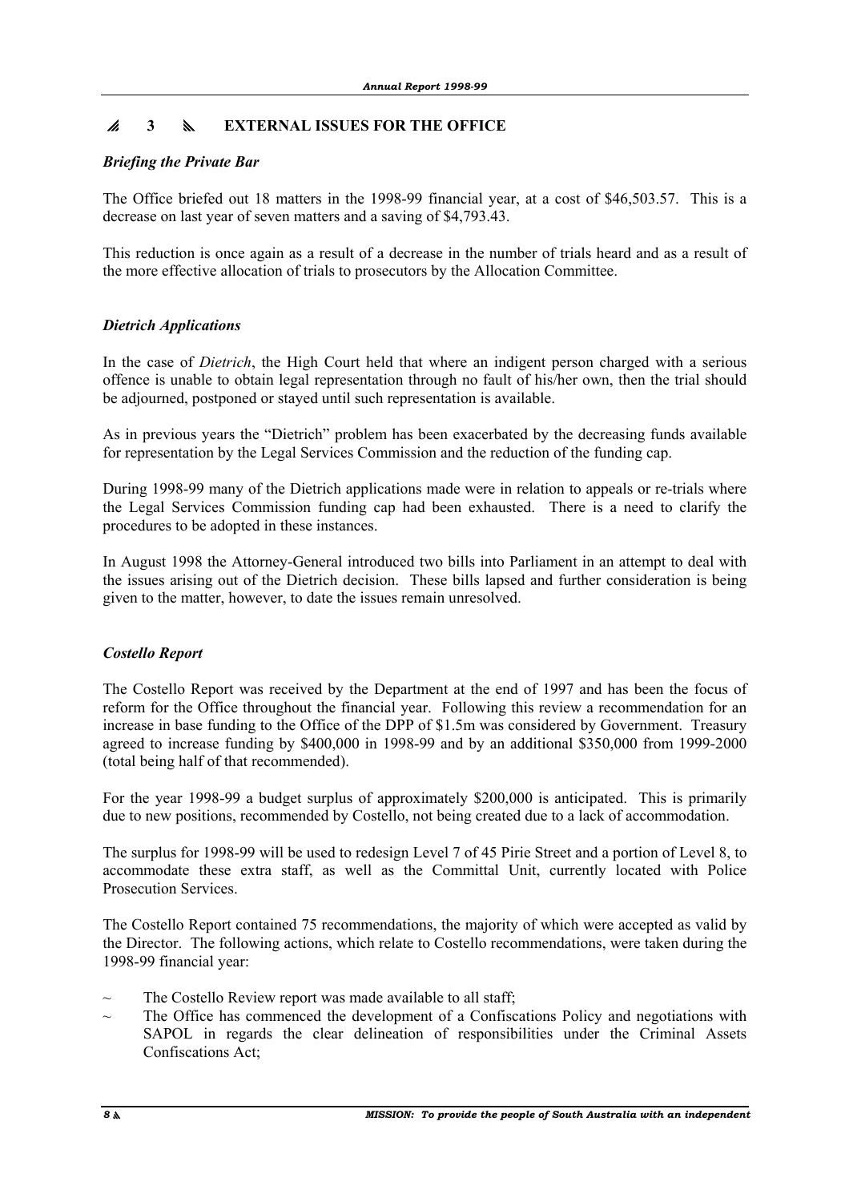## 3 EXTERNAL ISSUES FOR THE OFFICE

### *Briefing the Private Bar*

The Office briefed out 18 matters in the 1998-99 financial year, at a cost of $46,503.57. This is a decrease on last year of seven matters and a saving of $4,793.43.

This reduction is once again as a result of a decrease in the number of trials heard and as a result of the more effective allocation of trials to prosecutors by the Allocation Committee.

### *Dietrich Applications*

In the case of *Dietrich*, the High Court held that where an indigent person charged with a serious offence is unable to obtain legal representation through no fault of his/her own, then the trial should be adjourned, postponed or stayed until such representation is available.

As in previous years the "Dietrich" problem has been exacerbated by the decreasing funds available for representation by the Legal Services Commission and the reduction of the funding cap.

During 1998-99 many of the Dietrich applications made were in relation to appeals or re-trials where the Legal Services Commission funding cap had been exhausted. There is a need to clarify the procedures to be adopted in these instances.

In August 1998 the Attorney-General introduced two bills into Parliament in an attempt to deal with the issues arising out of the Dietrich decision. These bills lapsed and further consideration is being given to the matter, however, to date the issues remain unresolved.

### *Costello Report*

The Costello Report was received by the Department at the end of 1997 and has been the focus of reform for the Office throughout the financial year. Following this review a recommendation for an increase in base funding to the Office of the DPP of $1.5m was considered by Government. Treasury agreed to increase funding by $400,000 in 1998-99 and by an additional $350,000 from 1999-2000 (total being half of that recommended).

For the year 1998-99 a budget surplus of approximately $200,000 is anticipated. This is primarily due to new positions, recommended by Costello, not being created due to a lack of accommodation.

The surplus for 1998-99 will be used to redesign Level 7 of 45 Pirie Street and a portion of Level 8, to accommodate these extra staff, as well as the Committal Unit, currently located with Police Prosecution Services.

The Costello Report contained 75 recommendations, the majority of which were accepted as valid by the Director. The following actions, which relate to Costello recommendations, were taken during the 1998-99 financial year:

- The Costello Review report was made available to all staff;
- The Office has commenced the development of a Confiscations Policy and negotiations with SAPOL in regards the clear delineation of responsibilities under the Criminal Assets Confiscations Act;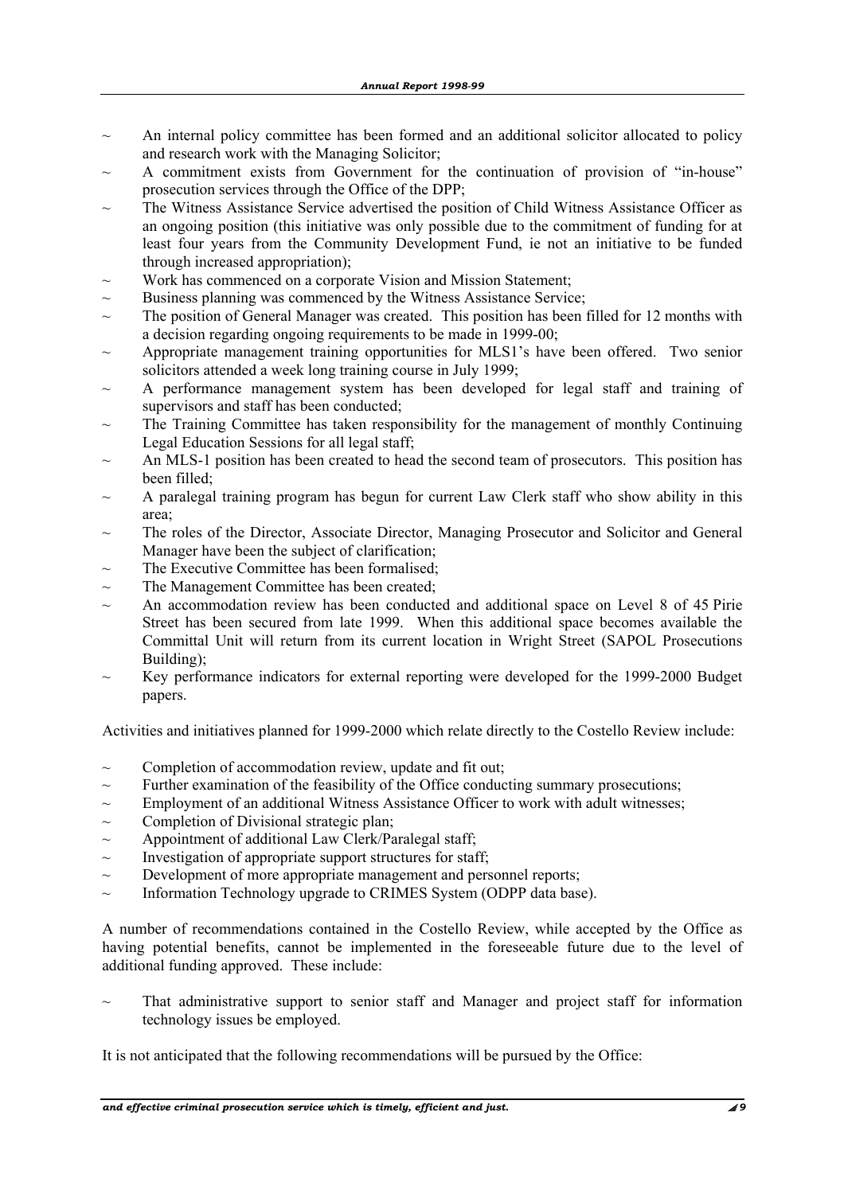- An internal policy committee has been formed and an additional solicitor allocated to policy and research work with the Managing Solicitor;
- A commitment exists from Government for the continuation of provision of "in-house" prosecution services through the Office of the DPP;
- The Witness Assistance Service advertised the position of Child Witness Assistance Officer as an ongoing position (this initiative was only possible due to the commitment of funding for at least four years from the Community Development Fund, ie not an initiative to be funded through increased appropriation);
- Work has commenced on a corporate Vision and Mission Statement;
- Business planning was commenced by the Witness Assistance Service;
- The position of General Manager was created. This position has been filled for 12 months with a decision regarding ongoing requirements to be made in 1999-00;
- Appropriate management training opportunities for MLS1's have been offered. Two senior solicitors attended a week long training course in July 1999;
- A performance management system has been developed for legal staff and training of supervisors and staff has been conducted;
- The Training Committee has taken responsibility for the management of monthly Continuing Legal Education Sessions for all legal staff;
- An MLS-1 position has been created to head the second team of prosecutors. This position has been filled;
- A paralegal training program has begun for current Law Clerk staff who show ability in this area;
- The roles of the Director, Associate Director, Managing Prosecutor and Solicitor and General Manager have been the subject of clarification;
- The Executive Committee has been formalised;
- The Management Committee has been created;
- An accommodation review has been conducted and additional space on Level 8 of 45 Pirie Street has been secured from late 1999. When this additional space becomes available the Committal Unit will return from its current location in Wright Street (SAPOL Prosecutions Building);
- Key performance indicators for external reporting were developed for the 1999-2000 Budget papers.

Activities and initiatives planned for 1999-2000 which relate directly to the Costello Review include:

- Completion of accommodation review, update and fit out;
- Further examination of the feasibility of the Office conducting summary prosecutions;
- Employment of an additional Witness Assistance Officer to work with adult witnesses;
- Completion of Divisional strategic plan;
- Appointment of additional Law Clerk/Paralegal staff;
- Investigation of appropriate support structures for staff;
- Development of more appropriate management and personnel reports;
- Information Technology upgrade to CRIMES System (ODPP data base).

A number of recommendations contained in the Costello Review, while accepted by the Office as having potential benefits, cannot be implemented in the foreseeable future due to the level of additional funding approved. These include:

- That administrative support to senior staff and Manager and project staff for information technology issues be employed.

It is not anticipated that the following recommendations will be pursued by the Office: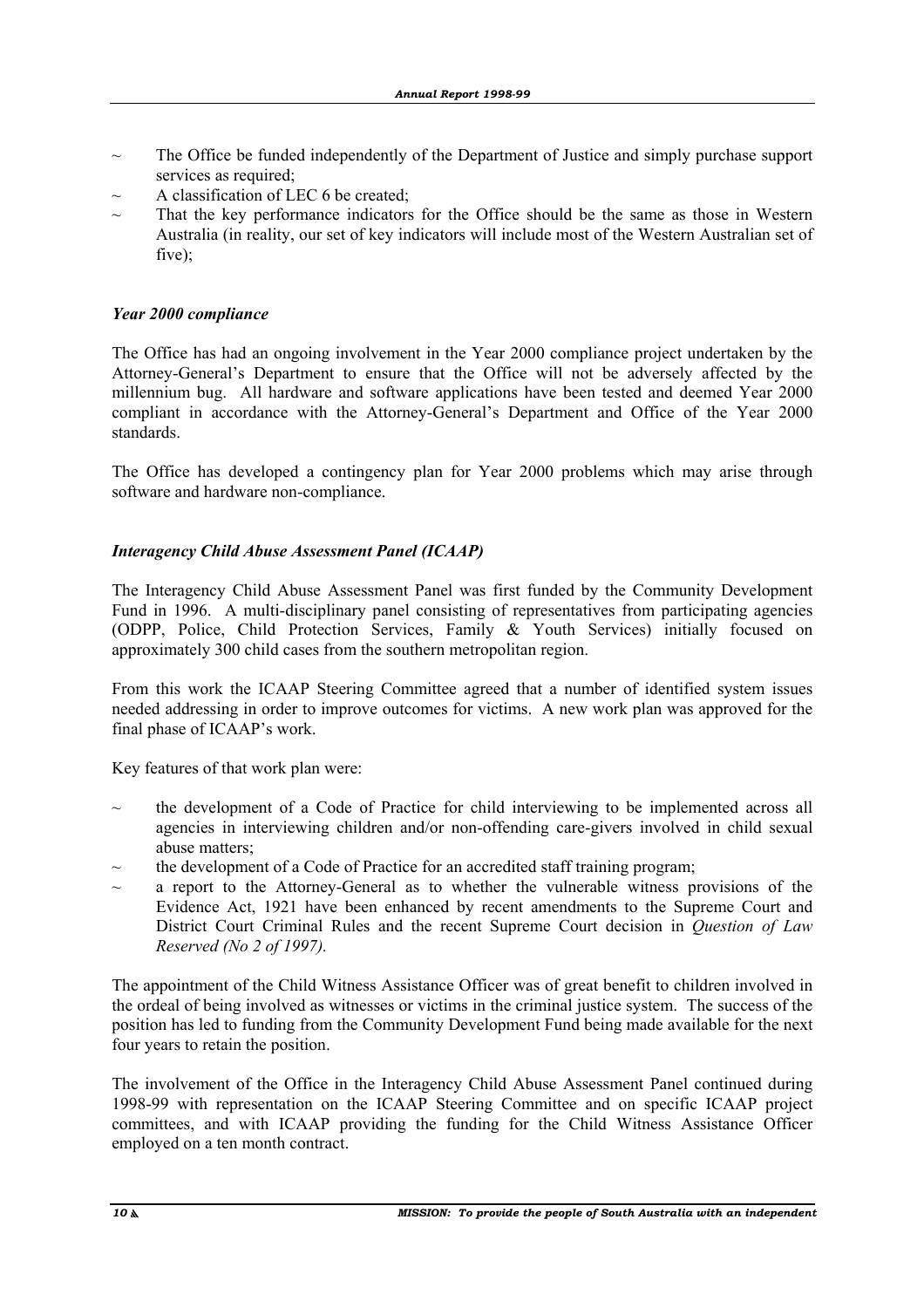- ~ The Office be funded independently of the Department of Justice and simply purchase support services as required;
- ~ A classification of LEC 6 be created;
- ~ That the key performance indicators for the Office should be the same as those in Western Australia (in reality, our set of key indicators will include most of the Western Australian set of five);

### *Year 2000 compliance*

The Office has had an ongoing involvement in the Year 2000 compliance project undertaken by the Attorney-General's Department to ensure that the Office will not be adversely affected by the millennium bug. All hardware and software applications have been tested and deemed Year 2000 compliant in accordance with the Attorney-General's Department and Office of the Year 2000 standards.

The Office has developed a contingency plan for Year 2000 problems which may arise through software and hardware non-compliance.

### *Interagency Child Abuse Assessment Panel (ICAAP)*

The Interagency Child Abuse Assessment Panel was first funded by the Community Development Fund in 1996. A multi-disciplinary panel consisting of representatives from participating agencies (ODPP, Police, Child Protection Services, Family & Youth Services) initially focused on approximately 300 child cases from the southern metropolitan region.

From this work the ICAAP Steering Committee agreed that a number of identified system issues needed addressing in order to improve outcomes for victims. A new work plan was approved for the final phase of ICAAP's work.

Key features of that work plan were:

- ~ the development of a Code of Practice for child interviewing to be implemented across all agencies in interviewing children and/or non-offending care-givers involved in child sexual abuse matters;
- ~ the development of a Code of Practice for an accredited staff training program;
- ~ a report to the Attorney-General as to whether the vulnerable witness provisions of the Evidence Act, 1921 have been enhanced by recent amendments to the Supreme Court and District Court Criminal Rules and the recent Supreme Court decision in *Question of Law Reserved (No 2 of 1997).*

The appointment of the Child Witness Assistance Officer was of great benefit to children involved in the ordeal of being involved as witnesses or victims in the criminal justice system. The success of the position has led to funding from the Community Development Fund being made available for the next four years to retain the position.

The involvement of the Office in the Interagency Child Abuse Assessment Panel continued during 1998-99 with representation on the ICAAP Steering Committee and on specific ICAAP project committees, and with ICAAP providing the funding for the Child Witness Assistance Officer employed on a ten month contract.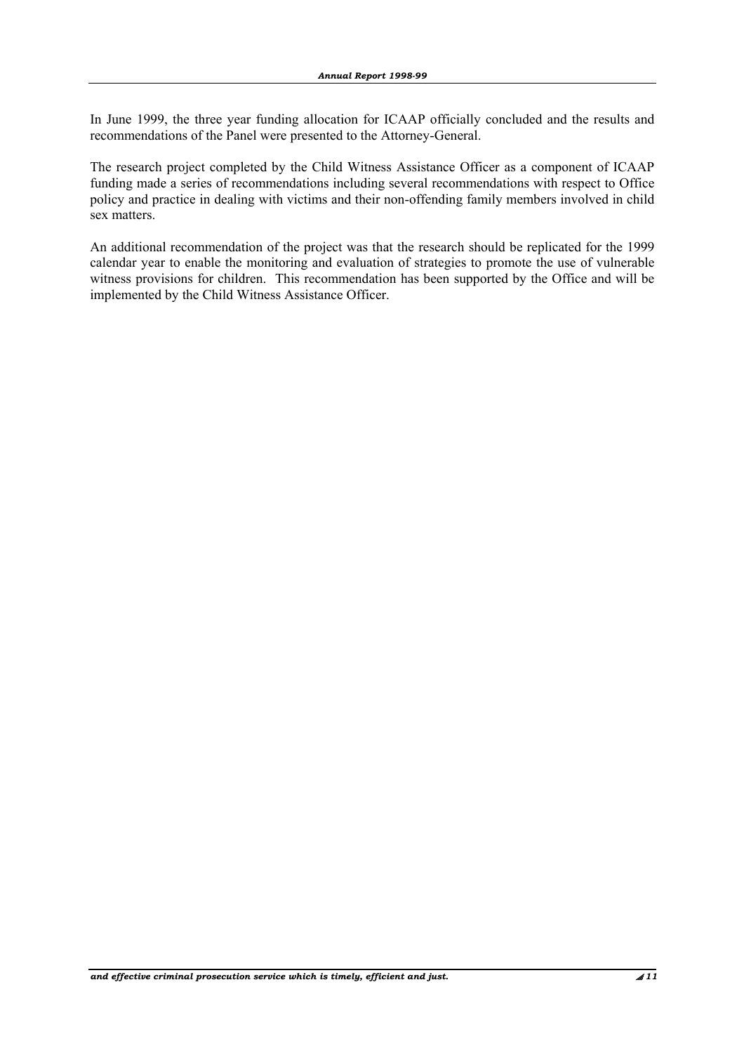In June 1999, the three year funding allocation for ICAAP officially concluded and the results and recommendations of the Panel were presented to the Attorney-General.

The research project completed by the Child Witness Assistance Officer as a component of ICAAP funding made a series of recommendations including several recommendations with respect to Office policy and practice in dealing with victims and their non-offending family members involved in child sex matters.

An additional recommendation of the project was that the research should be replicated for the 1999 calendar year to enable the monitoring and evaluation of strategies to promote the use of vulnerable witness provisions for children. This recommendation has been supported by the Office and will be implemented by the Child Witness Assistance Officer.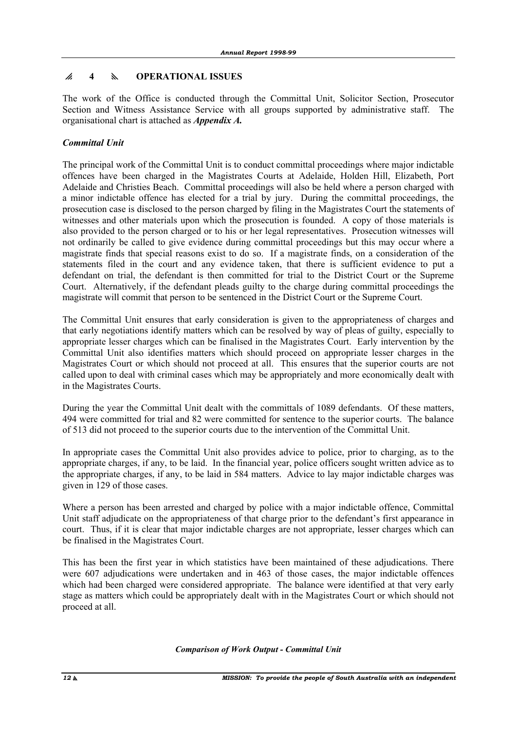## 4 OPERATIONAL ISSUES

The work of the Office is conducted through the Committal Unit, Solicitor Section, Prosecutor Section and Witness Assistance Service with all groups supported by administrative staff. The organisational chart is attached as ***Appendix A.***

### *Committal Unit*

The principal work of the Committal Unit is to conduct committal proceedings where major indictable offences have been charged in the Magistrates Courts at Adelaide, Holden Hill, Elizabeth, Port Adelaide and Christies Beach. Committal proceedings will also be held where a person charged with a minor indictable offence has elected for a trial by jury. During the committal proceedings, the prosecution case is disclosed to the person charged by filing in the Magistrates Court the statements of witnesses and other materials upon which the prosecution is founded. A copy of those materials is also provided to the person charged or to his or her legal representatives. Prosecution witnesses will not ordinarily be called to give evidence during committal proceedings but this may occur where a magistrate finds that special reasons exist to do so. If a magistrate finds, on a consideration of the statements filed in the court and any evidence taken, that there is sufficient evidence to put a defendant on trial, the defendant is then committed for trial to the District Court or the Supreme Court. Alternatively, if the defendant pleads guilty to the charge during committal proceedings the magistrate will commit that person to be sentenced in the District Court or the Supreme Court.

The Committal Unit ensures that early consideration is given to the appropriateness of charges and that early negotiations identify matters which can be resolved by way of pleas of guilty, especially to appropriate lesser charges which can be finalised in the Magistrates Court. Early intervention by the Committal Unit also identifies matters which should proceed on appropriate lesser charges in the Magistrates Court or which should not proceed at all. This ensures that the superior courts are not called upon to deal with criminal cases which may be appropriately and more economically dealt with in the Magistrates Courts.

During the year the Committal Unit dealt with the committals of 1089 defendants. Of these matters, 494 were committed for trial and 82 were committed for sentence to the superior courts. The balance of 513 did not proceed to the superior courts due to the intervention of the Committal Unit.

In appropriate cases the Committal Unit also provides advice to police, prior to charging, as to the appropriate charges, if any, to be laid. In the financial year, police officers sought written advice as to the appropriate charges, if any, to be laid in 584 matters. Advice to lay major indictable charges was given in 129 of those cases.

Where a person has been arrested and charged by police with a major indictable offence, Committal Unit staff adjudicate on the appropriateness of that charge prior to the defendant's first appearance in court. Thus, if it is clear that major indictable charges are not appropriate, lesser charges which can be finalised in the Magistrates Court.

This has been the first year in which statistics have been maintained of these adjudications. There were 607 adjudications were undertaken and in 463 of those cases, the major indictable offences which had been charged were considered appropriate. The balance were identified at that very early stage as matters which could be appropriately dealt with in the Magistrates Court or which should not proceed at all.

*Comparison of Work Output - Committal Unit*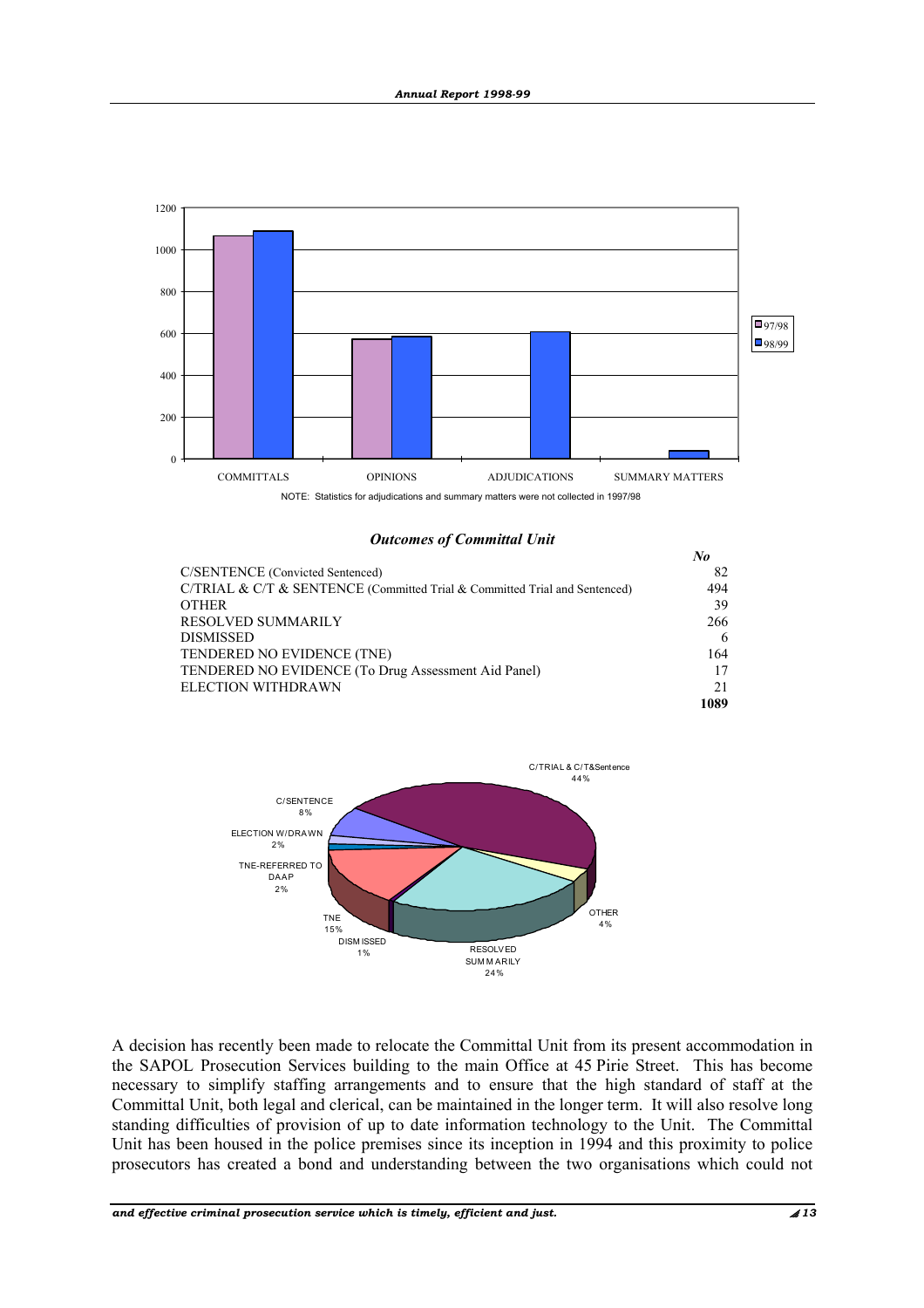NOTE: Statistics for adjudications and summary matters were not collected in 1997/98

***Outcomes of Committal Unit***

| | *No* |
|---|---|
| C/SENTENCE (Convicted Sentenced) | 82 |
| C/TRIAL & C/T & SENTENCE (Committed Trial & Committed Trial and Sentenced) | 494 |
| OTHER | 39 |
| RESOLVED SUMMARILY | 266 |
| DISMISSED | 6 |
| TENDERED NO EVIDENCE (TNE) | 164 |
| TENDERED NO EVIDENCE (To Drug Assessment Aid Panel) | 17 |
| ELECTION WITHDRAWN | 21 |
| | **1089** |

A decision has recently been made to relocate the Committal Unit from its present accommodation in the SAPOL Prosecution Services building to the main Office at 45 Pirie Street. This has become necessary to simplify staffing arrangements and to ensure that the high standard of staff at the Committal Unit, both legal and clerical, can be maintained in the longer term. It will also resolve long standing difficulties of provision of up to date information technology to the Unit. The Committal Unit has been housed in the police premises since its inception in 1994 and this proximity to police prosecutors has created a bond and understanding between the two organisations which could not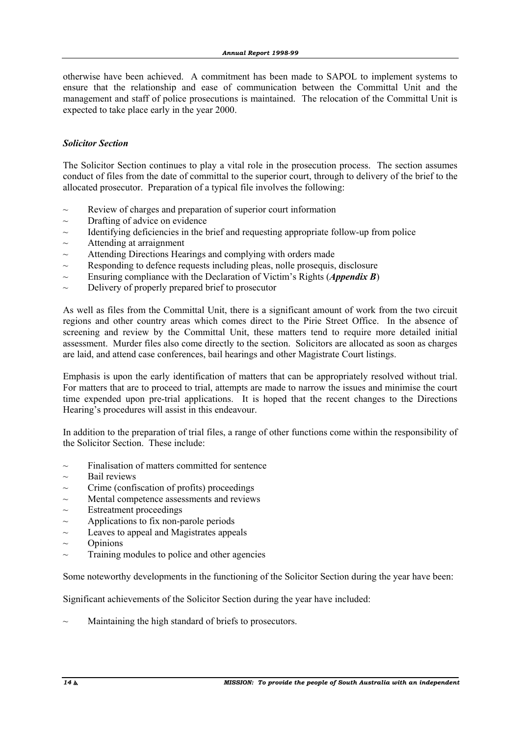otherwise have been achieved. A commitment has been made to SAPOL to implement systems to ensure that the relationship and ease of communication between the Committal Unit and the management and staff of police prosecutions is maintained. The relocation of the Committal Unit is expected to take place early in the year 2000.

### *Solicitor Section*

The Solicitor Section continues to play a vital role in the prosecution process. The section assumes conduct of files from the date of committal to the superior court, through to delivery of the brief to the allocated prosecutor. Preparation of a typical file involves the following:

- Review of charges and preparation of superior court information
- Drafting of advice on evidence
- Identifying deficiencies in the brief and requesting appropriate follow-up from police
- Attending at arraignment
- Attending Directions Hearings and complying with orders made
- Responding to defence requests including pleas, nolle prosequis, disclosure
- Ensuring compliance with the Declaration of Victim's Rights (***Appendix B***)
- Delivery of properly prepared brief to prosecutor

As well as files from the Committal Unit, there is a significant amount of work from the two circuit regions and other country areas which comes direct to the Pirie Street Office. In the absence of screening and review by the Committal Unit, these matters tend to require more detailed initial assessment. Murder files also come directly to the section. Solicitors are allocated as soon as charges are laid, and attend case conferences, bail hearings and other Magistrate Court listings.

Emphasis is upon the early identification of matters that can be appropriately resolved without trial. For matters that are to proceed to trial, attempts are made to narrow the issues and minimise the court time expended upon pre-trial applications. It is hoped that the recent changes to the Directions Hearing's procedures will assist in this endeavour.

In addition to the preparation of trial files, a range of other functions come within the responsibility of the Solicitor Section. These include:

- Finalisation of matters committed for sentence
- Bail reviews
- Crime (confiscation of profits) proceedings
- Mental competence assessments and reviews
- Estreatment proceedings
- Applications to fix non-parole periods
- Leaves to appeal and Magistrates appeals
- Opinions
- Training modules to police and other agencies

Some noteworthy developments in the functioning of the Solicitor Section during the year have been:

Significant achievements of the Solicitor Section during the year have included:

- Maintaining the high standard of briefs to prosecutors.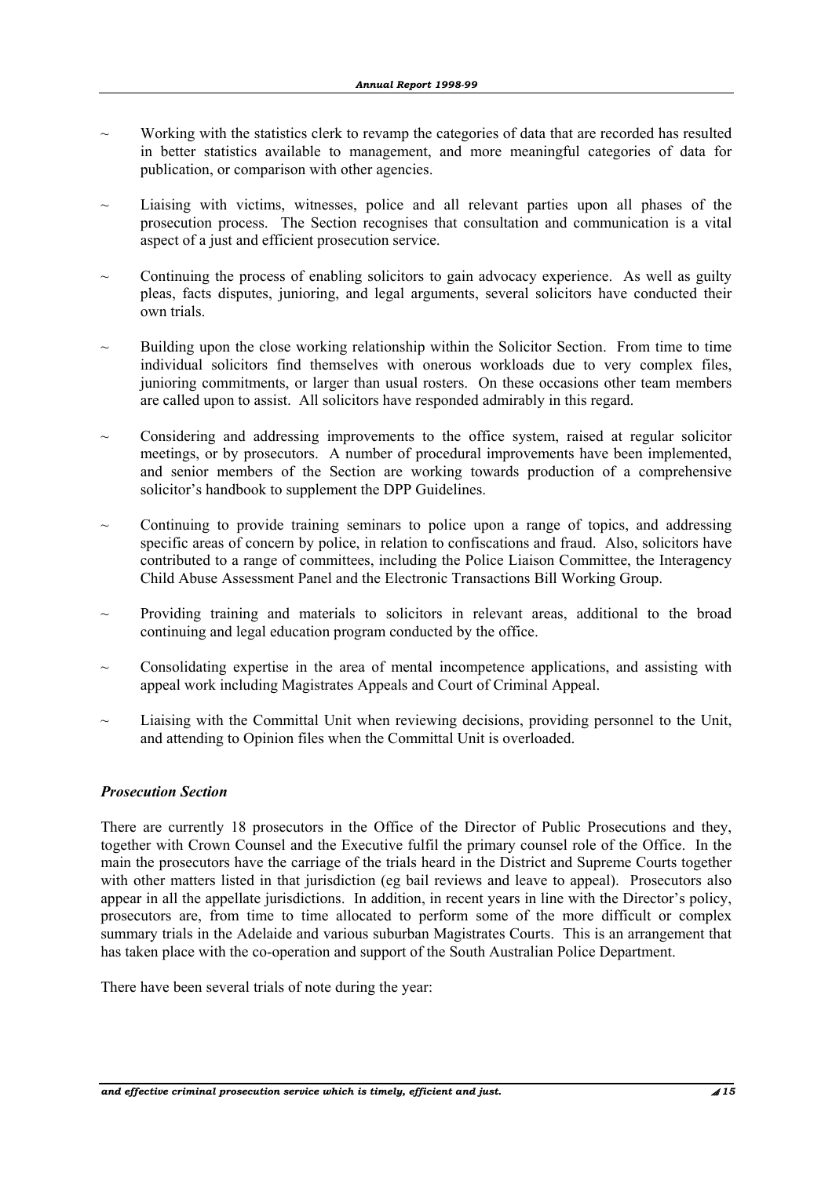~ Working with the statistics clerk to revamp the categories of data that are recorded has resulted in better statistics available to management, and more meaningful categories of data for publication, or comparison with other agencies.

~ Liaising with victims, witnesses, police and all relevant parties upon all phases of the prosecution process. The Section recognises that consultation and communication is a vital aspect of a just and efficient prosecution service.

~ Continuing the process of enabling solicitors to gain advocacy experience. As well as guilty pleas, facts disputes, junioring, and legal arguments, several solicitors have conducted their own trials.

~ Building upon the close working relationship within the Solicitor Section. From time to time individual solicitors find themselves with onerous workloads due to very complex files, junioring commitments, or larger than usual rosters. On these occasions other team members are called upon to assist. All solicitors have responded admirably in this regard.

~ Considering and addressing improvements to the office system, raised at regular solicitor meetings, or by prosecutors. A number of procedural improvements have been implemented, and senior members of the Section are working towards production of a comprehensive solicitor's handbook to supplement the DPP Guidelines.

~ Continuing to provide training seminars to police upon a range of topics, and addressing specific areas of concern by police, in relation to confiscations and fraud. Also, solicitors have contributed to a range of committees, including the Police Liaison Committee, the Interagency Child Abuse Assessment Panel and the Electronic Transactions Bill Working Group.

~ Providing training and materials to solicitors in relevant areas, additional to the broad continuing and legal education program conducted by the office.

~ Consolidating expertise in the area of mental incompetence applications, and assisting with appeal work including Magistrates Appeals and Court of Criminal Appeal.

~ Liaising with the Committal Unit when reviewing decisions, providing personnel to the Unit, and attending to Opinion files when the Committal Unit is overloaded.

### *Prosecution Section*

There are currently 18 prosecutors in the Office of the Director of Public Prosecutions and they, together with Crown Counsel and the Executive fulfil the primary counsel role of the Office. In the main the prosecutors have the carriage of the trials heard in the District and Supreme Courts together with other matters listed in that jurisdiction (eg bail reviews and leave to appeal). Prosecutors also appear in all the appellate jurisdictions. In addition, in recent years in line with the Director's policy, prosecutors are, from time to time allocated to perform some of the more difficult or complex summary trials in the Adelaide and various suburban Magistrates Courts. This is an arrangement that has taken place with the co-operation and support of the South Australian Police Department.

There have been several trials of note during the year: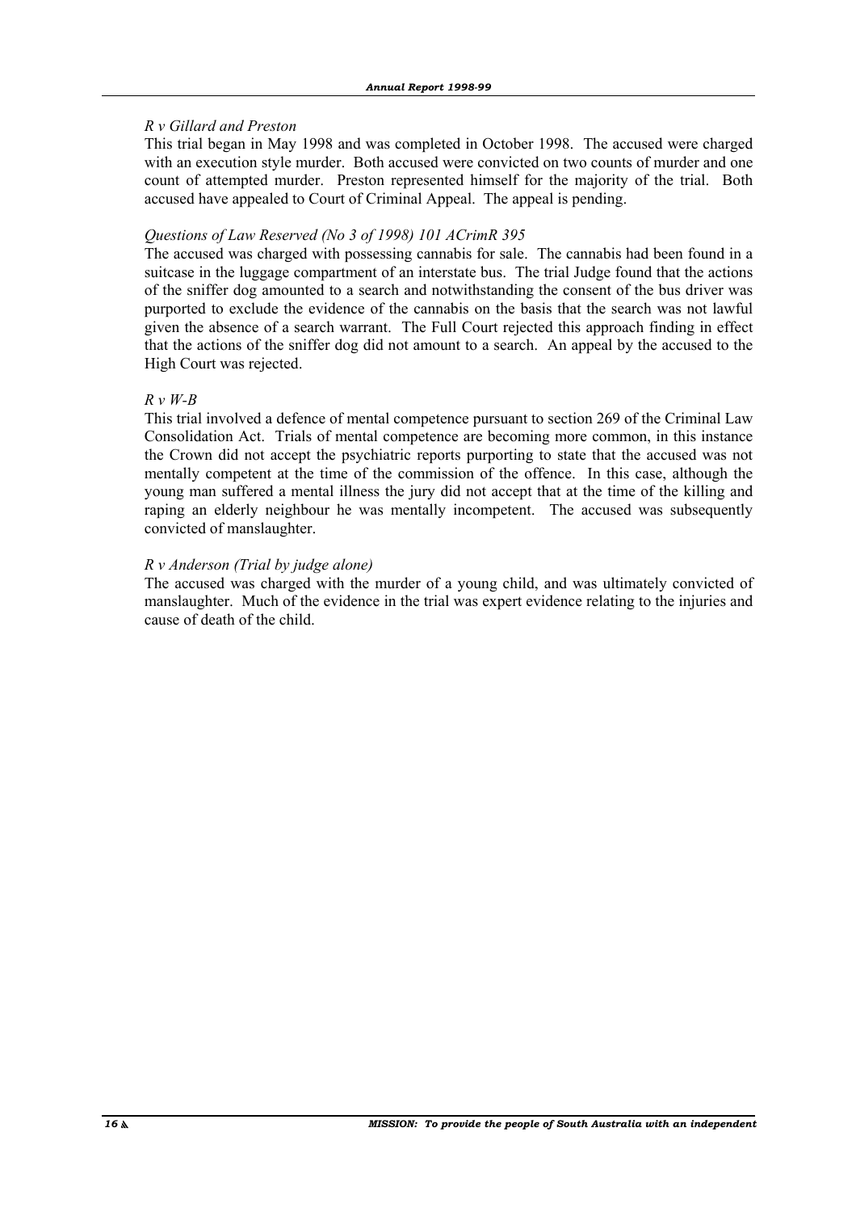*R v Gillard and Preston*

This trial began in May 1998 and was completed in October 1998. The accused were charged with an execution style murder. Both accused were convicted on two counts of murder and one count of attempted murder. Preston represented himself for the majority of the trial. Both accused have appealed to Court of Criminal Appeal. The appeal is pending.

*Questions of Law Reserved (No 3 of 1998) 101 ACrimR 395*

The accused was charged with possessing cannabis for sale. The cannabis had been found in a suitcase in the luggage compartment of an interstate bus. The trial Judge found that the actions of the sniffer dog amounted to a search and notwithstanding the consent of the bus driver was purported to exclude the evidence of the cannabis on the basis that the search was not lawful given the absence of a search warrant. The Full Court rejected this approach finding in effect that the actions of the sniffer dog did not amount to a search. An appeal by the accused to the High Court was rejected.

*R v W-B*

This trial involved a defence of mental competence pursuant to section 269 of the Criminal Law Consolidation Act. Trials of mental competence are becoming more common, in this instance the Crown did not accept the psychiatric reports purporting to state that the accused was not mentally competent at the time of the commission of the offence. In this case, although the young man suffered a mental illness the jury did not accept that at the time of the killing and raping an elderly neighbour he was mentally incompetent. The accused was subsequently convicted of manslaughter.

*R v Anderson (Trial by judge alone)*

The accused was charged with the murder of a young child, and was ultimately convicted of manslaughter. Much of the evidence in the trial was expert evidence relating to the injuries and cause of death of the child.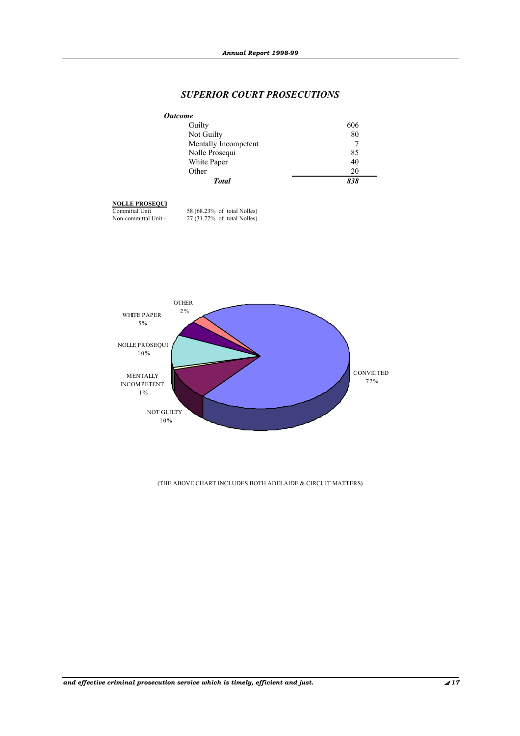## *SUPERIOR COURT PROSECUTIONS*

| ***Outcome*** | |
|---|---|
| Guilty | 606 |
| Not Guilty | 80 |
| Mentally Incompetent | 7 |
| Nolle Prosequi | 85 |
| White Paper | 40 |
| Other | 20 |
| ***Total*** | ***838*** |

**NOLLE PROSEQUI**

Committal Unit 58 (68.23% of total Nolles)

Non-committal Unit - 27 (31.77% of total Nolles)

OTHER 2%

WHITE PAPER 5%

NOLLE PROSEQUI 10%

MENTALLY INCOMPETENT 1%

NOT GUILTY 10%

CONVICTED 72%

(THE ABOVE CHART INCLUDES BOTH ADELAIDE & CIRCUIT MATTERS)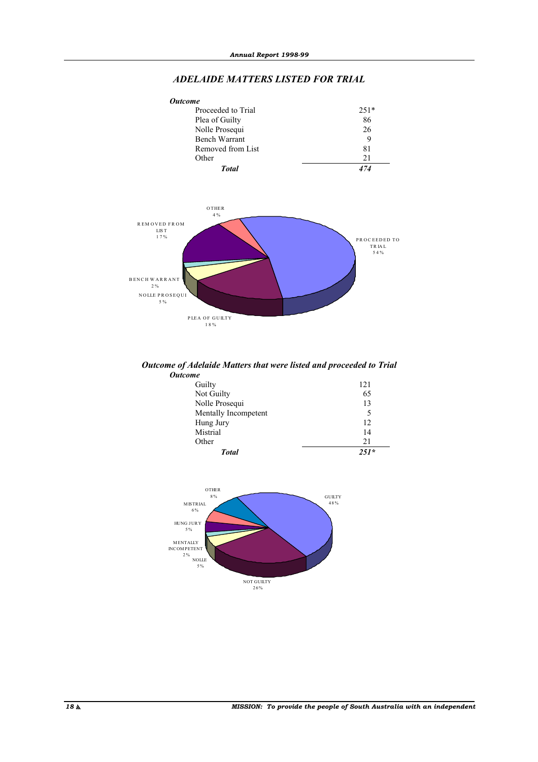## *ADELAIDE MATTERS LISTED FOR TRIAL*

| *Outcome* | |
|---|---|
| Proceeded to Trial | 251* |
| Plea of Guilty | 86 |
| Nolle Prosequi | 26 |
| Bench Warrant | 9 |
| Removed from List | 81 |
| Other | 21 |
| ***Total*** | ***474*** |

### *Outcome of Adelaide Matters that were listed and proceeded to Trial*

| *Outcome* | |
|---|---|
| Guilty | 121 |
| Not Guilty | 65 |
| Nolle Prosequi | 13 |
| Mentally Incompetent | 5 |
| Hung Jury | 12 |
| Mistrial | 14 |
| Other | 21 |
| ***Total*** | ***251**** |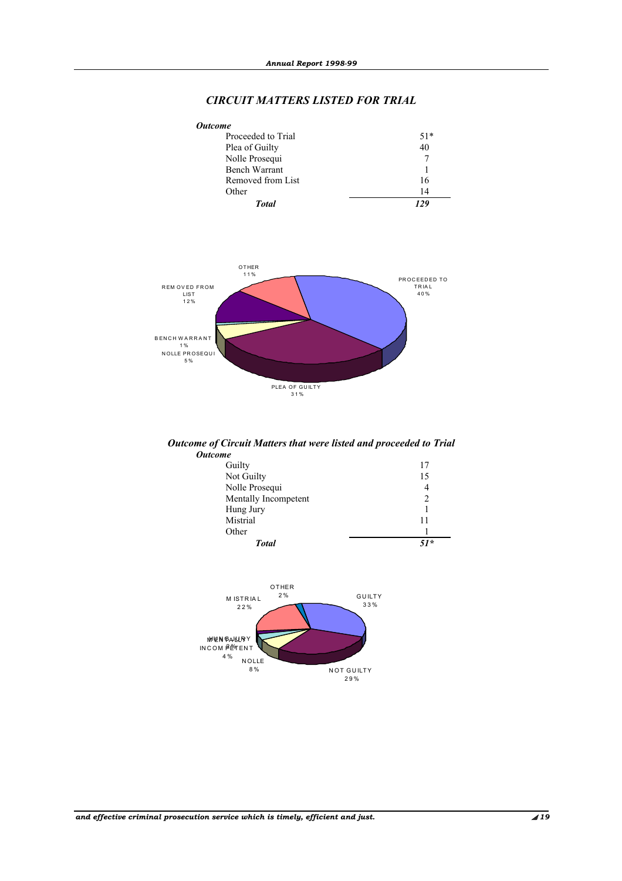## *CIRCUIT MATTERS LISTED FOR TRIAL*

| ***Outcome*** | |
|---|---|
| Proceeded to Trial | 51* |
| Plea of Guilty | 40 |
| Nolle Prosequi | 7 |
| Bench Warrant | 1 |
| Removed from List | 16 |
| Other | 14 |
| ***Total*** | ***129*** |

OTHER 11%
PROCEEDED TO TRIAL 40%
REMOVED FROM LIST 12%
BENCH WARRANT 1%
NOLLE PROSEQUI 5%
PLEA OF GUILTY 31%

## *Outcome of Circuit Matters that were listed and proceeded to Trial*

| ***Outcome*** | |
|---|---|
| Guilty | 17 |
| Not Guilty | 15 |
| Nolle Prosequi | 4 |
| Mentally Incompetent | 2 |
| Hung Jury | 1 |
| Mistrial | 11 |
| Other | 1 |
| ***Total*** | ***51**** |

OTHER 2%
GUILTY 33%
MISTRIAL 22%
HUNG JURY 2%
MENTALLY INCOMPETENT 4%
NOLLE 8%
NOT GUILTY 29%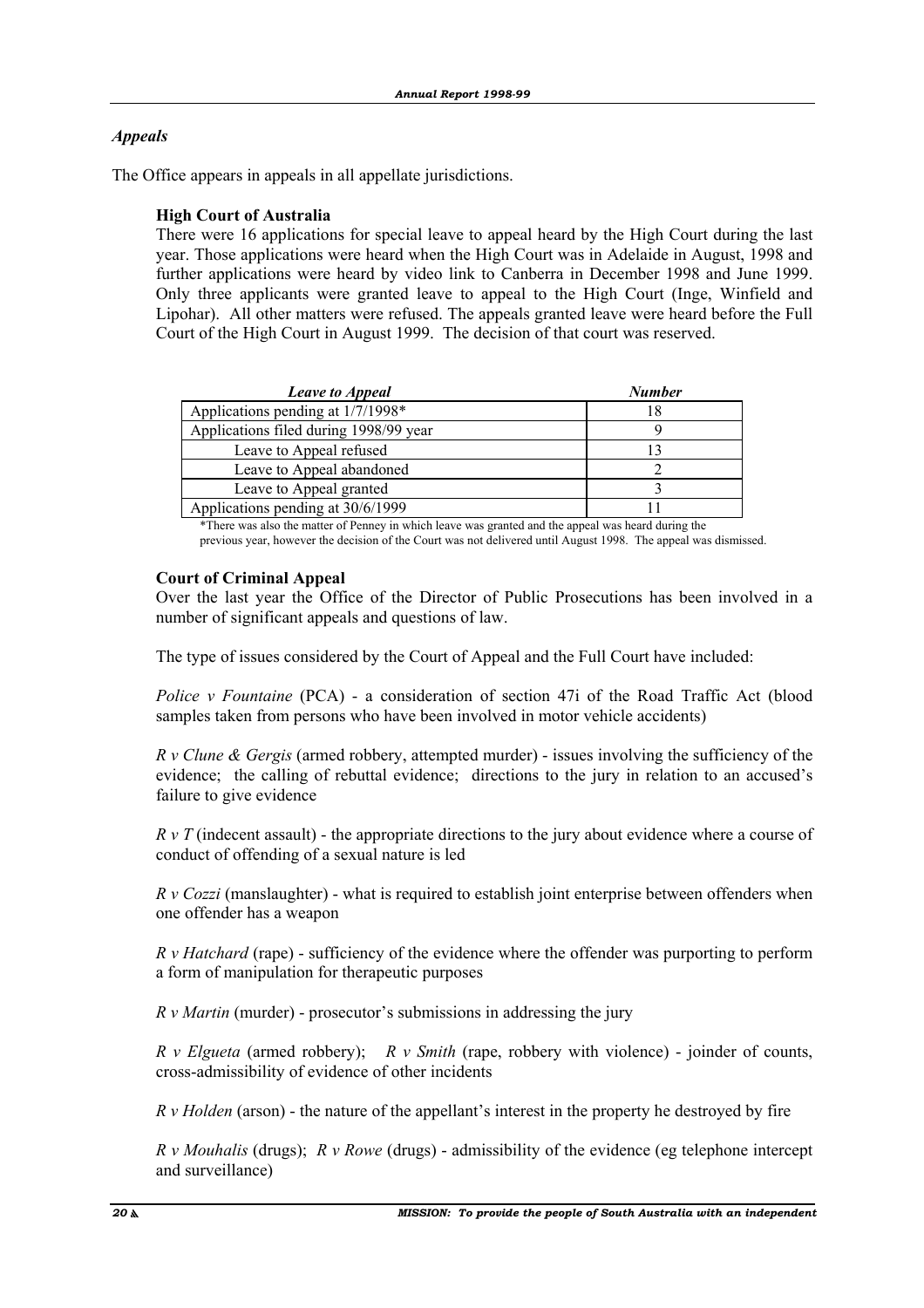## *Appeals*

The Office appears in appeals in all appellate jurisdictions.

### High Court of Australia

There were 16 applications for special leave to appeal heard by the High Court during the last year. Those applications were heard when the High Court was in Adelaide in August, 1998 and further applications were heard by video link to Canberra in December 1998 and June 1999. Only three applicants were granted leave to appeal to the High Court (Inge, Winfield and Lipohar). All other matters were refused. The appeals granted leave were heard before the Full Court of the High Court in August 1999. The decision of that court was reserved.

| *Leave to Appeal* | *Number* |
|---|---|
| Applications pending at 1/7/1998* | 18 |
| Applications filed during 1998/99 year | 9 |
| Leave to Appeal refused | 13 |
| Leave to Appeal abandoned | 2 |
| Leave to Appeal granted | 3 |
| Applications pending at 30/6/1999 | 11 |

*There was also the matter of Penney in which leave was granted and the appeal was heard during the previous year, however the decision of the Court was not delivered until August 1998. The appeal was dismissed.

### Court of Criminal Appeal

Over the last year the Office of the Director of Public Prosecutions has been involved in a number of significant appeals and questions of law.

The type of issues considered by the Court of Appeal and the Full Court have included:

*Police v Fountaine* (PCA) - a consideration of section 47i of the Road Traffic Act (blood samples taken from persons who have been involved in motor vehicle accidents)

*R v Clune & Gergis* (armed robbery, attempted murder) - issues involving the sufficiency of the evidence; the calling of rebuttal evidence; directions to the jury in relation to an accused's failure to give evidence

*R v T* (indecent assault) - the appropriate directions to the jury about evidence where a course of conduct of offending of a sexual nature is led

*R v Cozzi* (manslaughter) - what is required to establish joint enterprise between offenders when one offender has a weapon

*R v Hatchard* (rape) - sufficiency of the evidence where the offender was purporting to perform a form of manipulation for therapeutic purposes

*R v Martin* (murder) - prosecutor's submissions in addressing the jury

*R v Elgueta* (armed robbery); *R v Smith* (rape, robbery with violence) - joinder of counts, cross-admissibility of evidence of other incidents

*R v Holden* (arson) - the nature of the appellant's interest in the property he destroyed by fire

*R v Mouhalis* (drugs); *R v Rowe* (drugs) - admissibility of the evidence (eg telephone intercept and surveillance)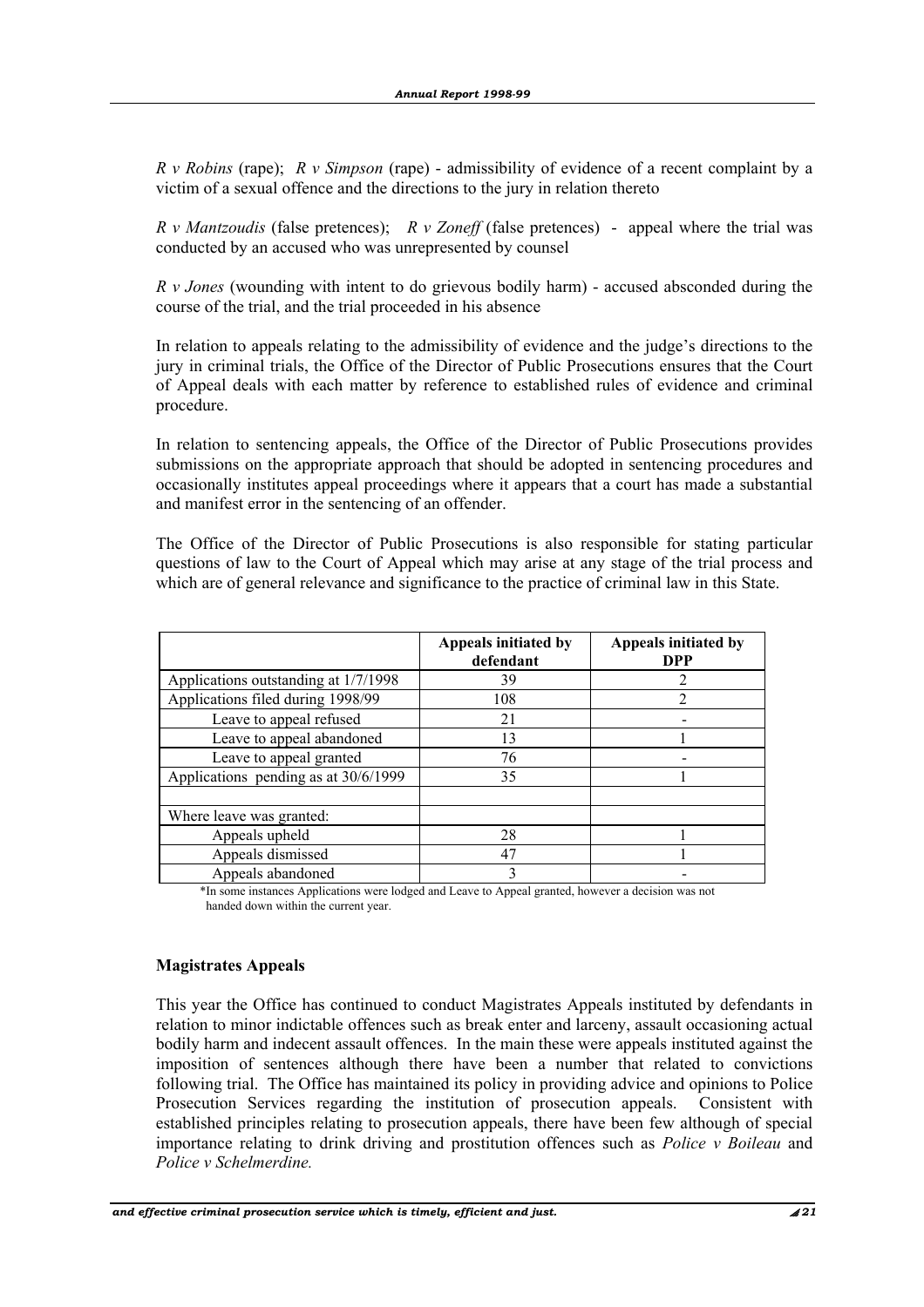*R v Robins* (rape); *R v Simpson* (rape) - admissibility of evidence of a recent complaint by a victim of a sexual offence and the directions to the jury in relation thereto

*R v Mantzoudis* (false pretences); *R v Zoneff* (false pretences) - appeal where the trial was conducted by an accused who was unrepresented by counsel

*R v Jones* (wounding with intent to do grievous bodily harm) - accused absconded during the course of the trial, and the trial proceeded in his absence

In relation to appeals relating to the admissibility of evidence and the judge's directions to the jury in criminal trials, the Office of the Director of Public Prosecutions ensures that the Court of Appeal deals with each matter by reference to established rules of evidence and criminal procedure.

In relation to sentencing appeals, the Office of the Director of Public Prosecutions provides submissions on the appropriate approach that should be adopted in sentencing procedures and occasionally institutes appeal proceedings where it appears that a court has made a substantial and manifest error in the sentencing of an offender.

The Office of the Director of Public Prosecutions is also responsible for stating particular questions of law to the Court of Appeal which may arise at any stage of the trial process and which are of general relevance and significance to the practice of criminal law in this State.

| | **Appeals initiated by defendant** | **Appeals initiated by DPP** |
|---|---|---|
| Applications outstanding at 1/7/1998 | 39 | 2 |
| Applications filed during 1998/99 | 108 | 2 |
| Leave to appeal refused | 21 | - |
| Leave to appeal abandoned | 13 | 1 |
| Leave to appeal granted | 76 | - |
| Applications pending as at 30/6/1999 | 35 | 1 |
| | | |
| Where leave was granted: | | |
| Appeals upheld | 28 | 1 |
| Appeals dismissed | 47 | 1 |
| Appeals abandoned | 3 | - |

*In some instances Applications were lodged and Leave to Appeal granted, however a decision was not handed down within the current year.

### Magistrates Appeals

This year the Office has continued to conduct Magistrates Appeals instituted by defendants in relation to minor indictable offences such as break enter and larceny, assault occasioning actual bodily harm and indecent assault offences. In the main these were appeals instituted against the imposition of sentences although there have been a number that related to convictions following trial. The Office has maintained its policy in providing advice and opinions to Police Prosecution Services regarding the institution of prosecution appeals. Consistent with established principles relating to prosecution appeals, there have been few although of special importance relating to drink driving and prostitution offences such as *Police v Boileau* and *Police v Schelmerdine.*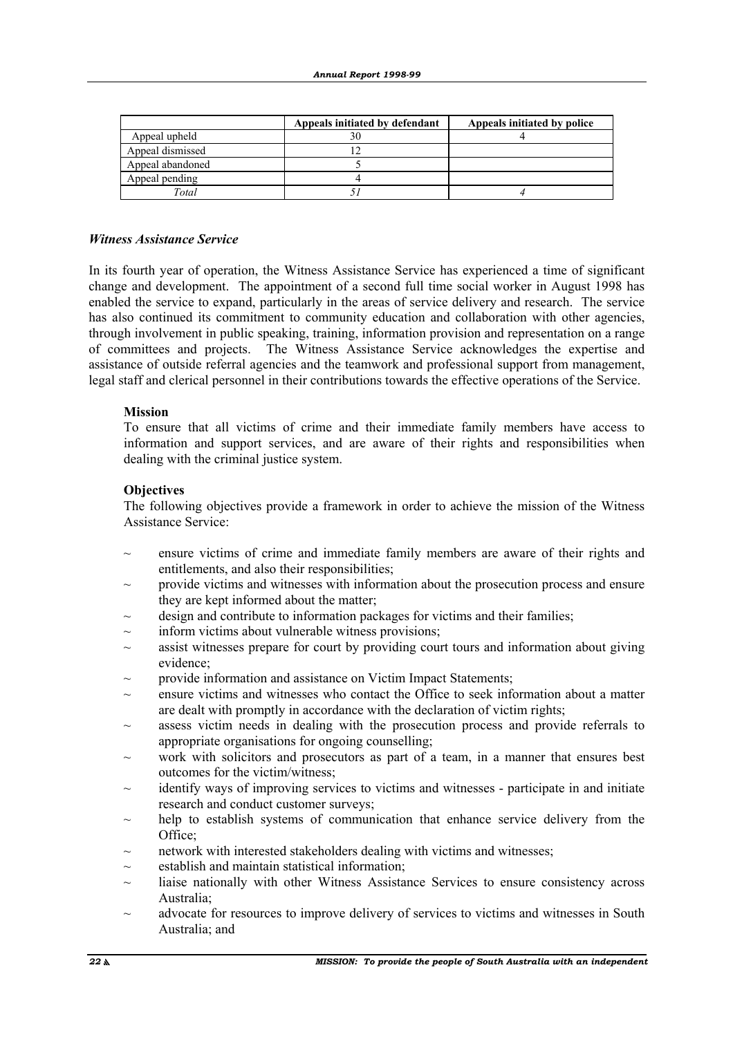| | Appeals initiated by defendant | Appeals initiated by police |
|---|---|---|
| Appeal upheld | 30 | 4 |
| Appeal dismissed | 12 | |
| Appeal abandoned | 5 | |
| Appeal pending | 4 | |
| *Total* | *51* | *4* |

### *Witness Assistance Service*

In its fourth year of operation, the Witness Assistance Service has experienced a time of significant change and development. The appointment of a second full time social worker in August 1998 has enabled the service to expand, particularly in the areas of service delivery and research. The service has also continued its commitment to community education and collaboration with other agencies, through involvement in public speaking, training, information provision and representation on a range of committees and projects. The Witness Assistance Service acknowledges the expertise and assistance of outside referral agencies and the teamwork and professional support from management, legal staff and clerical personnel in their contributions towards the effective operations of the Service.

**Mission**

To ensure that all victims of crime and their immediate family members have access to information and support services, and are aware of their rights and responsibilities when dealing with the criminal justice system.

**Objectives**

The following objectives provide a framework in order to achieve the mission of the Witness Assistance Service:

- ensure victims of crime and immediate family members are aware of their rights and entitlements, and also their responsibilities;
- provide victims and witnesses with information about the prosecution process and ensure they are kept informed about the matter;
- design and contribute to information packages for victims and their families;
- inform victims about vulnerable witness provisions;
- assist witnesses prepare for court by providing court tours and information about giving evidence;
- provide information and assistance on Victim Impact Statements;
- ensure victims and witnesses who contact the Office to seek information about a matter are dealt with promptly in accordance with the declaration of victim rights;
- assess victim needs in dealing with the prosecution process and provide referrals to appropriate organisations for ongoing counselling;
- work with solicitors and prosecutors as part of a team, in a manner that ensures best outcomes for the victim/witness;
- identify ways of improving services to victims and witnesses - participate in and initiate research and conduct customer surveys;
- help to establish systems of communication that enhance service delivery from the Office;
- network with interested stakeholders dealing with victims and witnesses;
- establish and maintain statistical information;
- liaise nationally with other Witness Assistance Services to ensure consistency across Australia;
- advocate for resources to improve delivery of services to victims and witnesses in South Australia; and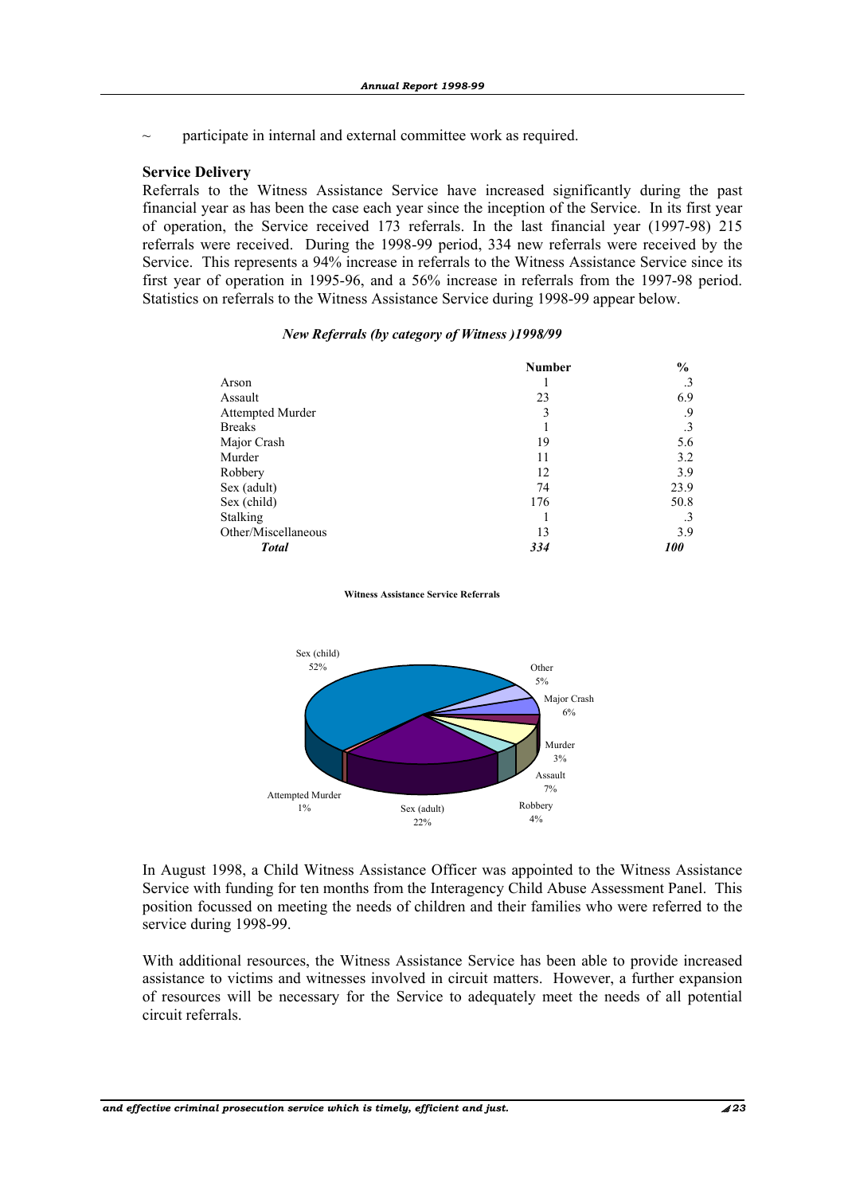~ participate in internal and external committee work as required.

**Service Delivery**

Referrals to the Witness Assistance Service have increased significantly during the past financial year as has been the case each year since the inception of the Service. In its first year of operation, the Service received 173 referrals. In the last financial year (1997-98) 215 referrals were received. During the 1998-99 period, 334 new referrals were received by the Service. This represents a 94% increase in referrals to the Witness Assistance Service since its first year of operation in 1995-96, and a 56% increase in referrals from the 1997-98 period. Statistics on referrals to the Witness Assistance Service during 1998-99 appear below.

*New Referrals (by category of Witness )1998/99*

| | Number | % |
|---|---|---|
| Arson | 1 | .3 |
| Assault | 23 | 6.9 |
| Attempted Murder | 3 | .9 |
| Breaks | 1 | .3 |
| Major Crash | 19 | 5.6 |
| Murder | 11 | 3.2 |
| Robbery | 12 | 3.9 |
| Sex (adult) | 74 | 23.9 |
| Sex (child) | 176 | 50.8 |
| Stalking | 1 | .3 |
| Other/Miscellaneous | 13 | 3.9 |
| ***Total*** | ***334*** | ***100*** |

**Witness Assistance Service Referrals**

Sex (child) 52%, Other 5%, Major Crash 6%, Murder 3%, Assault 7%, Robbery 4%, Sex (adult) 22%, Attempted Murder 1%

In August 1998, a Child Witness Assistance Officer was appointed to the Witness Assistance Service with funding for ten months from the Interagency Child Abuse Assessment Panel. This position focussed on meeting the needs of children and their families who were referred to the service during 1998-99.

With additional resources, the Witness Assistance Service has been able to provide increased assistance to victims and witnesses involved in circuit matters. However, a further expansion of resources will be necessary for the Service to adequately meet the needs of all potential circuit referrals.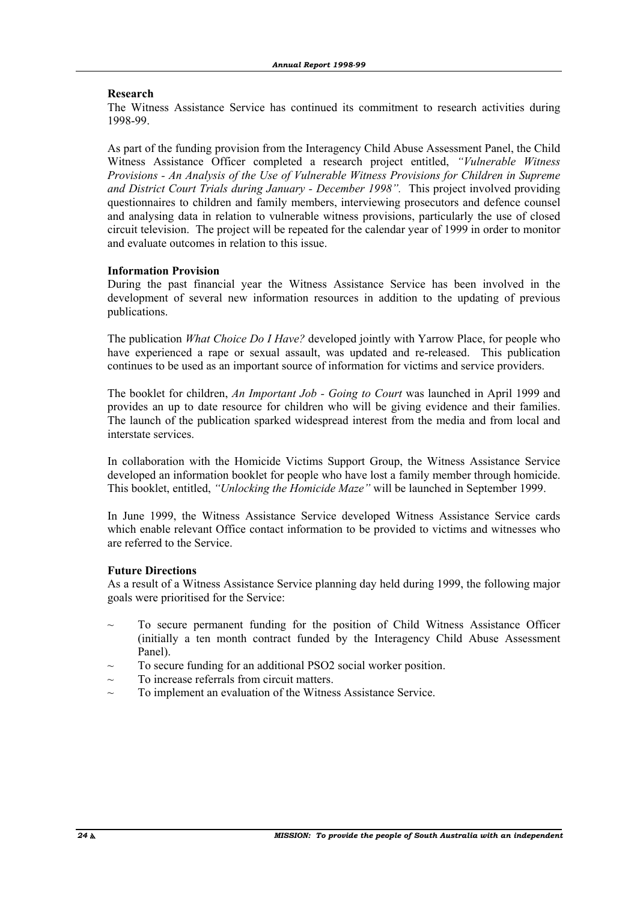**Research**

The Witness Assistance Service has continued its commitment to research activities during 1998-99.

As part of the funding provision from the Interagency Child Abuse Assessment Panel, the Child Witness Assistance Officer completed a research project entitled, *"Vulnerable Witness Provisions - An Analysis of the Use of Vulnerable Witness Provisions for Children in Supreme and District Court Trials during January - December 1998".* This project involved providing questionnaires to children and family members, interviewing prosecutors and defence counsel and analysing data in relation to vulnerable witness provisions, particularly the use of closed circuit television. The project will be repeated for the calendar year of 1999 in order to monitor and evaluate outcomes in relation to this issue.

**Information Provision**

During the past financial year the Witness Assistance Service has been involved in the development of several new information resources in addition to the updating of previous publications.

The publication *What Choice Do I Have?* developed jointly with Yarrow Place, for people who have experienced a rape or sexual assault, was updated and re-released. This publication continues to be used as an important source of information for victims and service providers.

The booklet for children, *An Important Job - Going to Court* was launched in April 1999 and provides an up to date resource for children who will be giving evidence and their families. The launch of the publication sparked widespread interest from the media and from local and interstate services.

In collaboration with the Homicide Victims Support Group, the Witness Assistance Service developed an information booklet for people who have lost a family member through homicide. This booklet, entitled, *"Unlocking the Homicide Maze"* will be launched in September 1999.

In June 1999, the Witness Assistance Service developed Witness Assistance Service cards which enable relevant Office contact information to be provided to victims and witnesses who are referred to the Service.

**Future Directions**

As a result of a Witness Assistance Service planning day held during 1999, the following major goals were prioritised for the Service:

- To secure permanent funding for the position of Child Witness Assistance Officer (initially a ten month contract funded by the Interagency Child Abuse Assessment Panel).
- To secure funding for an additional PSO2 social worker position.
- To increase referrals from circuit matters.
- To implement an evaluation of the Witness Assistance Service.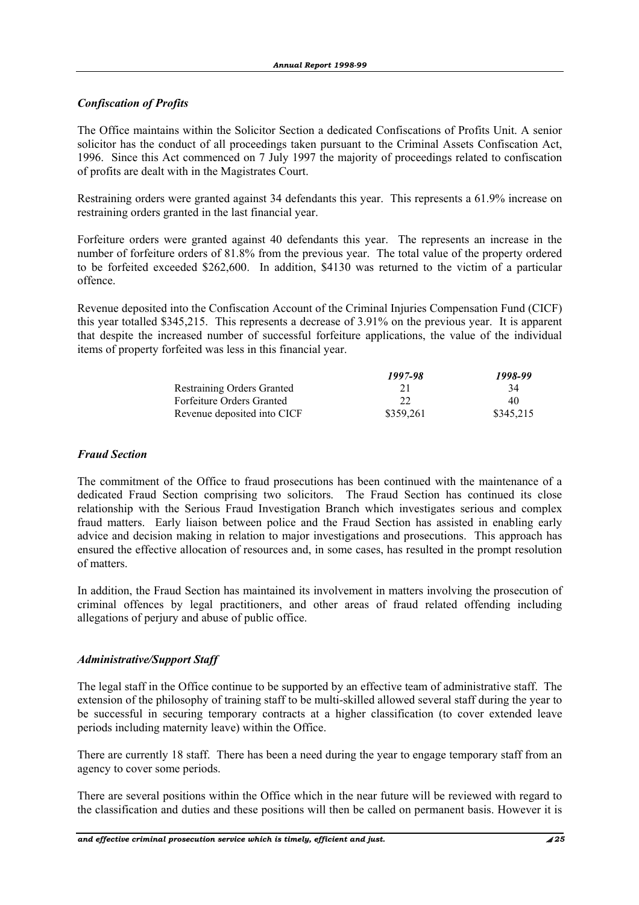### *Confiscation of Profits*

The Office maintains within the Solicitor Section a dedicated Confiscations of Profits Unit. A senior solicitor has the conduct of all proceedings taken pursuant to the Criminal Assets Confiscation Act, 1996. Since this Act commenced on 7 July 1997 the majority of proceedings related to confiscation of profits are dealt with in the Magistrates Court.

Restraining orders were granted against 34 defendants this year. This represents a 61.9% increase on restraining orders granted in the last financial year.

Forfeiture orders were granted against 40 defendants this year. The represents an increase in the number of forfeiture orders of 81.8% from the previous year. The total value of the property ordered to be forfeited exceeded $262,600. In addition, $4130 was returned to the victim of a particular offence.

Revenue deposited into the Confiscation Account of the Criminal Injuries Compensation Fund (CICF) this year totalled $345,215. This represents a decrease of 3.91% on the previous year. It is apparent that despite the increased number of successful forfeiture applications, the value of the individual items of property forfeited was less in this financial year.

| | *1997-98* | *1998-99* |
|---|---|---|
| Restraining Orders Granted | 21 | 34 |
| Forfeiture Orders Granted | 22 | 40 |
| Revenue deposited into CICF | $359,261 | $345,215 |

### *Fraud Section*

The commitment of the Office to fraud prosecutions has been continued with the maintenance of a dedicated Fraud Section comprising two solicitors. The Fraud Section has continued its close relationship with the Serious Fraud Investigation Branch which investigates serious and complex fraud matters. Early liaison between police and the Fraud Section has assisted in enabling early advice and decision making in relation to major investigations and prosecutions. This approach has ensured the effective allocation of resources and, in some cases, has resulted in the prompt resolution of matters.

In addition, the Fraud Section has maintained its involvement in matters involving the prosecution of criminal offences by legal practitioners, and other areas of fraud related offending including allegations of perjury and abuse of public office.

### *Administrative/Support Staff*

The legal staff in the Office continue to be supported by an effective team of administrative staff. The extension of the philosophy of training staff to be multi-skilled allowed several staff during the year to be successful in securing temporary contracts at a higher classification (to cover extended leave periods including maternity leave) within the Office.

There are currently 18 staff. There has been a need during the year to engage temporary staff from an agency to cover some periods.

There are several positions within the Office which in the near future will be reviewed with regard to the classification and duties and these positions will then be called on permanent basis. However it is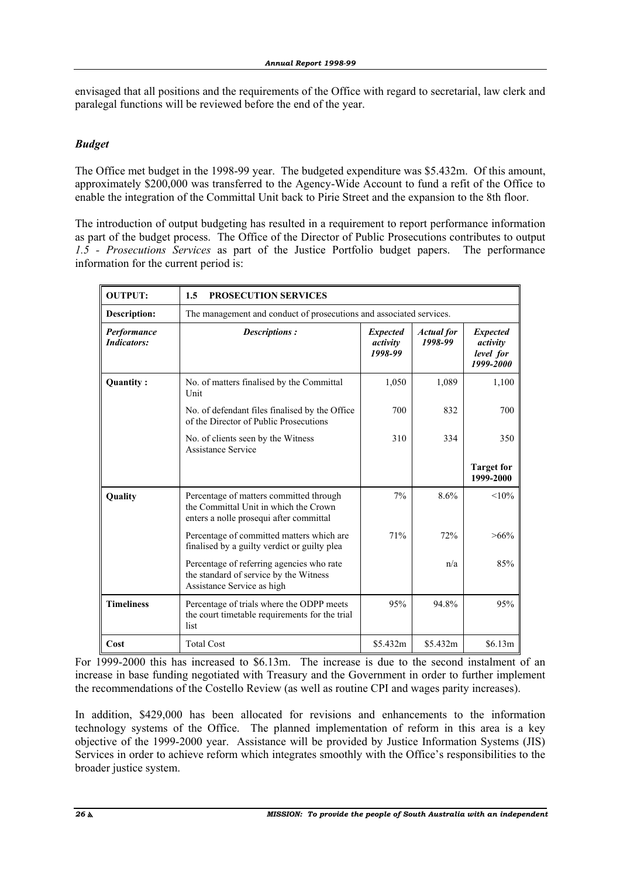envisaged that all positions and the requirements of the Office with regard to secretarial, law clerk and paralegal functions will be reviewed before the end of the year.

### *Budget*

The Office met budget in the 1998-99 year. The budgeted expenditure was \$5.432m. Of this amount, approximately \$200,000 was transferred to the Agency-Wide Account to fund a refit of the Office to enable the integration of the Committal Unit back to Pirie Street and the expansion to the 8th floor.

The introduction of output budgeting has resulted in a requirement to report performance information as part of the budget process. The Office of the Director of Public Prosecutions contributes to output *1.5 - Prosecutions Services* as part of the Justice Portfolio budget papers. The performance information for the current period is:

| **OUTPUT:** | **1.5 PROSECUTION SERVICES** | | | |
|---|---|---|---|---|
| **Description:** | The management and conduct of prosecutions and associated services. | | | |
| ***Performance Indicators:*** | ***Descriptions :*** | ***Expected activity 1998-99*** | ***Actual for 1998-99*** | ***Expected activity level for 1999-2000*** |
| **Quantity :** | No. of matters finalised by the Committal Unit | 1,050 | 1,089 | 1,100 |
| | No. of defendant files finalised by the Office of the Director of Public Prosecutions | 700 | 832 | 700 |
| | No. of clients seen by the Witness Assistance Service | 310 | 334 | 350 |
| | | | | **Target for 1999-2000** |
| **Quality** | Percentage of matters committed through the Committal Unit in which the Crown enters a nolle prosequi after committal | 7% | 8.6% | <10% |
| | Percentage of committed matters which are finalised by a guilty verdict or guilty plea | 71% | 72% | >66% |
| | Percentage of referring agencies who rate the standard of service by the Witness Assistance Service as high | | n/a | 85% |
| **Timeliness** | Percentage of trials where the ODPP meets the court timetable requirements for the trial list | 95% | 94.8% | 95% |
| **Cost** | Total Cost | \$5.432m | \$5.432m | \$6.13m |

For 1999-2000 this has increased to \$6.13m. The increase is due to the second instalment of an increase in base funding negotiated with Treasury and the Government in order to further implement the recommendations of the Costello Review (as well as routine CPI and wages parity increases).

In addition, \$429,000 has been allocated for revisions and enhancements to the information technology systems of the Office. The planned implementation of reform in this area is a key objective of the 1999-2000 year. Assistance will be provided by Justice Information Systems (JIS) Services in order to achieve reform which integrates smoothly with the Office's responsibilities to the broader justice system.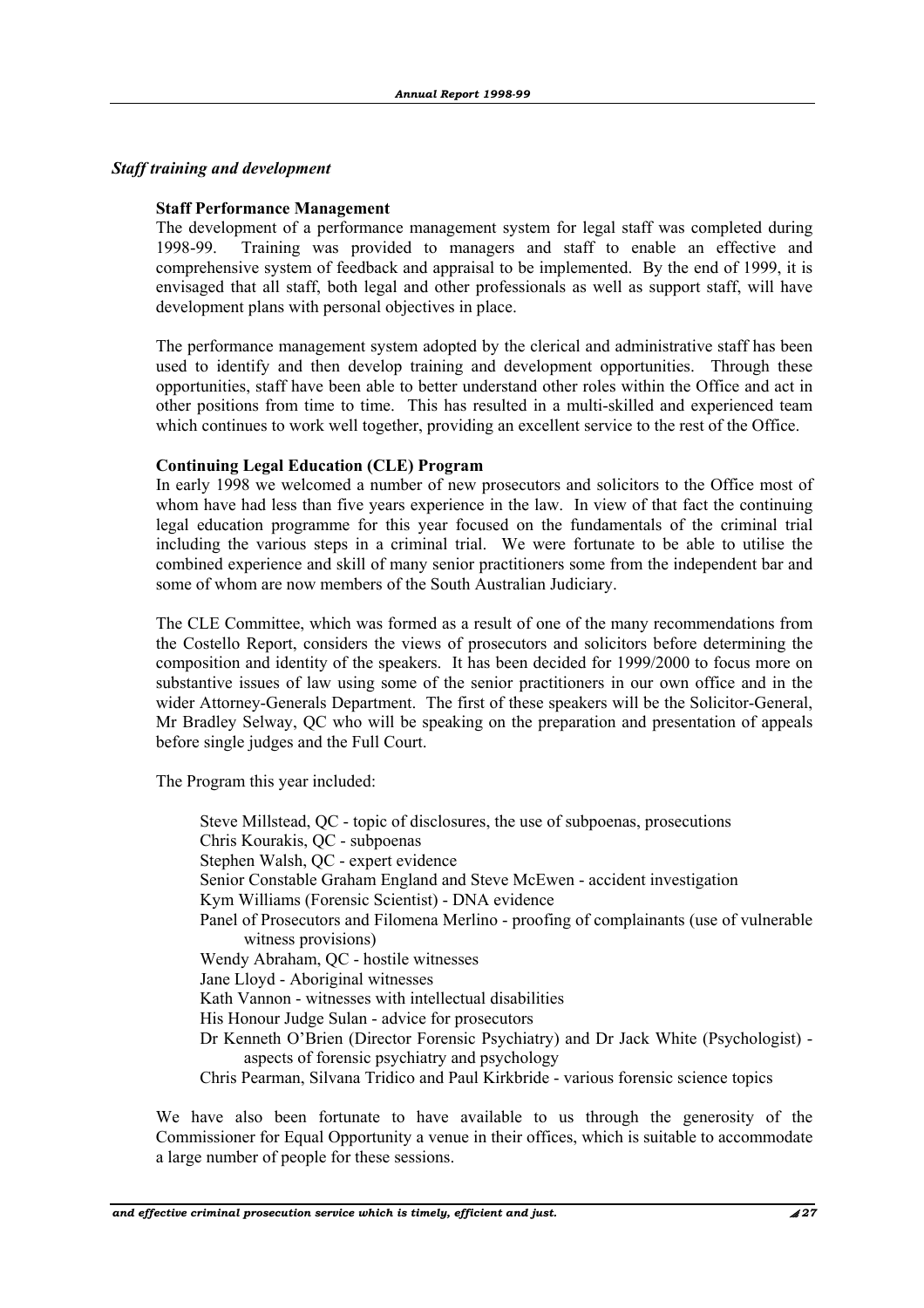## *Staff training and development*

### Staff Performance Management

The development of a performance management system for legal staff was completed during 1998-99. Training was provided to managers and staff to enable an effective and comprehensive system of feedback and appraisal to be implemented. By the end of 1999, it is envisaged that all staff, both legal and other professionals as well as support staff, will have development plans with personal objectives in place.

The performance management system adopted by the clerical and administrative staff has been used to identify and then develop training and development opportunities. Through these opportunities, staff have been able to better understand other roles within the Office and act in other positions from time to time. This has resulted in a multi-skilled and experienced team which continues to work well together, providing an excellent service to the rest of the Office.

### Continuing Legal Education (CLE) Program

In early 1998 we welcomed a number of new prosecutors and solicitors to the Office most of whom have had less than five years experience in the law. In view of that fact the continuing legal education programme for this year focused on the fundamentals of the criminal trial including the various steps in a criminal trial. We were fortunate to be able to utilise the combined experience and skill of many senior practitioners some from the independent bar and some of whom are now members of the South Australian Judiciary.

The CLE Committee, which was formed as a result of one of the many recommendations from the Costello Report, considers the views of prosecutors and solicitors before determining the composition and identity of the speakers. It has been decided for 1999/2000 to focus more on substantive issues of law using some of the senior practitioners in our own office and in the wider Attorney-Generals Department. The first of these speakers will be the Solicitor-General, Mr Bradley Selway, QC who will be speaking on the preparation and presentation of appeals before single judges and the Full Court.

The Program this year included:

- Steve Millstead, QC - topic of disclosures, the use of subpoenas, prosecutions
- Chris Kourakis, QC - subpoenas
- Stephen Walsh, QC - expert evidence
- Senior Constable Graham England and Steve McEwen - accident investigation
- Kym Williams (Forensic Scientist) - DNA evidence
- Panel of Prosecutors and Filomena Merlino - proofing of complainants (use of vulnerable witness provisions)
- Wendy Abraham, QC - hostile witnesses
- Jane Lloyd - Aboriginal witnesses
- Kath Vannon - witnesses with intellectual disabilities
- His Honour Judge Sulan - advice for prosecutors
- Dr Kenneth O'Brien (Director Forensic Psychiatry) and Dr Jack White (Psychologist) - aspects of forensic psychiatry and psychology
- Chris Pearman, Silvana Tridico and Paul Kirkbride - various forensic science topics

We have also been fortunate to have available to us through the generosity of the Commissioner for Equal Opportunity a venue in their offices, which is suitable to accommodate a large number of people for these sessions.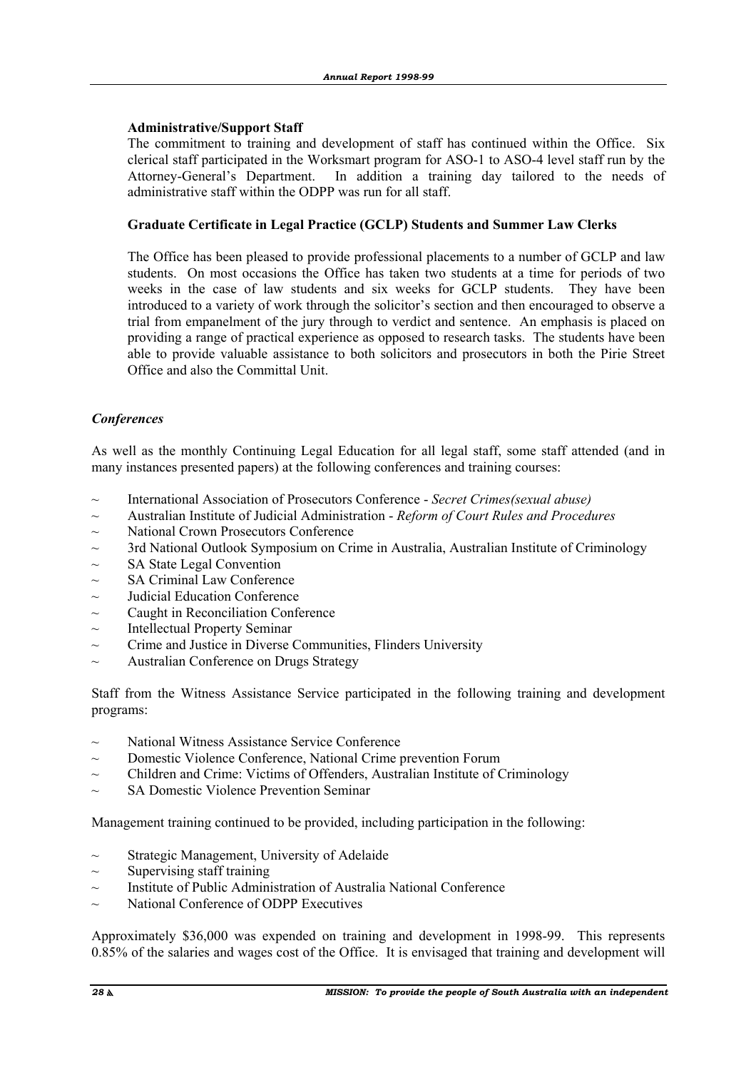**Administrative/Support Staff**

The commitment to training and development of staff has continued within the Office. Six clerical staff participated in the Worksmart program for ASO-1 to ASO-4 level staff run by the Attorney-General's Department. In addition a training day tailored to the needs of administrative staff within the ODPP was run for all staff.

**Graduate Certificate in Legal Practice (GCLP) Students and Summer Law Clerks**

The Office has been pleased to provide professional placements to a number of GCLP and law students. On most occasions the Office has taken two students at a time for periods of two weeks in the case of law students and six weeks for GCLP students. They have been introduced to a variety of work through the solicitor's section and then encouraged to observe a trial from empanelment of the jury through to verdict and sentence. An emphasis is placed on providing a range of practical experience as opposed to research tasks. The students have been able to provide valuable assistance to both solicitors and prosecutors in both the Pirie Street Office and also the Committal Unit.

***Conferences***

As well as the monthly Continuing Legal Education for all legal staff, some staff attended (and in many instances presented papers) at the following conferences and training courses:

- International Association of Prosecutors Conference - *Secret Crimes(sexual abuse)*
- Australian Institute of Judicial Administration - *Reform of Court Rules and Procedures*
- National Crown Prosecutors Conference
- 3rd National Outlook Symposium on Crime in Australia, Australian Institute of Criminology
- SA State Legal Convention
- SA Criminal Law Conference
- Judicial Education Conference
- Caught in Reconciliation Conference
- Intellectual Property Seminar
- Crime and Justice in Diverse Communities, Flinders University
- Australian Conference on Drugs Strategy

Staff from the Witness Assistance Service participated in the following training and development programs:

- National Witness Assistance Service Conference
- Domestic Violence Conference, National Crime prevention Forum
- Children and Crime: Victims of Offenders, Australian Institute of Criminology
- SA Domestic Violence Prevention Seminar

Management training continued to be provided, including participation in the following:

- Strategic Management, University of Adelaide
- Supervising staff training
- Institute of Public Administration of Australia National Conference
- National Conference of ODPP Executives

Approximately $36,000 was expended on training and development in 1998-99. This represents 0.85% of the salaries and wages cost of the Office. It is envisaged that training and development will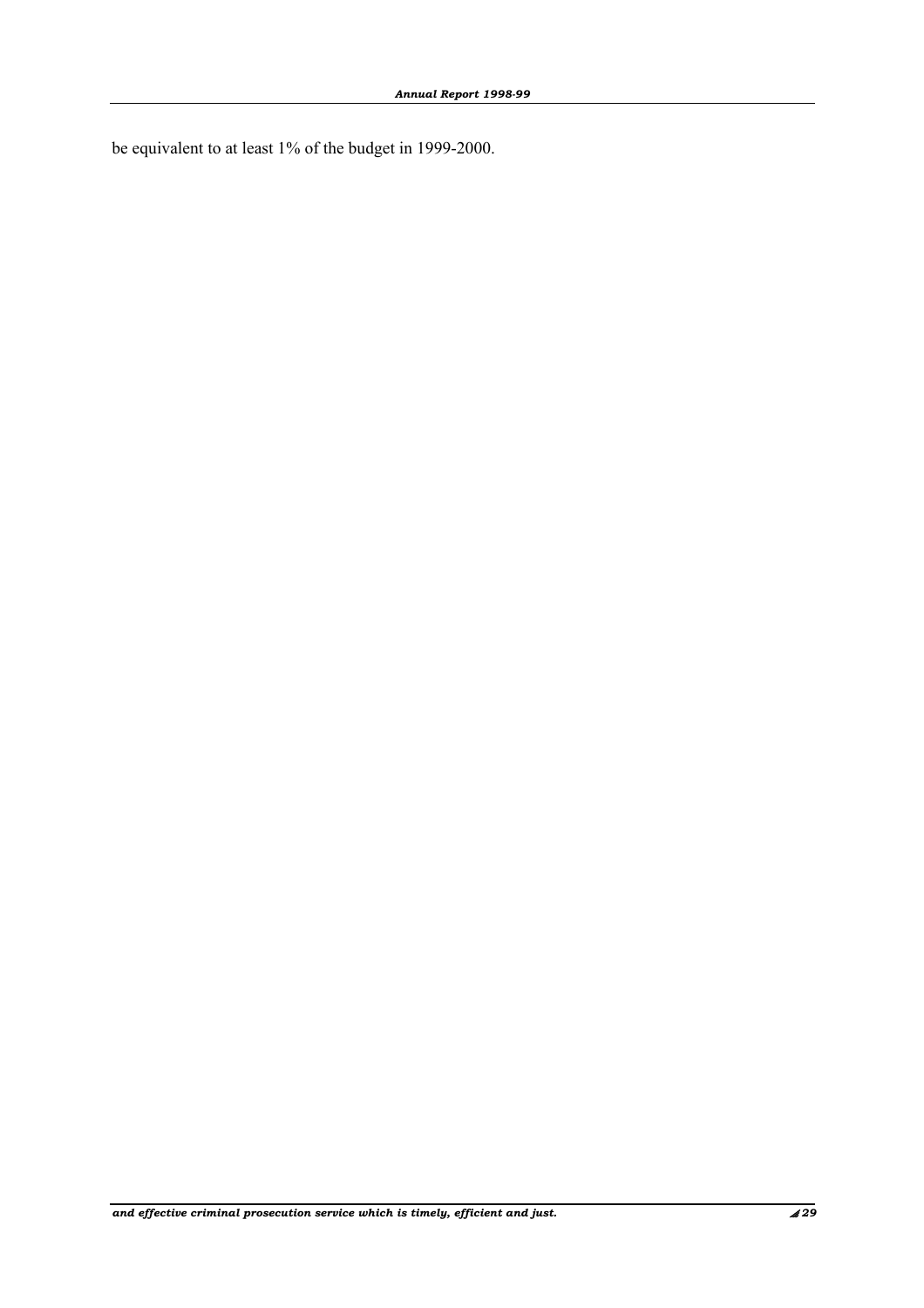be equivalent to at least 1% of the budget in 1999-2000.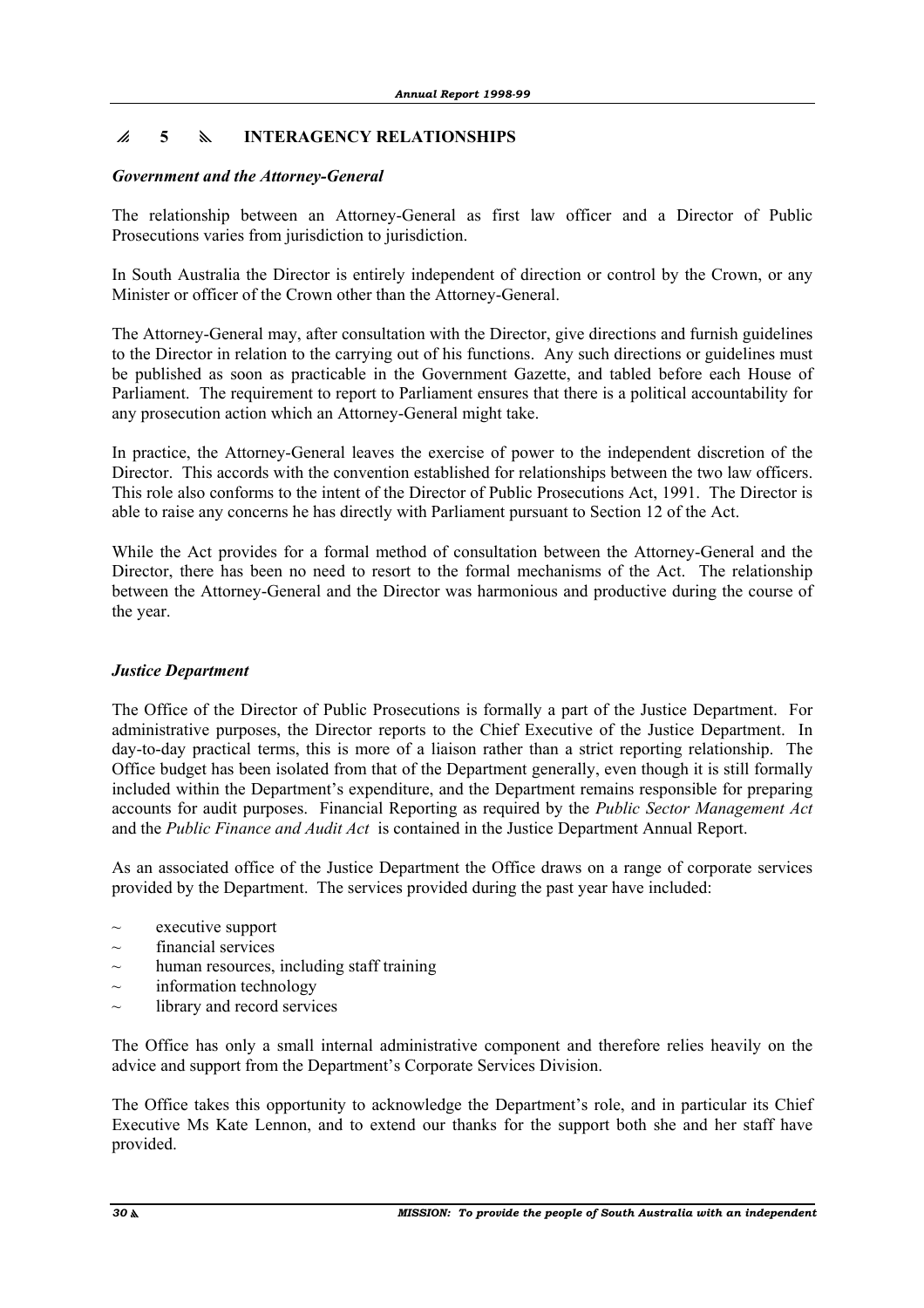## 5 INTERAGENCY RELATIONSHIPS

### *Government and the Attorney-General*

The relationship between an Attorney-General as first law officer and a Director of Public Prosecutions varies from jurisdiction to jurisdiction.

In South Australia the Director is entirely independent of direction or control by the Crown, or any Minister or officer of the Crown other than the Attorney-General.

The Attorney-General may, after consultation with the Director, give directions and furnish guidelines to the Director in relation to the carrying out of his functions. Any such directions or guidelines must be published as soon as practicable in the Government Gazette, and tabled before each House of Parliament. The requirement to report to Parliament ensures that there is a political accountability for any prosecution action which an Attorney-General might take.

In practice, the Attorney-General leaves the exercise of power to the independent discretion of the Director. This accords with the convention established for relationships between the two law officers. This role also conforms to the intent of the Director of Public Prosecutions Act, 1991. The Director is able to raise any concerns he has directly with Parliament pursuant to Section 12 of the Act.

While the Act provides for a formal method of consultation between the Attorney-General and the Director, there has been no need to resort to the formal mechanisms of the Act. The relationship between the Attorney-General and the Director was harmonious and productive during the course of the year.

### *Justice Department*

The Office of the Director of Public Prosecutions is formally a part of the Justice Department. For administrative purposes, the Director reports to the Chief Executive of the Justice Department. In day-to-day practical terms, this is more of a liaison rather than a strict reporting relationship. The Office budget has been isolated from that of the Department generally, even though it is still formally included within the Department's expenditure, and the Department remains responsible for preparing accounts for audit purposes. Financial Reporting as required by the *Public Sector Management Act* and the *Public Finance and Audit Act* is contained in the Justice Department Annual Report.

As an associated office of the Justice Department the Office draws on a range of corporate services provided by the Department. The services provided during the past year have included:

- executive support
- financial services
- human resources, including staff training
- information technology
- library and record services

The Office has only a small internal administrative component and therefore relies heavily on the advice and support from the Department's Corporate Services Division.

The Office takes this opportunity to acknowledge the Department's role, and in particular its Chief Executive Ms Kate Lennon, and to extend our thanks for the support both she and her staff have provided.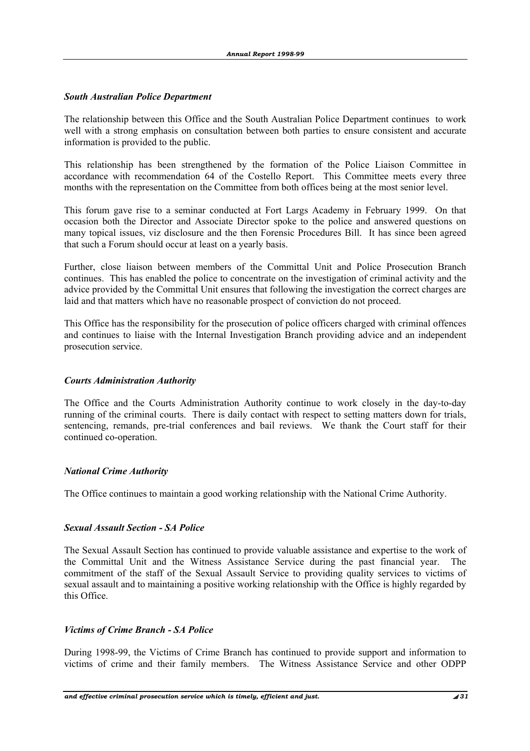*South Australian Police Department*

The relationship between this Office and the South Australian Police Department continues to work well with a strong emphasis on consultation between both parties to ensure consistent and accurate information is provided to the public.

This relationship has been strengthened by the formation of the Police Liaison Committee in accordance with recommendation 64 of the Costello Report. This Committee meets every three months with the representation on the Committee from both offices being at the most senior level.

This forum gave rise to a seminar conducted at Fort Largs Academy in February 1999. On that occasion both the Director and Associate Director spoke to the police and answered questions on many topical issues, viz disclosure and the then Forensic Procedures Bill. It has since been agreed that such a Forum should occur at least on a yearly basis.

Further, close liaison between members of the Committal Unit and Police Prosecution Branch continues. This has enabled the police to concentrate on the investigation of criminal activity and the advice provided by the Committal Unit ensures that following the investigation the correct charges are laid and that matters which have no reasonable prospect of conviction do not proceed.

This Office has the responsibility for the prosecution of police officers charged with criminal offences and continues to liaise with the Internal Investigation Branch providing advice and an independent prosecution service.

*Courts Administration Authority*

The Office and the Courts Administration Authority continue to work closely in the day-to-day running of the criminal courts. There is daily contact with respect to setting matters down for trials, sentencing, remands, pre-trial conferences and bail reviews. We thank the Court staff for their continued co-operation.

*National Crime Authority*

The Office continues to maintain a good working relationship with the National Crime Authority.

*Sexual Assault Section - SA Police*

The Sexual Assault Section has continued to provide valuable assistance and expertise to the work of the Committal Unit and the Witness Assistance Service during the past financial year. The commitment of the staff of the Sexual Assault Service to providing quality services to victims of sexual assault and to maintaining a positive working relationship with the Office is highly regarded by this Office.

*Victims of Crime Branch - SA Police*

During 1998-99, the Victims of Crime Branch has continued to provide support and information to victims of crime and their family members. The Witness Assistance Service and other ODPP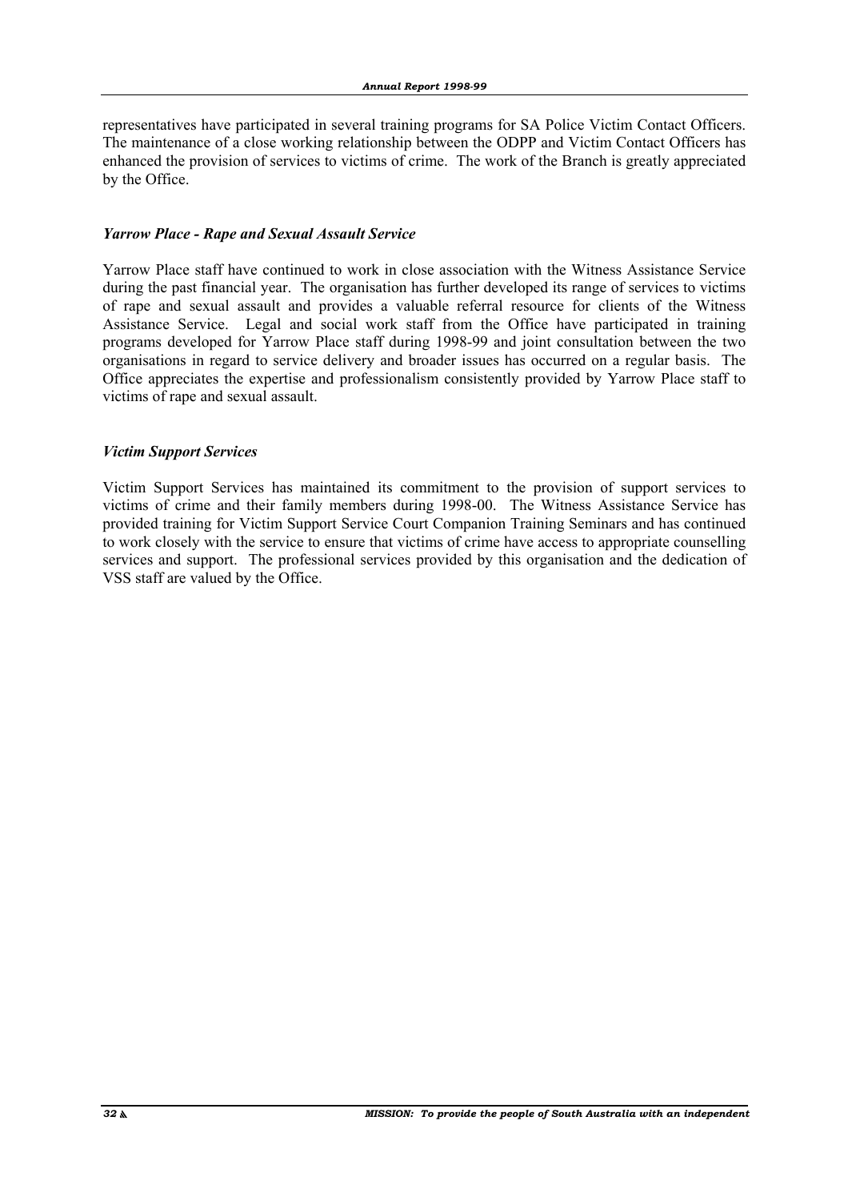representatives have participated in several training programs for SA Police Victim Contact Officers. The maintenance of a close working relationship between the ODPP and Victim Contact Officers has enhanced the provision of services to victims of crime. The work of the Branch is greatly appreciated by the Office.

### *Yarrow Place - Rape and Sexual Assault Service*

Yarrow Place staff have continued to work in close association with the Witness Assistance Service during the past financial year. The organisation has further developed its range of services to victims of rape and sexual assault and provides a valuable referral resource for clients of the Witness Assistance Service. Legal and social work staff from the Office have participated in training programs developed for Yarrow Place staff during 1998-99 and joint consultation between the two organisations in regard to service delivery and broader issues has occurred on a regular basis. The Office appreciates the expertise and professionalism consistently provided by Yarrow Place staff to victims of rape and sexual assault.

### *Victim Support Services*

Victim Support Services has maintained its commitment to the provision of support services to victims of crime and their family members during 1998-00. The Witness Assistance Service has provided training for Victim Support Service Court Companion Training Seminars and has continued to work closely with the service to ensure that victims of crime have access to appropriate counselling services and support. The professional services provided by this organisation and the dedication of VSS staff are valued by the Office.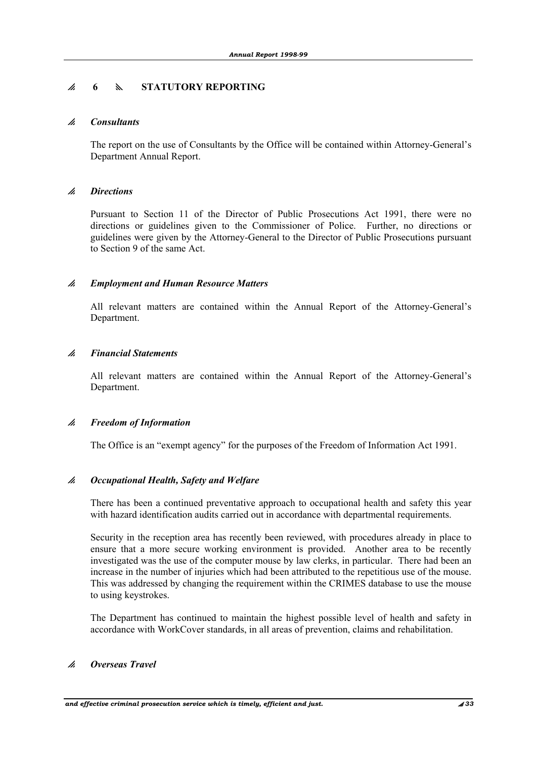## 6 STATUTORY REPORTING

### *Consultants*

The report on the use of Consultants by the Office will be contained within Attorney-General's Department Annual Report.

### *Directions*

Pursuant to Section 11 of the Director of Public Prosecutions Act 1991, there were no directions or guidelines given to the Commissioner of Police. Further, no directions or guidelines were given by the Attorney-General to the Director of Public Prosecutions pursuant to Section 9 of the same Act.

### *Employment and Human Resource Matters*

All relevant matters are contained within the Annual Report of the Attorney-General's Department.

### *Financial Statements*

All relevant matters are contained within the Annual Report of the Attorney-General's Department.

### *Freedom of Information*

The Office is an "exempt agency" for the purposes of the Freedom of Information Act 1991.

### *Occupational Health, Safety and Welfare*

There has been a continued preventative approach to occupational health and safety this year with hazard identification audits carried out in accordance with departmental requirements.

Security in the reception area has recently been reviewed, with procedures already in place to ensure that a more secure working environment is provided. Another area to be recently investigated was the use of the computer mouse by law clerks, in particular. There had been an increase in the number of injuries which had been attributed to the repetitious use of the mouse. This was addressed by changing the requirement within the CRIMES database to use the mouse to using keystrokes.

The Department has continued to maintain the highest possible level of health and safety in accordance with WorkCover standards, in all areas of prevention, claims and rehabilitation.

### *Overseas Travel*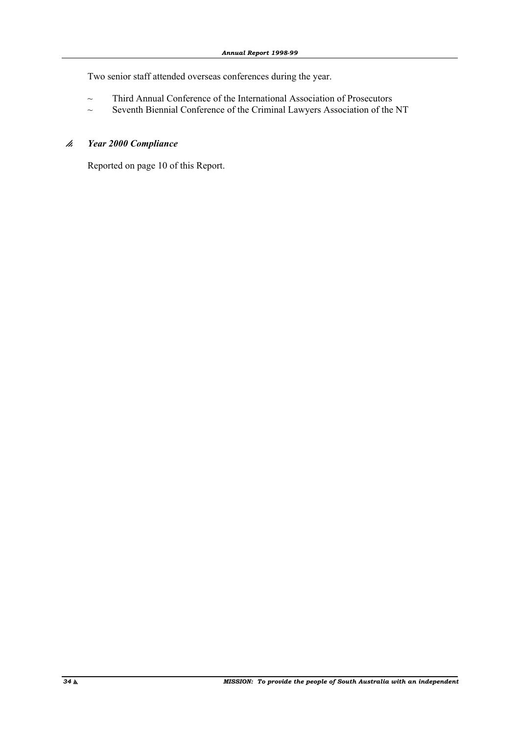Two senior staff attended overseas conferences during the year.

- Third Annual Conference of the International Association of Prosecutors
- Seventh Biennial Conference of the Criminal Lawyers Association of the NT

### *Year 2000 Compliance*

Reported on page 10 of this Report.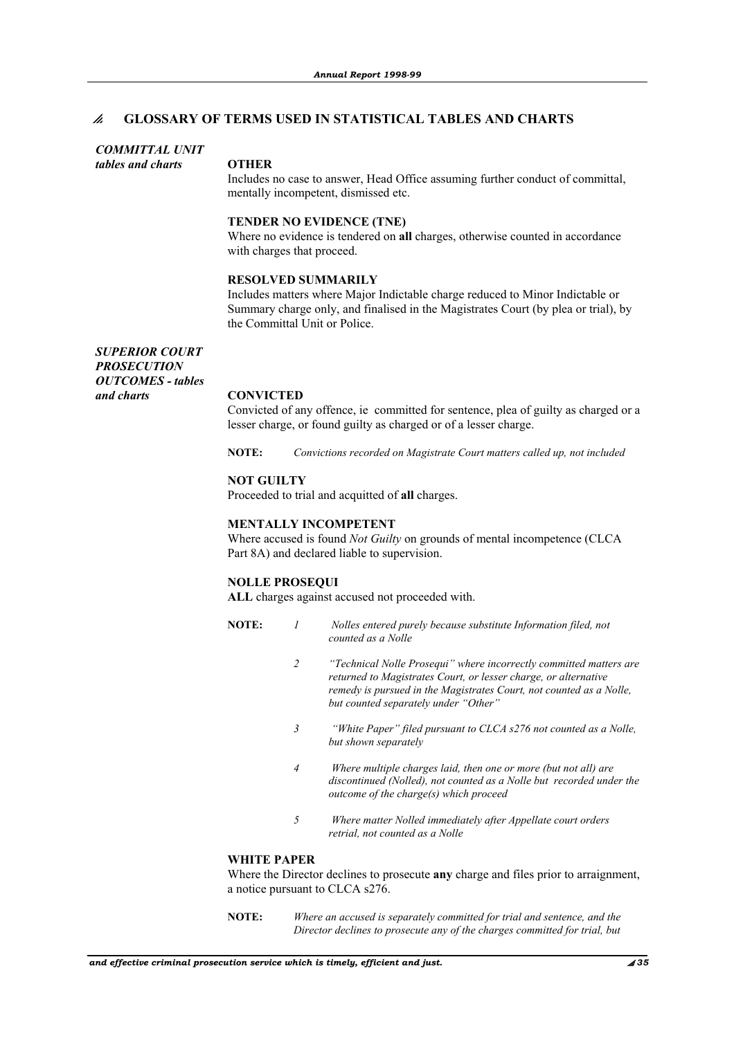## GLOSSARY OF TERMS USED IN STATISTICAL TABLES AND CHARTS

### *COMMITTAL UNIT tables and charts*

**OTHER**
Includes no case to answer, Head Office assuming further conduct of committal, mentally incompetent, dismissed etc.

**TENDER NO EVIDENCE (TNE)**
Where no evidence is tendered on **all** charges, otherwise counted in accordance with charges that proceed.

**RESOLVED SUMMARILY**
Includes matters where Major Indictable charge reduced to Minor Indictable or Summary charge only, and finalised in the Magistrates Court (by plea or trial), by the Committal Unit or Police.

### *SUPERIOR COURT PROSECUTION OUTCOMES - tables and charts*

**CONVICTED**
Convicted of any offence, ie committed for sentence, plea of guilty as charged or a lesser charge, or found guilty as charged or of a lesser charge.

**NOTE:** *Convictions recorded on Magistrate Court matters called up, not included*

**NOT GUILTY**
Proceeded to trial and acquitted of **all** charges.

**MENTALLY INCOMPETENT**
Where accused is found *Not Guilty* on grounds of mental incompetence (CLCA Part 8A) and declared liable to supervision.

**NOLLE PROSEQUI**
**ALL** charges against accused not proceeded with.

**NOTE:**

1. *Nolles entered purely because substitute Information filed, not counted as a Nolle*
2. *"Technical Nolle Prosequi" where incorrectly committed matters are returned to Magistrates Court, or lesser charge, or alternative remedy is pursued in the Magistrates Court, not counted as a Nolle, but counted separately under "Other"*
3. *"White Paper" filed pursuant to CLCA s276 not counted as a Nolle, but shown separately*
4. *Where multiple charges laid, then one or more (but not all) are discontinued (Nolled), not counted as a Nolle but recorded under the outcome of the charge(s) which proceed*
5. *Where matter Nolled immediately after Appellate court orders retrial, not counted as a Nolle*

**WHITE PAPER**
Where the Director declines to prosecute **any** charge and files prior to arraignment, a notice pursuant to CLCA s276.

**NOTE:** *Where an accused is separately committed for trial and sentence, and the Director declines to prosecute any of the charges committed for trial, but*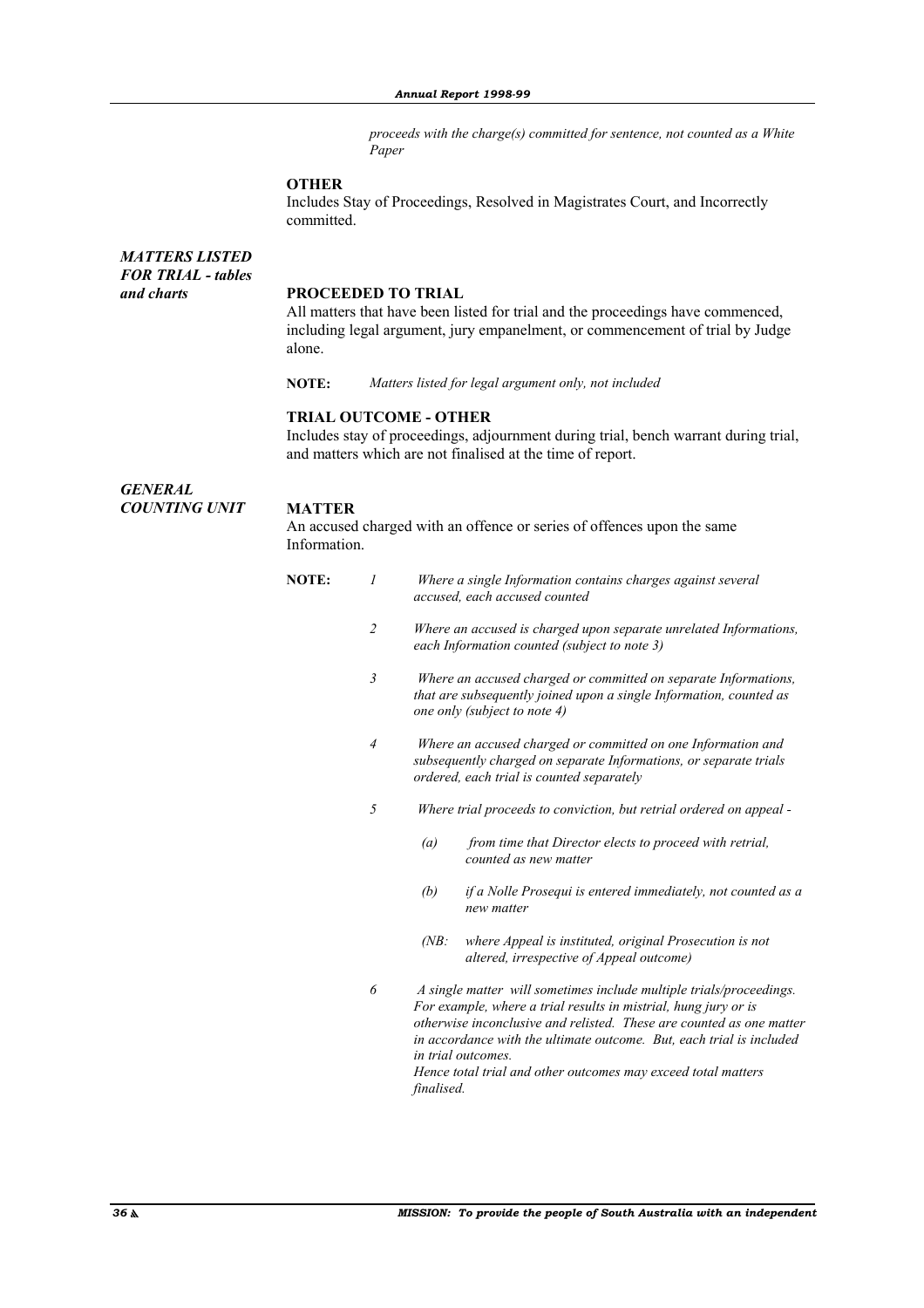*proceeds with the charge(s) committed for sentence, not counted as a White Paper*

**OTHER**

Includes Stay of Proceedings, Resolved in Magistrates Court, and Incorrectly committed.

***MATTERS LISTED FOR TRIAL - tables and charts***

**PROCEEDED TO TRIAL**

All matters that have been listed for trial and the proceedings have commenced, including legal argument, jury empanelment, or commencement of trial by Judge alone.

**NOTE:** *Matters listed for legal argument only, not included*

**TRIAL OUTCOME - OTHER**

Includes stay of proceedings, adjournment during trial, bench warrant during trial, and matters which are not finalised at the time of report.

***GENERAL COUNTING UNIT***

**MATTER**

An accused charged with an offence or series of offences upon the same Information.

**NOTE:**

1. *Where a single Information contains charges against several accused, each accused counted*
2. *Where an accused is charged upon separate unrelated Informations, each Information counted (subject to note 3)*
3. *Where an accused charged or committed on separate Informations, that are subsequently joined upon a single Information, counted as one only (subject to note 4)*
4. *Where an accused charged or committed on one Information and subsequently charged on separate Informations, or separate trials ordered, each trial is counted separately*
5. *Where trial proceeds to conviction, but retrial ordered on appeal -*
   - *(a) from time that Director elects to proceed with retrial, counted as new matter*
   - *(b) if a Nolle Prosequi is entered immediately, not counted as a new matter*
   - *(NB: where Appeal is instituted, original Prosecution is not altered, irrespective of Appeal outcome)*
6. *A single matter will sometimes include multiple trials/proceedings. For example, where a trial results in mistrial, hung jury or is otherwise inconclusive and relisted. These are counted as one matter in accordance with the ultimate outcome. But, each trial is included in trial outcomes.*
   *Hence total trial and other outcomes may exceed total matters finalised.*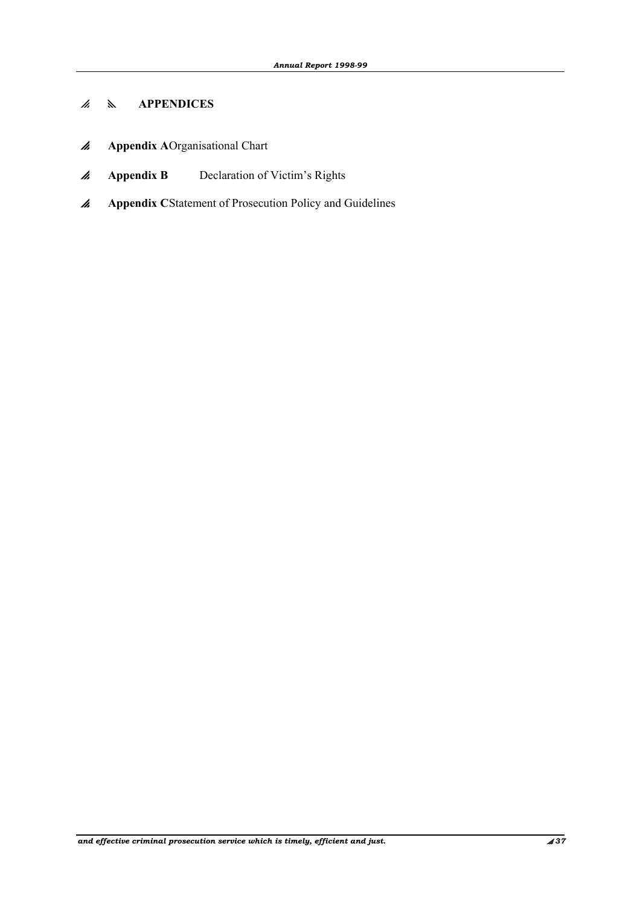# APPENDICES

- **Appendix A** Organisational Chart
- **Appendix B** Declaration of Victim's Rights
- **Appendix C** Statement of Prosecution Policy and Guidelines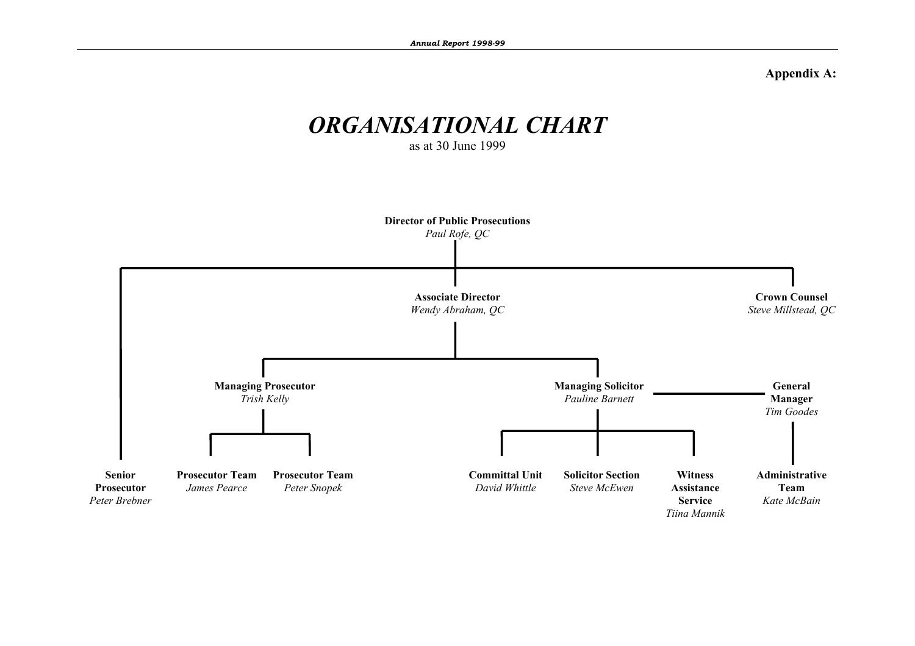**Appendix A:**

# *ORGANISATIONAL CHART*

as at 30 June 1999

**Director of Public Prosecutions**
*Paul Rofe, QC*

- **Senior Prosecutor** — *Peter Brebner*
- **Associate Director** — *Wendy Abraham, QC*
  - **Managing Prosecutor** — *Trish Kelly*
    - **Prosecutor Team** — *James Pearce*
    - **Prosecutor Team** — *Peter Snopek*
  - **Managing Solicitor** — *Pauline Barnett*
    - **Committal Unit** — *David Whittle*
    - **Solicitor Section** — *Steve McEwen*
    - **Witness Assistance Service** — *Tiina Mannik*
  - **General Manager** — *Tim Goodes*
    - **Administrative Team** — *Kate McBain*
- **Crown Counsel** — *Steve Millstead, QC*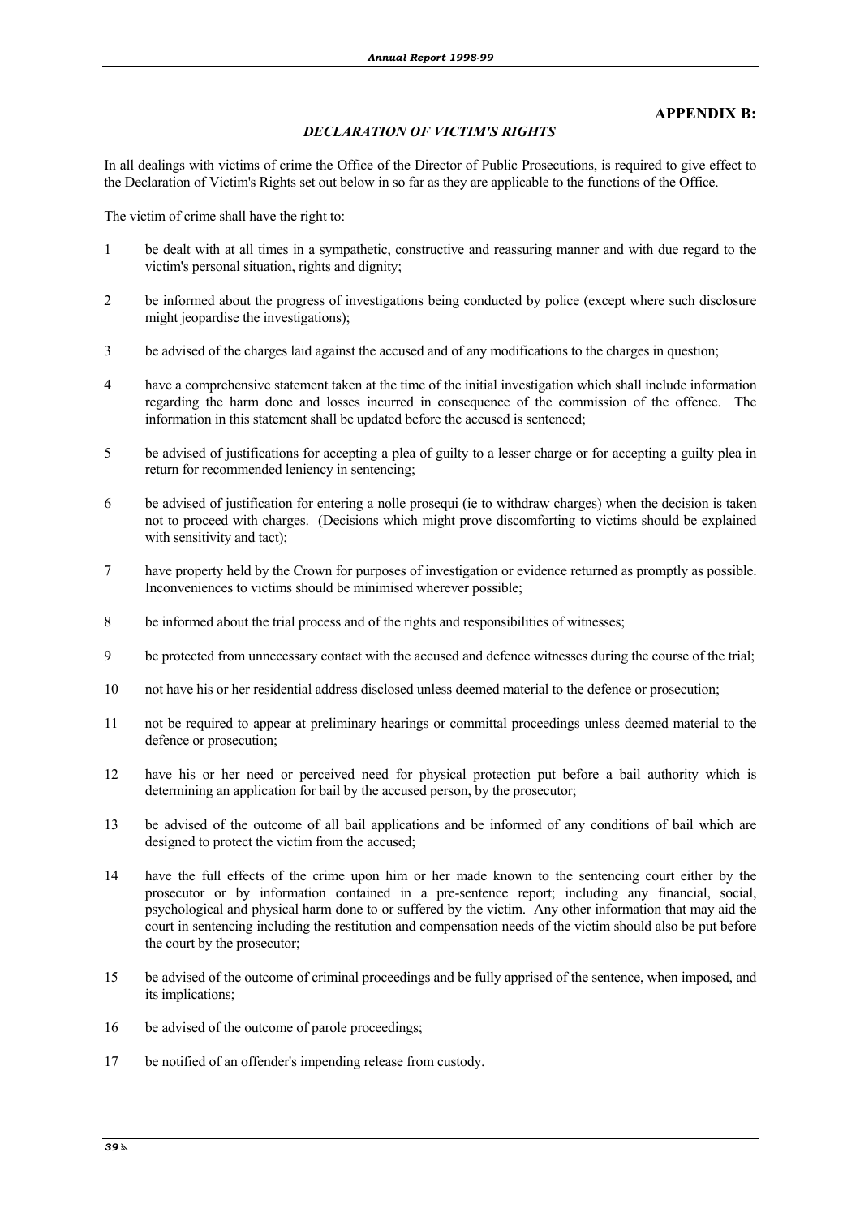## APPENDIX B:

### *DECLARATION OF VICTIM'S RIGHTS*

In all dealings with victims of crime the Office of the Director of Public Prosecutions, is required to give effect to the Declaration of Victim's Rights set out below in so far as they are applicable to the functions of the Office.

The victim of crime shall have the right to:

1. be dealt with at all times in a sympathetic, constructive and reassuring manner and with due regard to the victim's personal situation, rights and dignity;
2. be informed about the progress of investigations being conducted by police (except where such disclosure might jeopardise the investigations);
3. be advised of the charges laid against the accused and of any modifications to the charges in question;
4. have a comprehensive statement taken at the time of the initial investigation which shall include information regarding the harm done and losses incurred in consequence of the commission of the offence. The information in this statement shall be updated before the accused is sentenced;
5. be advised of justifications for accepting a plea of guilty to a lesser charge or for accepting a guilty plea in return for recommended leniency in sentencing;
6. be advised of justification for entering a nolle prosequi (ie to withdraw charges) when the decision is taken not to proceed with charges. (Decisions which might prove discomforting to victims should be explained with sensitivity and tact);
7. have property held by the Crown for purposes of investigation or evidence returned as promptly as possible. Inconveniences to victims should be minimised wherever possible;
8. be informed about the trial process and of the rights and responsibilities of witnesses;
9. be protected from unnecessary contact with the accused and defence witnesses during the course of the trial;
10. not have his or her residential address disclosed unless deemed material to the defence or prosecution;
11. not be required to appear at preliminary hearings or committal proceedings unless deemed material to the defence or prosecution;
12. have his or her need or perceived need for physical protection put before a bail authority which is determining an application for bail by the accused person, by the prosecutor;
13. be advised of the outcome of all bail applications and be informed of any conditions of bail which are designed to protect the victim from the accused;
14. have the full effects of the crime upon him or her made known to the sentencing court either by the prosecutor or by information contained in a pre-sentence report; including any financial, social, psychological and physical harm done to or suffered by the victim. Any other information that may aid the court in sentencing including the restitution and compensation needs of the victim should also be put before the court by the prosecutor;
15. be advised of the outcome of criminal proceedings and be fully apprised of the sentence, when imposed, and its implications;
16. be advised of the outcome of parole proceedings;
17. be notified of an offender's impending release from custody.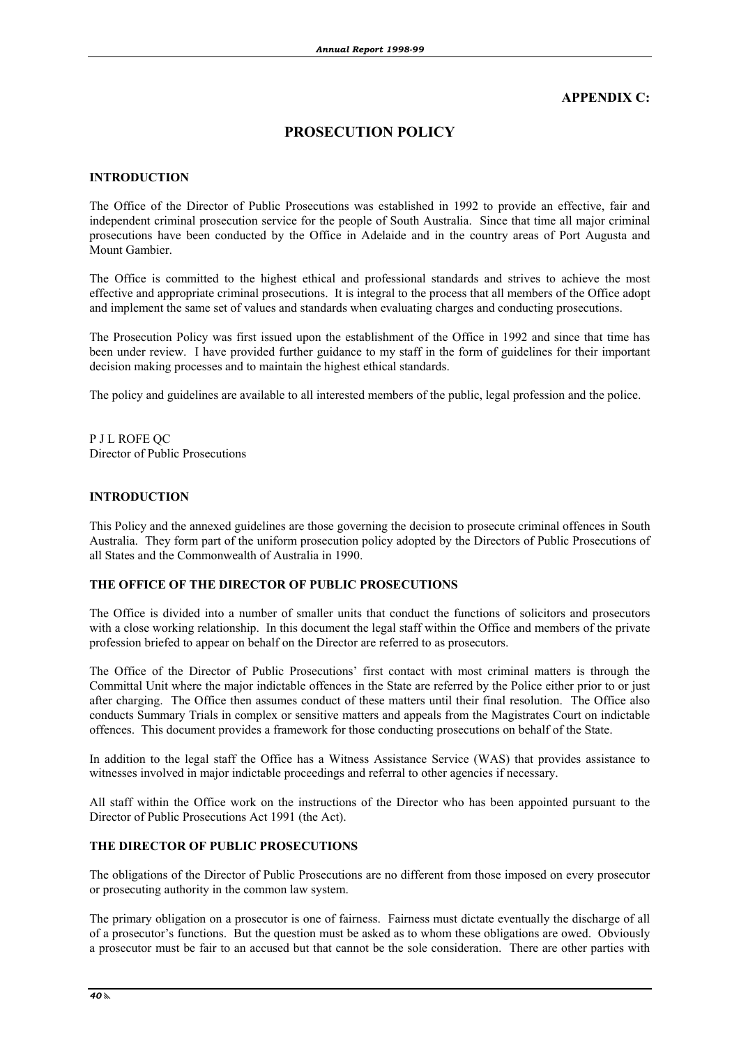**APPENDIX C:**

# PROSECUTION POLICY

## INTRODUCTION

The Office of the Director of Public Prosecutions was established in 1992 to provide an effective, fair and independent criminal prosecution service for the people of South Australia. Since that time all major criminal prosecutions have been conducted by the Office in Adelaide and in the country areas of Port Augusta and Mount Gambier.

The Office is committed to the highest ethical and professional standards and strives to achieve the most effective and appropriate criminal prosecutions. It is integral to the process that all members of the Office adopt and implement the same set of values and standards when evaluating charges and conducting prosecutions.

The Prosecution Policy was first issued upon the establishment of the Office in 1992 and since that time has been under review. I have provided further guidance to my staff in the form of guidelines for their important decision making processes and to maintain the highest ethical standards.

The policy and guidelines are available to all interested members of the public, legal profession and the police.

P J L ROFE QC
Director of Public Prosecutions

## INTRODUCTION

This Policy and the annexed guidelines are those governing the decision to prosecute criminal offences in South Australia. They form part of the uniform prosecution policy adopted by the Directors of Public Prosecutions of all States and the Commonwealth of Australia in 1990.

## THE OFFICE OF THE DIRECTOR OF PUBLIC PROSECUTIONS

The Office is divided into a number of smaller units that conduct the functions of solicitors and prosecutors with a close working relationship. In this document the legal staff within the Office and members of the private profession briefed to appear on behalf on the Director are referred to as prosecutors.

The Office of the Director of Public Prosecutions' first contact with most criminal matters is through the Committal Unit where the major indictable offences in the State are referred by the Police either prior to or just after charging. The Office then assumes conduct of these matters until their final resolution. The Office also conducts Summary Trials in complex or sensitive matters and appeals from the Magistrates Court on indictable offences. This document provides a framework for those conducting prosecutions on behalf of the State.

In addition to the legal staff the Office has a Witness Assistance Service (WAS) that provides assistance to witnesses involved in major indictable proceedings and referral to other agencies if necessary.

All staff within the Office work on the instructions of the Director who has been appointed pursuant to the Director of Public Prosecutions Act 1991 (the Act).

## THE DIRECTOR OF PUBLIC PROSECUTIONS

The obligations of the Director of Public Prosecutions are no different from those imposed on every prosecutor or prosecuting authority in the common law system.

The primary obligation on a prosecutor is one of fairness. Fairness must dictate eventually the discharge of all of a prosecutor's functions. But the question must be asked as to whom these obligations are owed. Obviously a prosecutor must be fair to an accused but that cannot be the sole consideration. There are other parties with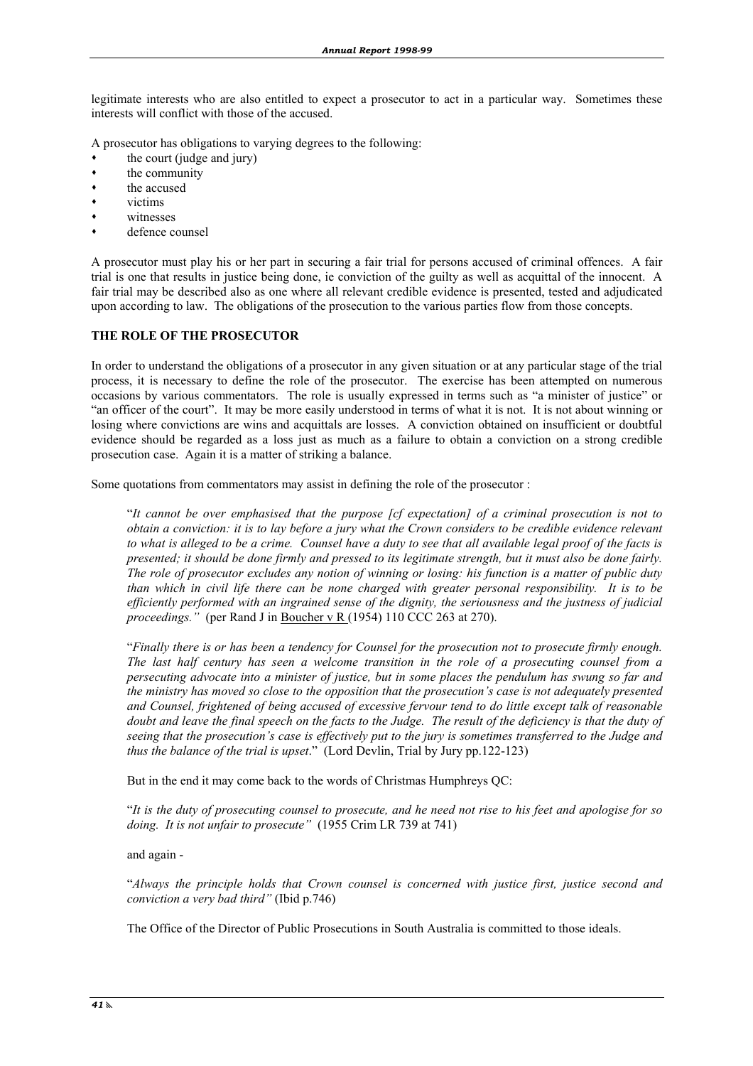legitimate interests who are also entitled to expect a prosecutor to act in a particular way. Sometimes these interests will conflict with those of the accused.

A prosecutor has obligations to varying degrees to the following:

- the court (judge and jury)
- the community
- the accused
- victims
- witnesses
- defence counsel

A prosecutor must play his or her part in securing a fair trial for persons accused of criminal offences. A fair trial is one that results in justice being done, ie conviction of the guilty as well as acquittal of the innocent. A fair trial may be described also as one where all relevant credible evidence is presented, tested and adjudicated upon according to law. The obligations of the prosecution to the various parties flow from those concepts.

## THE ROLE OF THE PROSECUTOR

In order to understand the obligations of a prosecutor in any given situation or at any particular stage of the trial process, it is necessary to define the role of the prosecutor. The exercise has been attempted on numerous occasions by various commentators. The role is usually expressed in terms such as "a minister of justice" or "an officer of the court". It may be more easily understood in terms of what it is not. It is not about winning or losing where convictions are wins and acquittals are losses. A conviction obtained on insufficient or doubtful evidence should be regarded as a loss just as much as a failure to obtain a conviction on a strong credible prosecution case. Again it is a matter of striking a balance.

Some quotations from commentators may assist in defining the role of the prosecutor :

> "*It cannot be over emphasised that the purpose [cf expectation] of a criminal prosecution is not to obtain a conviction: it is to lay before a jury what the Crown considers to be credible evidence relevant to what is alleged to be a crime. Counsel have a duty to see that all available legal proof of the facts is presented; it should be done firmly and pressed to its legitimate strength, but it must also be done fairly. The role of prosecutor excludes any notion of winning or losing: his function is a matter of public duty than which in civil life there can be none charged with greater personal responsibility. It is to be efficiently performed with an ingrained sense of the dignity, the seriousness and the justness of judicial proceedings."* (per Rand J in Boucher v R (1954) 110 CCC 263 at 270).
>
> "*Finally there is or has been a tendency for Counsel for the prosecution not to prosecute firmly enough. The last half century has seen a welcome transition in the role of a prosecuting counsel from a persecuting advocate into a minister of justice, but in some places the pendulum has swung so far and the ministry has moved so close to the opposition that the prosecution's case is not adequately presented and Counsel, frightened of being accused of excessive fervour tend to do little except talk of reasonable doubt and leave the final speech on the facts to the Judge. The result of the deficiency is that the duty of seeing that the prosecution's case is effectively put to the jury is sometimes transferred to the Judge and thus the balance of the trial is upset*." (Lord Devlin, Trial by Jury pp.122-123)
>
> But in the end it may come back to the words of Christmas Humphreys QC:
>
> "*It is the duty of prosecuting counsel to prosecute, and he need not rise to his feet and apologise for so doing. It is not unfair to prosecute"* (1955 Crim LR 739 at 741)
>
> and again -
>
> "*Always the principle holds that Crown counsel is concerned with justice first, justice second and conviction a very bad third"* (Ibid p.746)

The Office of the Director of Public Prosecutions in South Australia is committed to those ideals.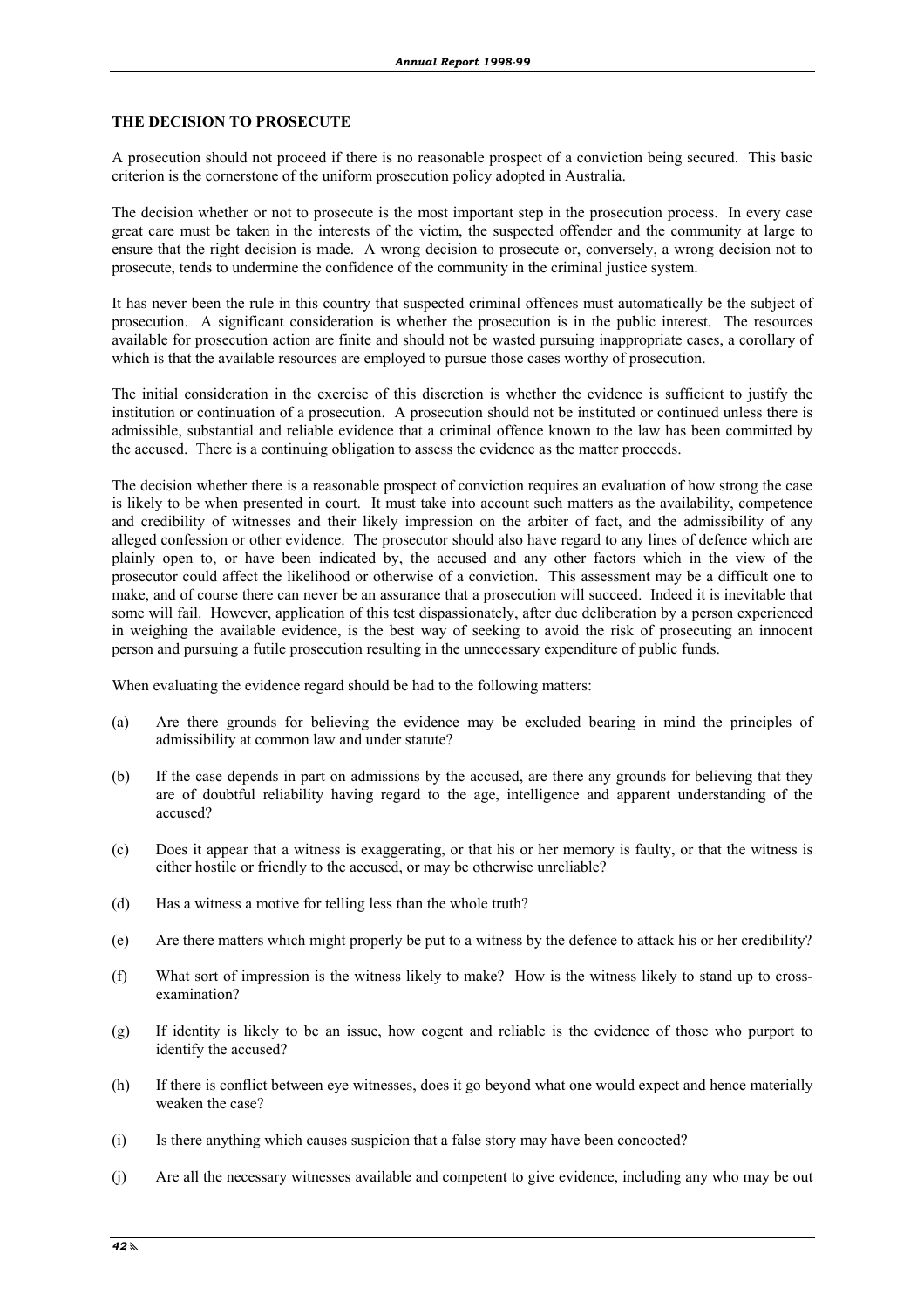## THE DECISION TO PROSECUTE

A prosecution should not proceed if there is no reasonable prospect of a conviction being secured. This basic criterion is the cornerstone of the uniform prosecution policy adopted in Australia.

The decision whether or not to prosecute is the most important step in the prosecution process. In every case great care must be taken in the interests of the victim, the suspected offender and the community at large to ensure that the right decision is made. A wrong decision to prosecute or, conversely, a wrong decision not to prosecute, tends to undermine the confidence of the community in the criminal justice system.

It has never been the rule in this country that suspected criminal offences must automatically be the subject of prosecution. A significant consideration is whether the prosecution is in the public interest. The resources available for prosecution action are finite and should not be wasted pursuing inappropriate cases, a corollary of which is that the available resources are employed to pursue those cases worthy of prosecution.

The initial consideration in the exercise of this discretion is whether the evidence is sufficient to justify the institution or continuation of a prosecution. A prosecution should not be instituted or continued unless there is admissible, substantial and reliable evidence that a criminal offence known to the law has been committed by the accused. There is a continuing obligation to assess the evidence as the matter proceeds.

The decision whether there is a reasonable prospect of conviction requires an evaluation of how strong the case is likely to be when presented in court. It must take into account such matters as the availability, competence and credibility of witnesses and their likely impression on the arbiter of fact, and the admissibility of any alleged confession or other evidence. The prosecutor should also have regard to any lines of defence which are plainly open to, or have been indicated by, the accused and any other factors which in the view of the prosecutor could affect the likelihood or otherwise of a conviction. This assessment may be a difficult one to make, and of course there can never be an assurance that a prosecution will succeed. Indeed it is inevitable that some will fail. However, application of this test dispassionately, after due deliberation by a person experienced in weighing the available evidence, is the best way of seeking to avoid the risk of prosecuting an innocent person and pursuing a futile prosecution resulting in the unnecessary expenditure of public funds.

When evaluating the evidence regard should be had to the following matters:

(a) Are there grounds for believing the evidence may be excluded bearing in mind the principles of admissibility at common law and under statute?

(b) If the case depends in part on admissions by the accused, are there any grounds for believing that they are of doubtful reliability having regard to the age, intelligence and apparent understanding of the accused?

(c) Does it appear that a witness is exaggerating, or that his or her memory is faulty, or that the witness is either hostile or friendly to the accused, or may be otherwise unreliable?

(d) Has a witness a motive for telling less than the whole truth?

(e) Are there matters which might properly be put to a witness by the defence to attack his or her credibility?

(f) What sort of impression is the witness likely to make? How is the witness likely to stand up to cross-examination?

(g) If identity is likely to be an issue, how cogent and reliable is the evidence of those who purport to identify the accused?

(h) If there is conflict between eye witnesses, does it go beyond what one would expect and hence materially weaken the case?

(i) Is there anything which causes suspicion that a false story may have been concocted?

(j) Are all the necessary witnesses available and competent to give evidence, including any who may be out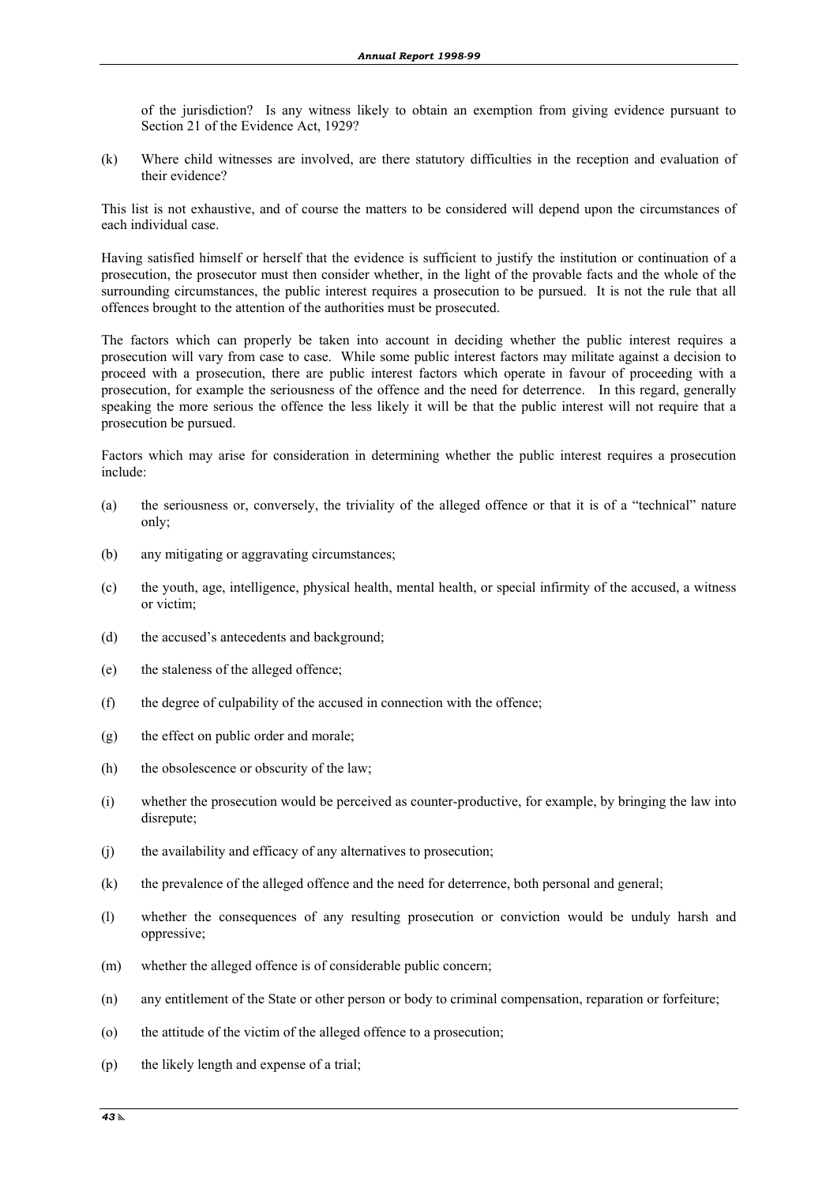of the jurisdiction? Is any witness likely to obtain an exemption from giving evidence pursuant to Section 21 of the Evidence Act, 1929?

(k) Where child witnesses are involved, are there statutory difficulties in the reception and evaluation of their evidence?

This list is not exhaustive, and of course the matters to be considered will depend upon the circumstances of each individual case.

Having satisfied himself or herself that the evidence is sufficient to justify the institution or continuation of a prosecution, the prosecutor must then consider whether, in the light of the provable facts and the whole of the surrounding circumstances, the public interest requires a prosecution to be pursued. It is not the rule that all offences brought to the attention of the authorities must be prosecuted.

The factors which can properly be taken into account in deciding whether the public interest requires a prosecution will vary from case to case. While some public interest factors may militate against a decision to proceed with a prosecution, there are public interest factors which operate in favour of proceeding with a prosecution, for example the seriousness of the offence and the need for deterrence. In this regard, generally speaking the more serious the offence the less likely it will be that the public interest will not require that a prosecution be pursued.

Factors which may arise for consideration in determining whether the public interest requires a prosecution include:

(a) the seriousness or, conversely, the triviality of the alleged offence or that it is of a "technical" nature only;

(b) any mitigating or aggravating circumstances;

(c) the youth, age, intelligence, physical health, mental health, or special infirmity of the accused, a witness or victim;

(d) the accused's antecedents and background;

(e) the staleness of the alleged offence;

(f) the degree of culpability of the accused in connection with the offence;

(g) the effect on public order and morale;

(h) the obsolescence or obscurity of the law;

(i) whether the prosecution would be perceived as counter-productive, for example, by bringing the law into disrepute;

(j) the availability and efficacy of any alternatives to prosecution;

(k) the prevalence of the alleged offence and the need for deterrence, both personal and general;

(l) whether the consequences of any resulting prosecution or conviction would be unduly harsh and oppressive;

(m) whether the alleged offence is of considerable public concern;

(n) any entitlement of the State or other person or body to criminal compensation, reparation or forfeiture;

(o) the attitude of the victim of the alleged offence to a prosecution;

(p) the likely length and expense of a trial;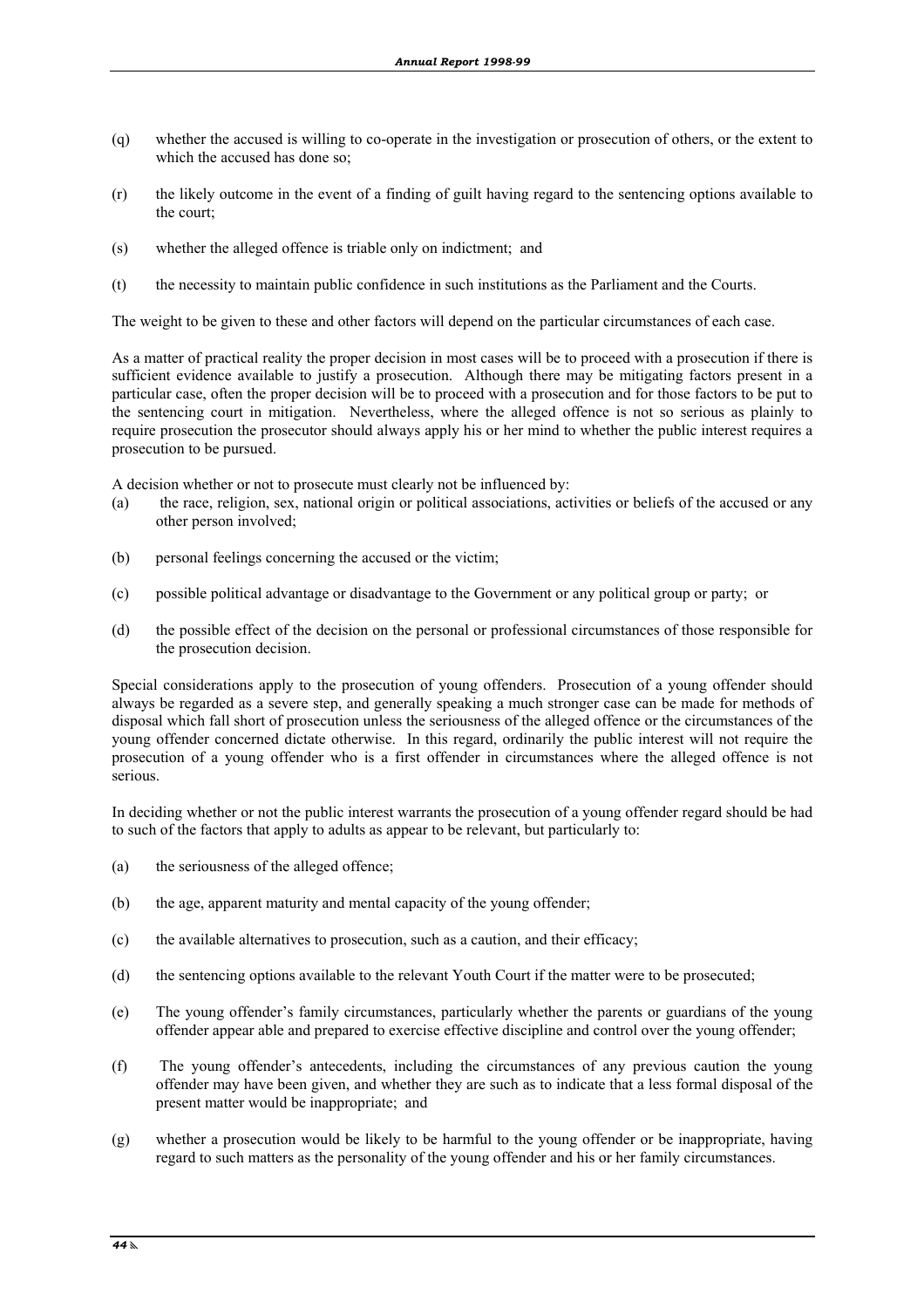(q) whether the accused is willing to co-operate in the investigation or prosecution of others, or the extent to which the accused has done so;

(r) the likely outcome in the event of a finding of guilt having regard to the sentencing options available to the court;

(s) whether the alleged offence is triable only on indictment; and

(t) the necessity to maintain public confidence in such institutions as the Parliament and the Courts.

The weight to be given to these and other factors will depend on the particular circumstances of each case.

As a matter of practical reality the proper decision in most cases will be to proceed with a prosecution if there is sufficient evidence available to justify a prosecution. Although there may be mitigating factors present in a particular case, often the proper decision will be to proceed with a prosecution and for those factors to be put to the sentencing court in mitigation. Nevertheless, where the alleged offence is not so serious as plainly to require prosecution the prosecutor should always apply his or her mind to whether the public interest requires a prosecution to be pursued.

A decision whether or not to prosecute must clearly not be influenced by:

(a) the race, religion, sex, national origin or political associations, activities or beliefs of the accused or any other person involved;

(b) personal feelings concerning the accused or the victim;

(c) possible political advantage or disadvantage to the Government or any political group or party; or

(d) the possible effect of the decision on the personal or professional circumstances of those responsible for the prosecution decision.

Special considerations apply to the prosecution of young offenders. Prosecution of a young offender should always be regarded as a severe step, and generally speaking a much stronger case can be made for methods of disposal which fall short of prosecution unless the seriousness of the alleged offence or the circumstances of the young offender concerned dictate otherwise. In this regard, ordinarily the public interest will not require the prosecution of a young offender who is a first offender in circumstances where the alleged offence is not serious.

In deciding whether or not the public interest warrants the prosecution of a young offender regard should be had to such of the factors that apply to adults as appear to be relevant, but particularly to:

(a) the seriousness of the alleged offence;

(b) the age, apparent maturity and mental capacity of the young offender;

(c) the available alternatives to prosecution, such as a caution, and their efficacy;

(d) the sentencing options available to the relevant Youth Court if the matter were to be prosecuted;

(e) The young offender's family circumstances, particularly whether the parents or guardians of the young offender appear able and prepared to exercise effective discipline and control over the young offender;

(f) The young offender's antecedents, including the circumstances of any previous caution the young offender may have been given, and whether they are such as to indicate that a less formal disposal of the present matter would be inappropriate; and

(g) whether a prosecution would be likely to be harmful to the young offender or be inappropriate, having regard to such matters as the personality of the young offender and his or her family circumstances.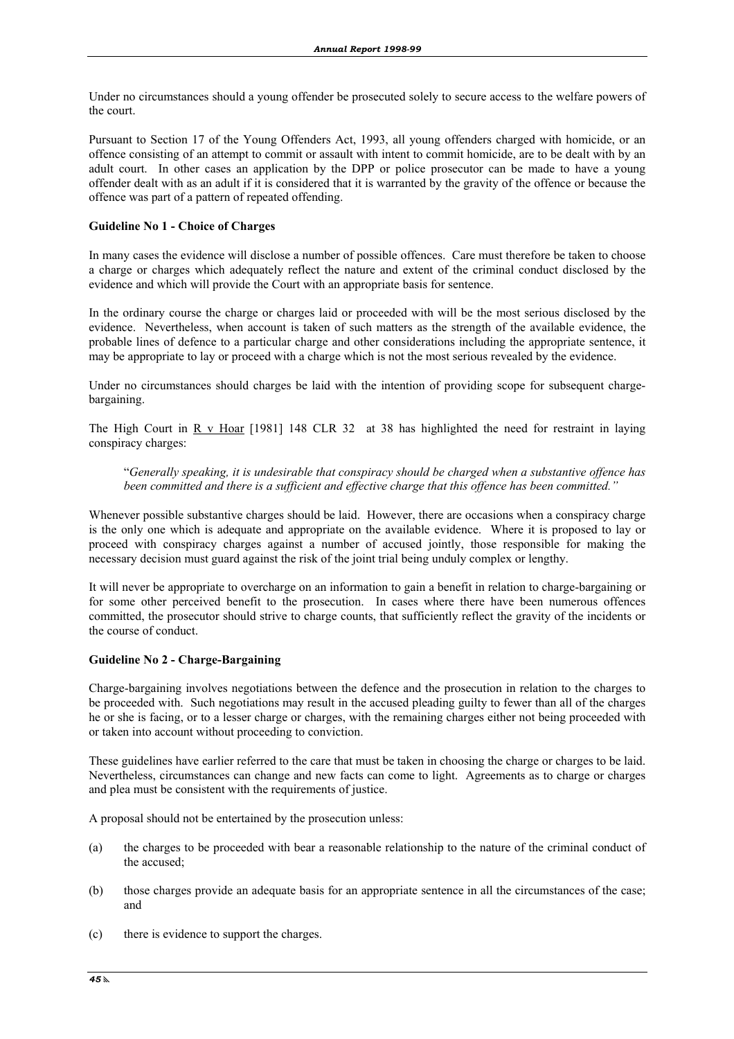Under no circumstances should a young offender be prosecuted solely to secure access to the welfare powers of the court.

Pursuant to Section 17 of the Young Offenders Act, 1993, all young offenders charged with homicide, or an offence consisting of an attempt to commit or assault with intent to commit homicide, are to be dealt with by an adult court. In other cases an application by the DPP or police prosecutor can be made to have a young offender dealt with as an adult if it is considered that it is warranted by the gravity of the offence or because the offence was part of a pattern of repeated offending.

**Guideline No 1 - Choice of Charges**

In many cases the evidence will disclose a number of possible offences. Care must therefore be taken to choose a charge or charges which adequately reflect the nature and extent of the criminal conduct disclosed by the evidence and which will provide the Court with an appropriate basis for sentence.

In the ordinary course the charge or charges laid or proceeded with will be the most serious disclosed by the evidence. Nevertheless, when account is taken of such matters as the strength of the available evidence, the probable lines of defence to a particular charge and other considerations including the appropriate sentence, it may be appropriate to lay or proceed with a charge which is not the most serious revealed by the evidence.

Under no circumstances should charges be laid with the intention of providing scope for subsequent charge-bargaining.

The High Court in R v Hoar [1981] 148 CLR 32 at 38 has highlighted the need for restraint in laying conspiracy charges:

> "*Generally speaking, it is undesirable that conspiracy should be charged when a substantive offence has been committed and there is a sufficient and effective charge that this offence has been committed.*"

Whenever possible substantive charges should be laid. However, there are occasions when a conspiracy charge is the only one which is adequate and appropriate on the available evidence. Where it is proposed to lay or proceed with conspiracy charges against a number of accused jointly, those responsible for making the necessary decision must guard against the risk of the joint trial being unduly complex or lengthy.

It will never be appropriate to overcharge on an information to gain a benefit in relation to charge-bargaining or for some other perceived benefit to the prosecution. In cases where there have been numerous offences committed, the prosecutor should strive to charge counts, that sufficiently reflect the gravity of the incidents or the course of conduct.

**Guideline No 2 - Charge-Bargaining**

Charge-bargaining involves negotiations between the defence and the prosecution in relation to the charges to be proceeded with. Such negotiations may result in the accused pleading guilty to fewer than all of the charges he or she is facing, or to a lesser charge or charges, with the remaining charges either not being proceeded with or taken into account without proceeding to conviction.

These guidelines have earlier referred to the care that must be taken in choosing the charge or charges to be laid. Nevertheless, circumstances can change and new facts can come to light. Agreements as to charge or charges and plea must be consistent with the requirements of justice.

A proposal should not be entertained by the prosecution unless:

(a) the charges to be proceeded with bear a reasonable relationship to the nature of the criminal conduct of the accused;

(b) those charges provide an adequate basis for an appropriate sentence in all the circumstances of the case; and

(c) there is evidence to support the charges.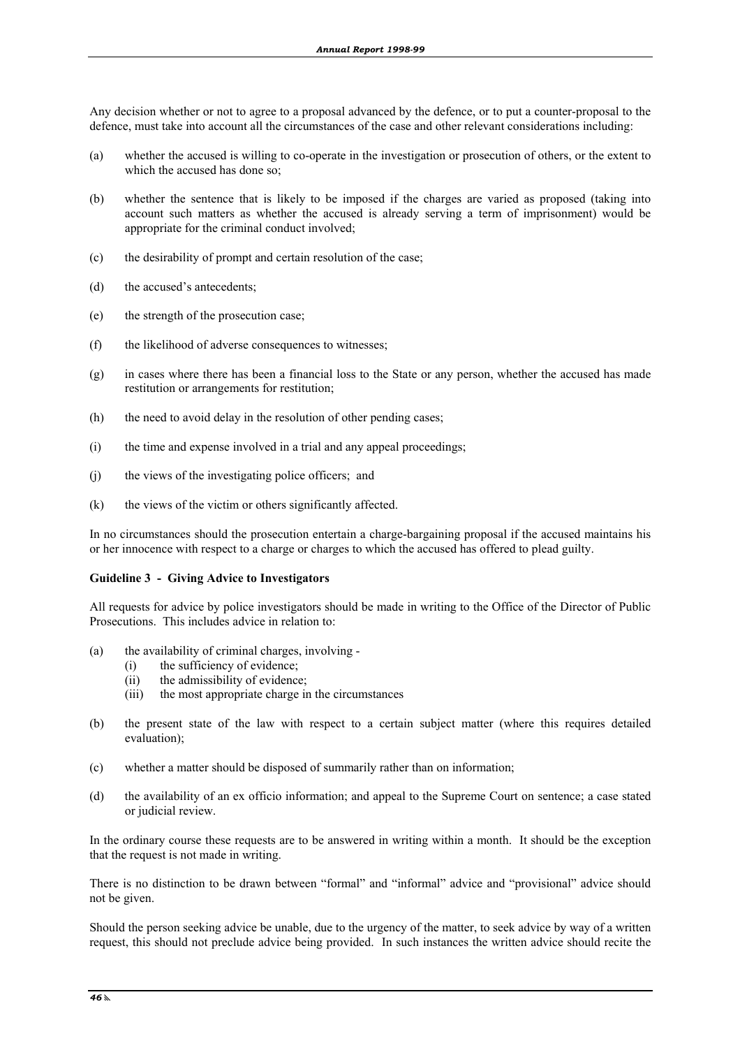Any decision whether or not to agree to a proposal advanced by the defence, or to put a counter-proposal to the defence, must take into account all the circumstances of the case and other relevant considerations including:

(a) whether the accused is willing to co-operate in the investigation or prosecution of others, or the extent to which the accused has done so;

(b) whether the sentence that is likely to be imposed if the charges are varied as proposed (taking into account such matters as whether the accused is already serving a term of imprisonment) would be appropriate for the criminal conduct involved;

(c) the desirability of prompt and certain resolution of the case;

(d) the accused's antecedents;

(e) the strength of the prosecution case;

(f) the likelihood of adverse consequences to witnesses;

(g) in cases where there has been a financial loss to the State or any person, whether the accused has made restitution or arrangements for restitution;

(h) the need to avoid delay in the resolution of other pending cases;

(i) the time and expense involved in a trial and any appeal proceedings;

(j) the views of the investigating police officers; and

(k) the views of the victim or others significantly affected.

In no circumstances should the prosecution entertain a charge-bargaining proposal if the accused maintains his or her innocence with respect to a charge or charges to which the accused has offered to plead guilty.

**Guideline 3 - Giving Advice to Investigators**

All requests for advice by police investigators should be made in writing to the Office of the Director of Public Prosecutions. This includes advice in relation to:

(a) the availability of criminal charges, involving -
   (i) the sufficiency of evidence;
   (ii) the admissibility of evidence;
   (iii) the most appropriate charge in the circumstances

(b) the present state of the law with respect to a certain subject matter (where this requires detailed evaluation);

(c) whether a matter should be disposed of summarily rather than on information;

(d) the availability of an ex officio information; and appeal to the Supreme Court on sentence; a case stated or judicial review.

In the ordinary course these requests are to be answered in writing within a month. It should be the exception that the request is not made in writing.

There is no distinction to be drawn between "formal" and "informal" advice and "provisional" advice should not be given.

Should the person seeking advice be unable, due to the urgency of the matter, to seek advice by way of a written request, this should not preclude advice being provided. In such instances the written advice should recite the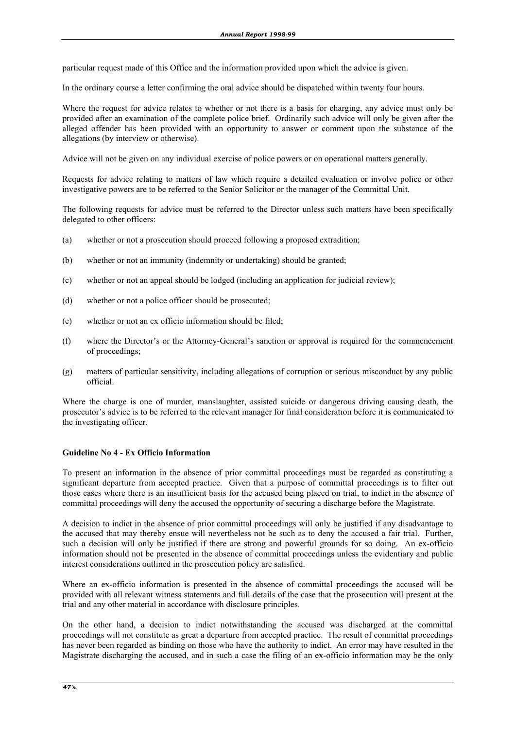particular request made of this Office and the information provided upon which the advice is given.

In the ordinary course a letter confirming the oral advice should be dispatched within twenty four hours.

Where the request for advice relates to whether or not there is a basis for charging, any advice must only be provided after an examination of the complete police brief. Ordinarily such advice will only be given after the alleged offender has been provided with an opportunity to answer or comment upon the substance of the allegations (by interview or otherwise).

Advice will not be given on any individual exercise of police powers or on operational matters generally.

Requests for advice relating to matters of law which require a detailed evaluation or involve police or other investigative powers are to be referred to the Senior Solicitor or the manager of the Committal Unit.

The following requests for advice must be referred to the Director unless such matters have been specifically delegated to other officers:

(a) whether or not a prosecution should proceed following a proposed extradition;

(b) whether or not an immunity (indemnity or undertaking) should be granted;

(c) whether or not an appeal should be lodged (including an application for judicial review);

(d) whether or not a police officer should be prosecuted;

(e) whether or not an ex officio information should be filed;

(f) where the Director's or the Attorney-General's sanction or approval is required for the commencement of proceedings;

(g) matters of particular sensitivity, including allegations of corruption or serious misconduct by any public official.

Where the charge is one of murder, manslaughter, assisted suicide or dangerous driving causing death, the prosecutor's advice is to be referred to the relevant manager for final consideration before it is communicated to the investigating officer.

### Guideline No 4 - Ex Officio Information

To present an information in the absence of prior committal proceedings must be regarded as constituting a significant departure from accepted practice. Given that a purpose of committal proceedings is to filter out those cases where there is an insufficient basis for the accused being placed on trial, to indict in the absence of committal proceedings will deny the accused the opportunity of securing a discharge before the Magistrate.

A decision to indict in the absence of prior committal proceedings will only be justified if any disadvantage to the accused that may thereby ensue will nevertheless not be such as to deny the accused a fair trial. Further, such a decision will only be justified if there are strong and powerful grounds for so doing. An ex-officio information should not be presented in the absence of committal proceedings unless the evidentiary and public interest considerations outlined in the prosecution policy are satisfied.

Where an ex-officio information is presented in the absence of committal proceedings the accused will be provided with all relevant witness statements and full details of the case that the prosecution will present at the trial and any other material in accordance with disclosure principles.

On the other hand, a decision to indict notwithstanding the accused was discharged at the committal proceedings will not constitute as great a departure from accepted practice. The result of committal proceedings has never been regarded as binding on those who have the authority to indict. An error may have resulted in the Magistrate discharging the accused, and in such a case the filing of an ex-officio information may be the only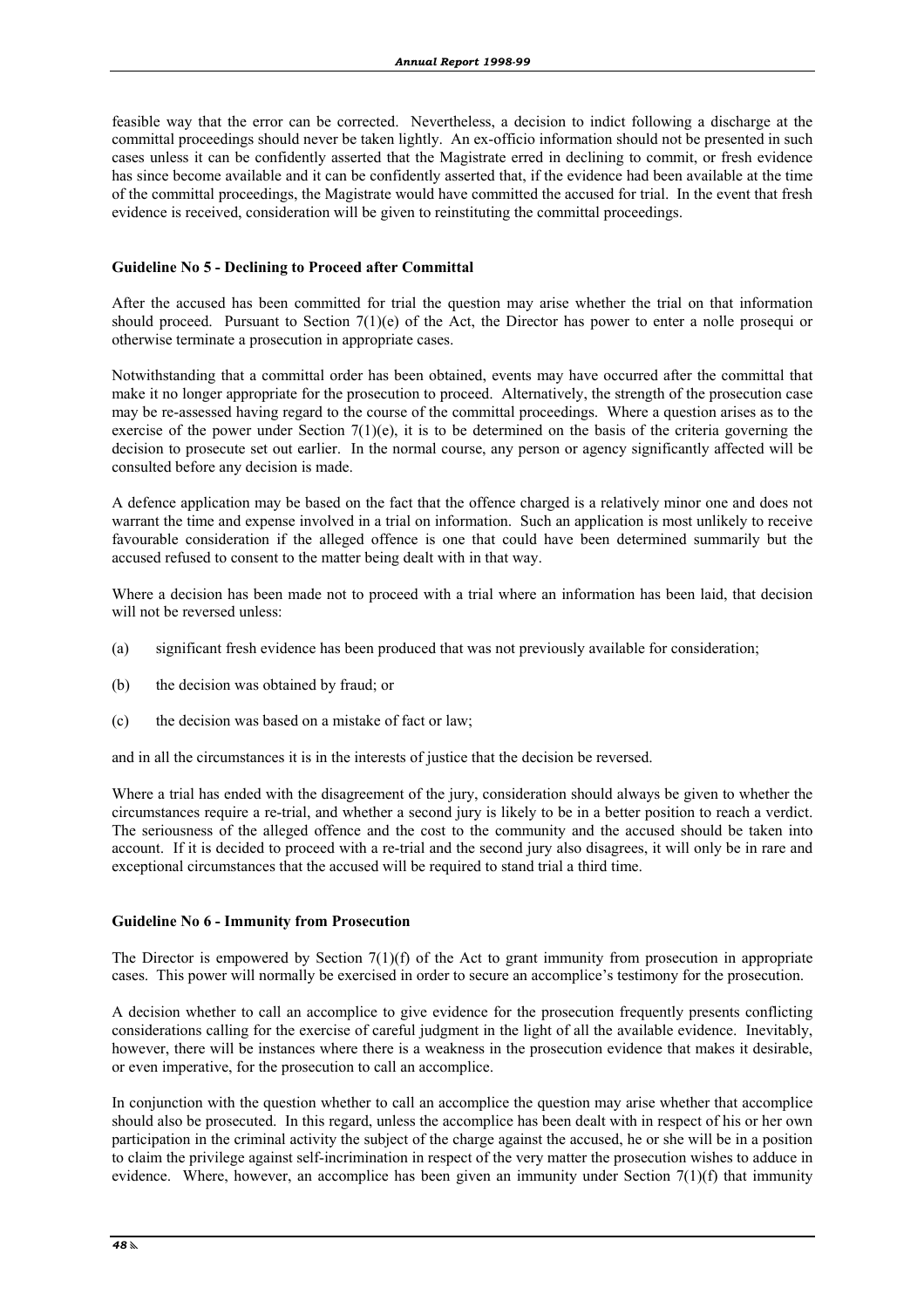feasible way that the error can be corrected. Nevertheless, a decision to indict following a discharge at the committal proceedings should never be taken lightly. An ex-officio information should not be presented in such cases unless it can be confidently asserted that the Magistrate erred in declining to commit, or fresh evidence has since become available and it can be confidently asserted that, if the evidence had been available at the time of the committal proceedings, the Magistrate would have committed the accused for trial. In the event that fresh evidence is received, consideration will be given to reinstituting the committal proceedings.

**Guideline No 5 - Declining to Proceed after Committal**

After the accused has been committed for trial the question may arise whether the trial on that information should proceed. Pursuant to Section 7(1)(e) of the Act, the Director has power to enter a nolle prosequi or otherwise terminate a prosecution in appropriate cases.

Notwithstanding that a committal order has been obtained, events may have occurred after the committal that make it no longer appropriate for the prosecution to proceed. Alternatively, the strength of the prosecution case may be re-assessed having regard to the course of the committal proceedings. Where a question arises as to the exercise of the power under Section 7(1)(e), it is to be determined on the basis of the criteria governing the decision to prosecute set out earlier. In the normal course, any person or agency significantly affected will be consulted before any decision is made.

A defence application may be based on the fact that the offence charged is a relatively minor one and does not warrant the time and expense involved in a trial on information. Such an application is most unlikely to receive favourable consideration if the alleged offence is one that could have been determined summarily but the accused refused to consent to the matter being dealt with in that way.

Where a decision has been made not to proceed with a trial where an information has been laid, that decision will not be reversed unless:

(a) significant fresh evidence has been produced that was not previously available for consideration;

(b) the decision was obtained by fraud; or

(c) the decision was based on a mistake of fact or law;

and in all the circumstances it is in the interests of justice that the decision be reversed.

Where a trial has ended with the disagreement of the jury, consideration should always be given to whether the circumstances require a re-trial, and whether a second jury is likely to be in a better position to reach a verdict. The seriousness of the alleged offence and the cost to the community and the accused should be taken into account. If it is decided to proceed with a re-trial and the second jury also disagrees, it will only be in rare and exceptional circumstances that the accused will be required to stand trial a third time.

**Guideline No 6 - Immunity from Prosecution**

The Director is empowered by Section 7(1)(f) of the Act to grant immunity from prosecution in appropriate cases. This power will normally be exercised in order to secure an accomplice's testimony for the prosecution.

A decision whether to call an accomplice to give evidence for the prosecution frequently presents conflicting considerations calling for the exercise of careful judgment in the light of all the available evidence. Inevitably, however, there will be instances where there is a weakness in the prosecution evidence that makes it desirable, or even imperative, for the prosecution to call an accomplice.

In conjunction with the question whether to call an accomplice the question may arise whether that accomplice should also be prosecuted. In this regard, unless the accomplice has been dealt with in respect of his or her own participation in the criminal activity the subject of the charge against the accused, he or she will be in a position to claim the privilege against self-incrimination in respect of the very matter the prosecution wishes to adduce in evidence. Where, however, an accomplice has been given an immunity under Section 7(1)(f) that immunity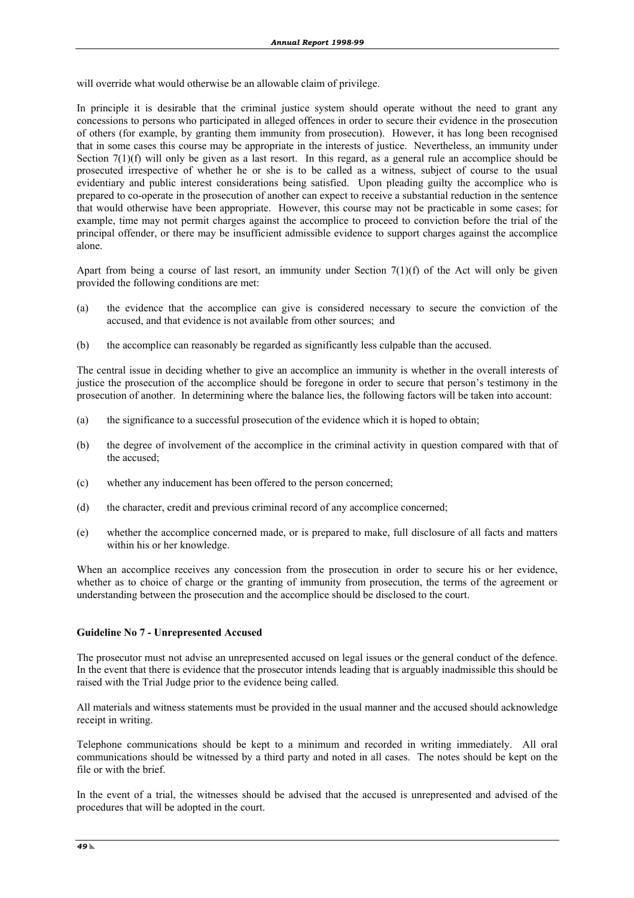will override what would otherwise be an allowable claim of privilege.

In principle it is desirable that the criminal justice system should operate without the need to grant any concessions to persons who participated in alleged offences in order to secure their evidence in the prosecution of others (for example, by granting them immunity from prosecution). However, it has long been recognised that in some cases this course may be appropriate in the interests of justice. Nevertheless, an immunity under Section 7(1)(f) will only be given as a last resort. In this regard, as a general rule an accomplice should be prosecuted irrespective of whether he or she is to be called as a witness, subject of course to the usual evidentiary and public interest considerations being satisfied. Upon pleading guilty the accomplice who is prepared to co-operate in the prosecution of another can expect to receive a substantial reduction in the sentence that would otherwise have been appropriate. However, this course may not be practicable in some cases; for example, time may not permit charges against the accomplice to proceed to conviction before the trial of the principal offender, or there may be insufficient admissible evidence to support charges against the accomplice alone.

Apart from being a course of last resort, an immunity under Section 7(1)(f) of the Act will only be given provided the following conditions are met:

(a) the evidence that the accomplice can give is considered necessary to secure the conviction of the accused, and that evidence is not available from other sources; and

(b) the accomplice can reasonably be regarded as significantly less culpable than the accused.

The central issue in deciding whether to give an accomplice an immunity is whether in the overall interests of justice the prosecution of the accomplice should be foregone in order to secure that person's testimony in the prosecution of another. In determining where the balance lies, the following factors will be taken into account:

(a) the significance to a successful prosecution of the evidence which it is hoped to obtain;

(b) the degree of involvement of the accomplice in the criminal activity in question compared with that of the accused;

(c) whether any inducement has been offered to the person concerned;

(d) the character, credit and previous criminal record of any accomplice concerned;

(e) whether the accomplice concerned made, or is prepared to make, full disclosure of all facts and matters within his or her knowledge.

When an accomplice receives any concession from the prosecution in order to secure his or her evidence, whether as to choice of charge or the granting of immunity from prosecution, the terms of the agreement or understanding between the prosecution and the accomplice should be disclosed to the court.

**Guideline No 7 - Unrepresented Accused**

The prosecutor must not advise an unrepresented accused on legal issues or the general conduct of the defence. In the event that there is evidence that the prosecutor intends leading that is arguably inadmissible this should be raised with the Trial Judge prior to the evidence being called.

All materials and witness statements must be provided in the usual manner and the accused should acknowledge receipt in writing.

Telephone communications should be kept to a minimum and recorded in writing immediately. All oral communications should be witnessed by a third party and noted in all cases. The notes should be kept on the file or with the brief.

In the event of a trial, the witnesses should be advised that the accused is unrepresented and advised of the procedures that will be adopted in the court.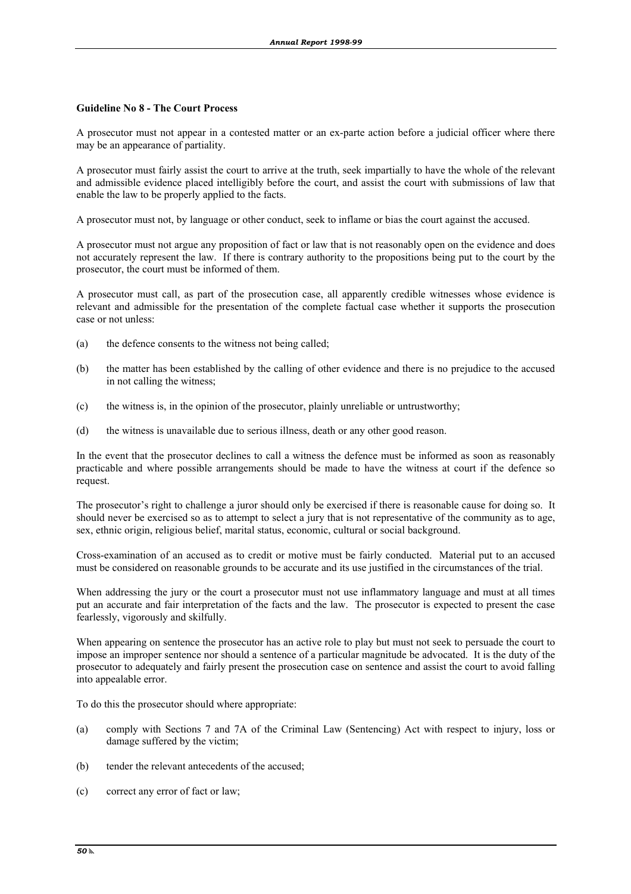**Guideline No 8 - The Court Process**

A prosecutor must not appear in a contested matter or an ex-parte action before a judicial officer where there may be an appearance of partiality.

A prosecutor must fairly assist the court to arrive at the truth, seek impartially to have the whole of the relevant and admissible evidence placed intelligibly before the court, and assist the court with submissions of law that enable the law to be properly applied to the facts.

A prosecutor must not, by language or other conduct, seek to inflame or bias the court against the accused.

A prosecutor must not argue any proposition of fact or law that is not reasonably open on the evidence and does not accurately represent the law. If there is contrary authority to the propositions being put to the court by the prosecutor, the court must be informed of them.

A prosecutor must call, as part of the prosecution case, all apparently credible witnesses whose evidence is relevant and admissible for the presentation of the complete factual case whether it supports the prosecution case or not unless:

(a) the defence consents to the witness not being called;

(b) the matter has been established by the calling of other evidence and there is no prejudice to the accused in not calling the witness;

(c) the witness is, in the opinion of the prosecutor, plainly unreliable or untrustworthy;

(d) the witness is unavailable due to serious illness, death or any other good reason.

In the event that the prosecutor declines to call a witness the defence must be informed as soon as reasonably practicable and where possible arrangements should be made to have the witness at court if the defence so request.

The prosecutor's right to challenge a juror should only be exercised if there is reasonable cause for doing so. It should never be exercised so as to attempt to select a jury that is not representative of the community as to age, sex, ethnic origin, religious belief, marital status, economic, cultural or social background.

Cross-examination of an accused as to credit or motive must be fairly conducted. Material put to an accused must be considered on reasonable grounds to be accurate and its use justified in the circumstances of the trial.

When addressing the jury or the court a prosecutor must not use inflammatory language and must at all times put an accurate and fair interpretation of the facts and the law. The prosecutor is expected to present the case fearlessly, vigorously and skilfully.

When appearing on sentence the prosecutor has an active role to play but must not seek to persuade the court to impose an improper sentence nor should a sentence of a particular magnitude be advocated. It is the duty of the prosecutor to adequately and fairly present the prosecution case on sentence and assist the court to avoid falling into appealable error.

To do this the prosecutor should where appropriate:

(a) comply with Sections 7 and 7A of the Criminal Law (Sentencing) Act with respect to injury, loss or damage suffered by the victim;

(b) tender the relevant antecedents of the accused;

(c) correct any error of fact or law;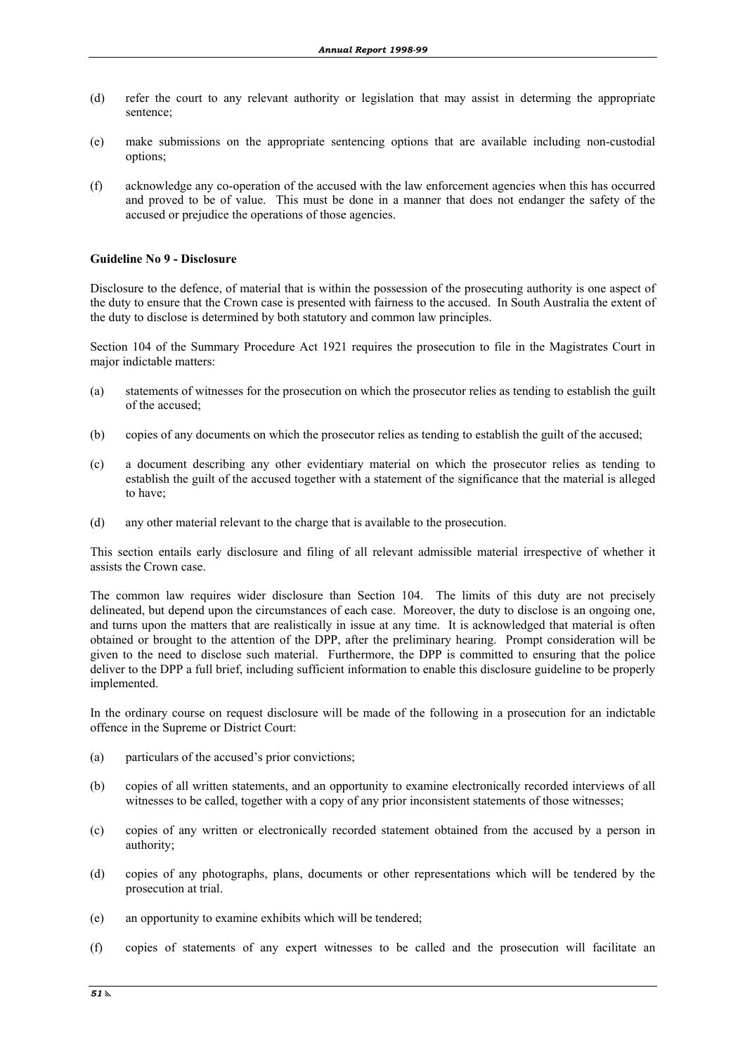(d) refer the court to any relevant authority or legislation that may assist in determing the appropriate sentence;

(e) make submissions on the appropriate sentencing options that are available including non-custodial options;

(f) acknowledge any co-operation of the accused with the law enforcement agencies when this has occurred and proved to be of value. This must be done in a manner that does not endanger the safety of the accused or prejudice the operations of those agencies.

**Guideline No 9 - Disclosure**

Disclosure to the defence, of material that is within the possession of the prosecuting authority is one aspect of the duty to ensure that the Crown case is presented with fairness to the accused. In South Australia the extent of the duty to disclose is determined by both statutory and common law principles.

Section 104 of the Summary Procedure Act 1921 requires the prosecution to file in the Magistrates Court in major indictable matters:

(a) statements of witnesses for the prosecution on which the prosecutor relies as tending to establish the guilt of the accused;

(b) copies of any documents on which the prosecutor relies as tending to establish the guilt of the accused;

(c) a document describing any other evidentiary material on which the prosecutor relies as tending to establish the guilt of the accused together with a statement of the significance that the material is alleged to have;

(d) any other material relevant to the charge that is available to the prosecution.

This section entails early disclosure and filing of all relevant admissible material irrespective of whether it assists the Crown case.

The common law requires wider disclosure than Section 104. The limits of this duty are not precisely delineated, but depend upon the circumstances of each case. Moreover, the duty to disclose is an ongoing one, and turns upon the matters that are realistically in issue at any time. It is acknowledged that material is often obtained or brought to the attention of the DPP, after the preliminary hearing. Prompt consideration will be given to the need to disclose such material. Furthermore, the DPP is committed to ensuring that the police deliver to the DPP a full brief, including sufficient information to enable this disclosure guideline to be properly implemented.

In the ordinary course on request disclosure will be made of the following in a prosecution for an indictable offence in the Supreme or District Court:

(a) particulars of the accused's prior convictions;

(b) copies of all written statements, and an opportunity to examine electronically recorded interviews of all witnesses to be called, together with a copy of any prior inconsistent statements of those witnesses;

(c) copies of any written or electronically recorded statement obtained from the accused by a person in authority;

(d) copies of any photographs, plans, documents or other representations which will be tendered by the prosecution at trial.

(e) an opportunity to examine exhibits which will be tendered;

(f) copies of statements of any expert witnesses to be called and the prosecution will facilitate an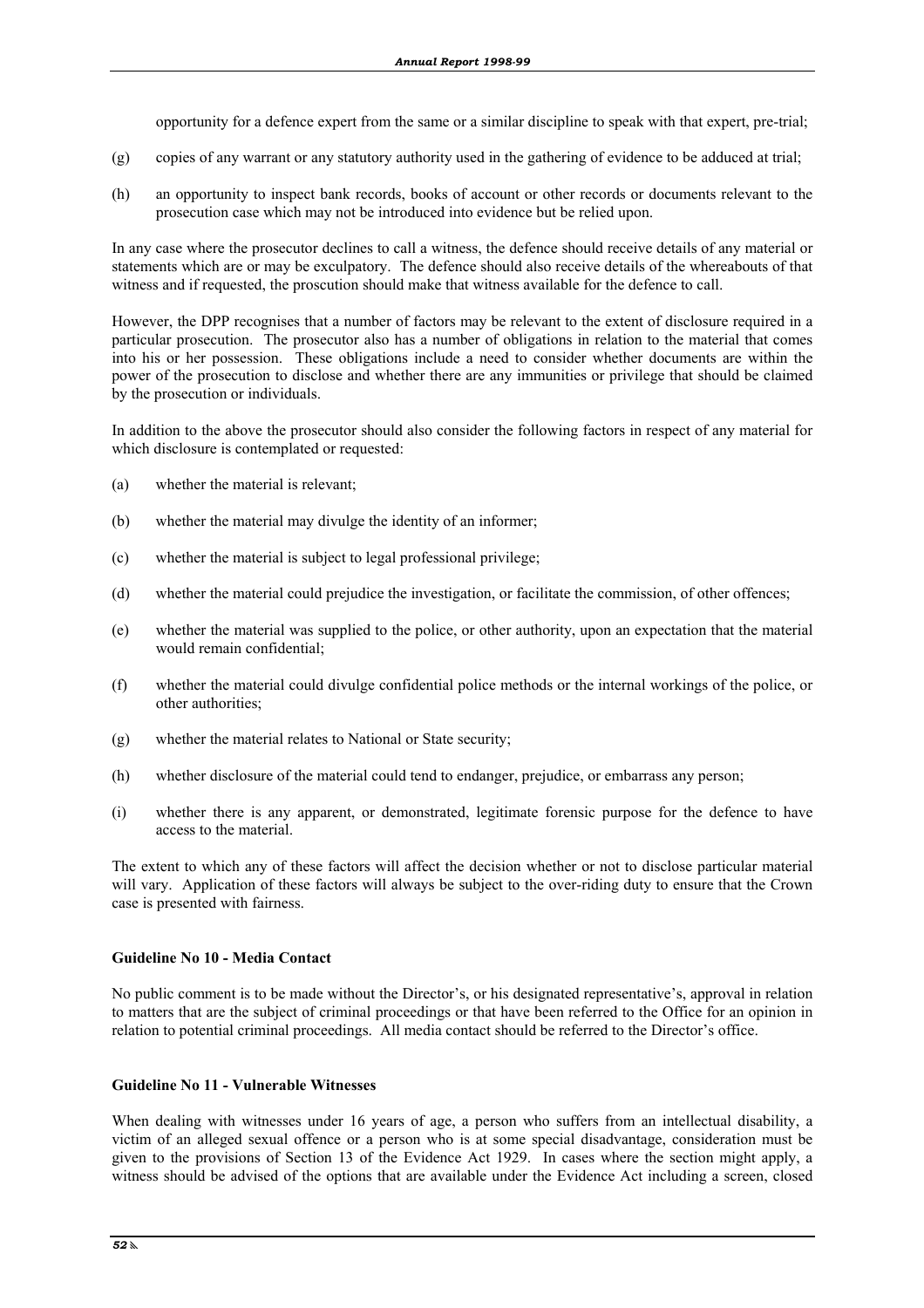opportunity for a defence expert from the same or a similar discipline to speak with that expert, pre-trial;

(g) copies of any warrant or any statutory authority used in the gathering of evidence to be adduced at trial;

(h) an opportunity to inspect bank records, books of account or other records or documents relevant to the prosecution case which may not be introduced into evidence but be relied upon.

In any case where the prosecutor declines to call a witness, the defence should receive details of any material or statements which are or may be exculpatory. The defence should also receive details of the whereabouts of that witness and if requested, the proscution should make that witness available for the defence to call.

However, the DPP recognises that a number of factors may be relevant to the extent of disclosure required in a particular prosecution. The prosecutor also has a number of obligations in relation to the material that comes into his or her possession. These obligations include a need to consider whether documents are within the power of the prosecution to disclose and whether there are any immunities or privilege that should be claimed by the prosecution or individuals.

In addition to the above the prosecutor should also consider the following factors in respect of any material for which disclosure is contemplated or requested:

(a) whether the material is relevant;

(b) whether the material may divulge the identity of an informer;

(c) whether the material is subject to legal professional privilege;

(d) whether the material could prejudice the investigation, or facilitate the commission, of other offences;

(e) whether the material was supplied to the police, or other authority, upon an expectation that the material would remain confidential;

(f) whether the material could divulge confidential police methods or the internal workings of the police, or other authorities;

(g) whether the material relates to National or State security;

(h) whether disclosure of the material could tend to endanger, prejudice, or embarrass any person;

(i) whether there is any apparent, or demonstrated, legitimate forensic purpose for the defence to have access to the material.

The extent to which any of these factors will affect the decision whether or not to disclose particular material will vary. Application of these factors will always be subject to the over-riding duty to ensure that the Crown case is presented with fairness.

**Guideline No 10 - Media Contact**

No public comment is to be made without the Director's, or his designated representative's, approval in relation to matters that are the subject of criminal proceedings or that have been referred to the Office for an opinion in relation to potential criminal proceedings. All media contact should be referred to the Director's office.

**Guideline No 11 - Vulnerable Witnesses**

When dealing with witnesses under 16 years of age, a person who suffers from an intellectual disability, a victim of an alleged sexual offence or a person who is at some special disadvantage, consideration must be given to the provisions of Section 13 of the Evidence Act 1929. In cases where the section might apply, a witness should be advised of the options that are available under the Evidence Act including a screen, closed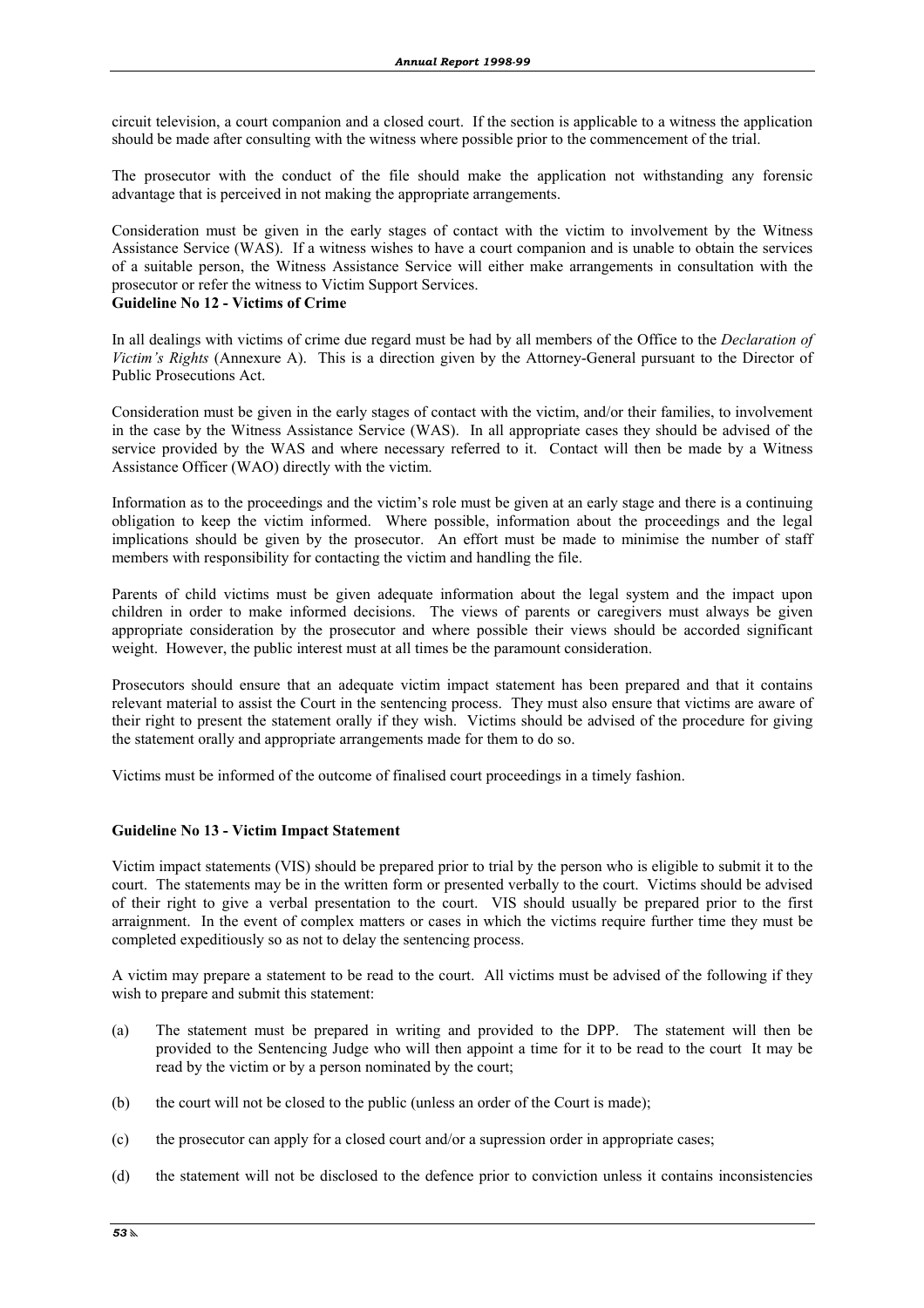circuit television, a court companion and a closed court. If the section is applicable to a witness the application should be made after consulting with the witness where possible prior to the commencement of the trial.

The prosecutor with the conduct of the file should make the application not withstanding any forensic advantage that is perceived in not making the appropriate arrangements.

Consideration must be given in the early stages of contact with the victim to involvement by the Witness Assistance Service (WAS). If a witness wishes to have a court companion and is unable to obtain the services of a suitable person, the Witness Assistance Service will either make arrangements in consultation with the prosecutor or refer the witness to Victim Support Services.

**Guideline No 12 - Victims of Crime**

In all dealings with victims of crime due regard must be had by all members of the Office to the *Declaration of Victim's Rights* (Annexure A). This is a direction given by the Attorney-General pursuant to the Director of Public Prosecutions Act.

Consideration must be given in the early stages of contact with the victim, and/or their families, to involvement in the case by the Witness Assistance Service (WAS). In all appropriate cases they should be advised of the service provided by the WAS and where necessary referred to it. Contact will then be made by a Witness Assistance Officer (WAO) directly with the victim.

Information as to the proceedings and the victim's role must be given at an early stage and there is a continuing obligation to keep the victim informed. Where possible, information about the proceedings and the legal implications should be given by the prosecutor. An effort must be made to minimise the number of staff members with responsibility for contacting the victim and handling the file.

Parents of child victims must be given adequate information about the legal system and the impact upon children in order to make informed decisions. The views of parents or caregivers must always be given appropriate consideration by the prosecutor and where possible their views should be accorded significant weight. However, the public interest must at all times be the paramount consideration.

Prosecutors should ensure that an adequate victim impact statement has been prepared and that it contains relevant material to assist the Court in the sentencing process. They must also ensure that victims are aware of their right to present the statement orally if they wish. Victims should be advised of the procedure for giving the statement orally and appropriate arrangements made for them to do so.

Victims must be informed of the outcome of finalised court proceedings in a timely fashion.

**Guideline No 13 - Victim Impact Statement**

Victim impact statements (VIS) should be prepared prior to trial by the person who is eligible to submit it to the court. The statements may be in the written form or presented verbally to the court. Victims should be advised of their right to give a verbal presentation to the court. VIS should usually be prepared prior to the first arraignment. In the event of complex matters or cases in which the victims require further time they must be completed expeditiously so as not to delay the sentencing process.

A victim may prepare a statement to be read to the court. All victims must be advised of the following if they wish to prepare and submit this statement:

(a) The statement must be prepared in writing and provided to the DPP. The statement will then be provided to the Sentencing Judge who will then appoint a time for it to be read to the court It may be read by the victim or by a person nominated by the court;

(b) the court will not be closed to the public (unless an order of the Court is made);

(c) the prosecutor can apply for a closed court and/or a supression order in appropriate cases;

(d) the statement will not be disclosed to the defence prior to conviction unless it contains inconsistencies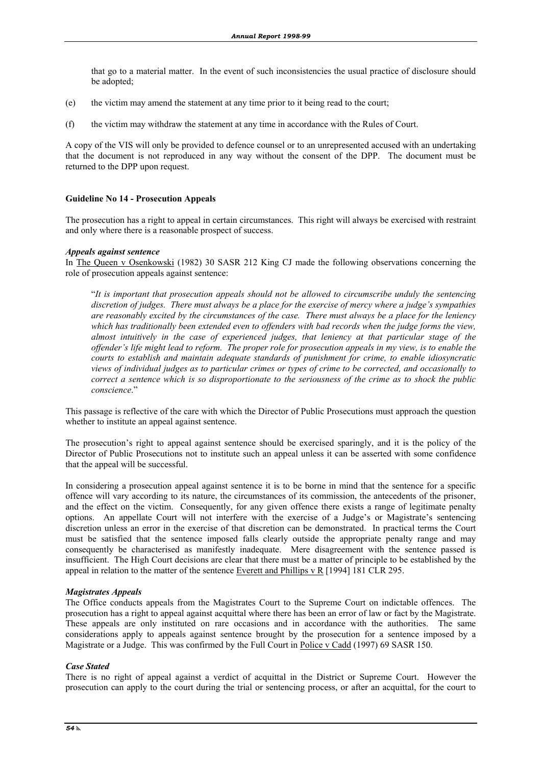that go to a material matter. In the event of such inconsistencies the usual practice of disclosure should be adopted;

(e) the victim may amend the statement at any time prior to it being read to the court;

(f) the victim may withdraw the statement at any time in accordance with the Rules of Court.

A copy of the VIS will only be provided to defence counsel or to an unrepresented accused with an undertaking that the document is not reproduced in any way without the consent of the DPP. The document must be returned to the DPP upon request.

**Guideline No 14 - Prosecution Appeals**

The prosecution has a right to appeal in certain circumstances. This right will always be exercised with restraint and only where there is a reasonable prospect of success.

***Appeals against sentence***

In The Queen v Osenkowski (1982) 30 SASR 212 King CJ made the following observations concerning the role of prosecution appeals against sentence:

> "*It is important that prosecution appeals should not be allowed to circumscribe unduly the sentencing discretion of judges. There must always be a place for the exercise of mercy where a judge's sympathies are reasonably excited by the circumstances of the case. There must always be a place for the leniency which has traditionally been extended even to offenders with bad records when the judge forms the view, almost intuitively in the case of experienced judges, that leniency at that particular stage of the offender's life might lead to reform. The proper role for prosecution appeals in my view, is to enable the courts to establish and maintain adequate standards of punishment for crime, to enable idiosyncratic views of individual judges as to particular crimes or types of crime to be corrected, and occasionally to correct a sentence which is so disproportionate to the seriousness of the crime as to shock the public conscience*."

This passage is reflective of the care with which the Director of Public Prosecutions must approach the question whether to institute an appeal against sentence.

The prosecution's right to appeal against sentence should be exercised sparingly, and it is the policy of the Director of Public Prosecutions not to institute such an appeal unless it can be asserted with some confidence that the appeal will be successful.

In considering a prosecution appeal against sentence it is to be borne in mind that the sentence for a specific offence will vary according to its nature, the circumstances of its commission, the antecedents of the prisoner, and the effect on the victim. Consequently, for any given offence there exists a range of legitimate penalty options. An appellate Court will not interfere with the exercise of a Judge's or Magistrate's sentencing discretion unless an error in the exercise of that discretion can be demonstrated. In practical terms the Court must be satisfied that the sentence imposed falls clearly outside the appropriate penalty range and may consequently be characterised as manifestly inadequate. Mere disagreement with the sentence passed is insufficient. The High Court decisions are clear that there must be a matter of principle to be established by the appeal in relation to the matter of the sentence Everett and Phillips v R [1994] 181 CLR 295.

***Magistrates Appeals***

The Office conducts appeals from the Magistrates Court to the Supreme Court on indictable offences. The prosecution has a right to appeal against acquittal where there has been an error of law or fact by the Magistrate. These appeals are only instituted on rare occasions and in accordance with the authorities. The same considerations apply to appeals against sentence brought by the prosecution for a sentence imposed by a Magistrate or a Judge. This was confirmed by the Full Court in Police v Cadd (1997) 69 SASR 150.

***Case Stated***

There is no right of appeal against a verdict of acquittal in the District or Supreme Court. However the prosecution can apply to the court during the trial or sentencing process, or after an acquittal, for the court to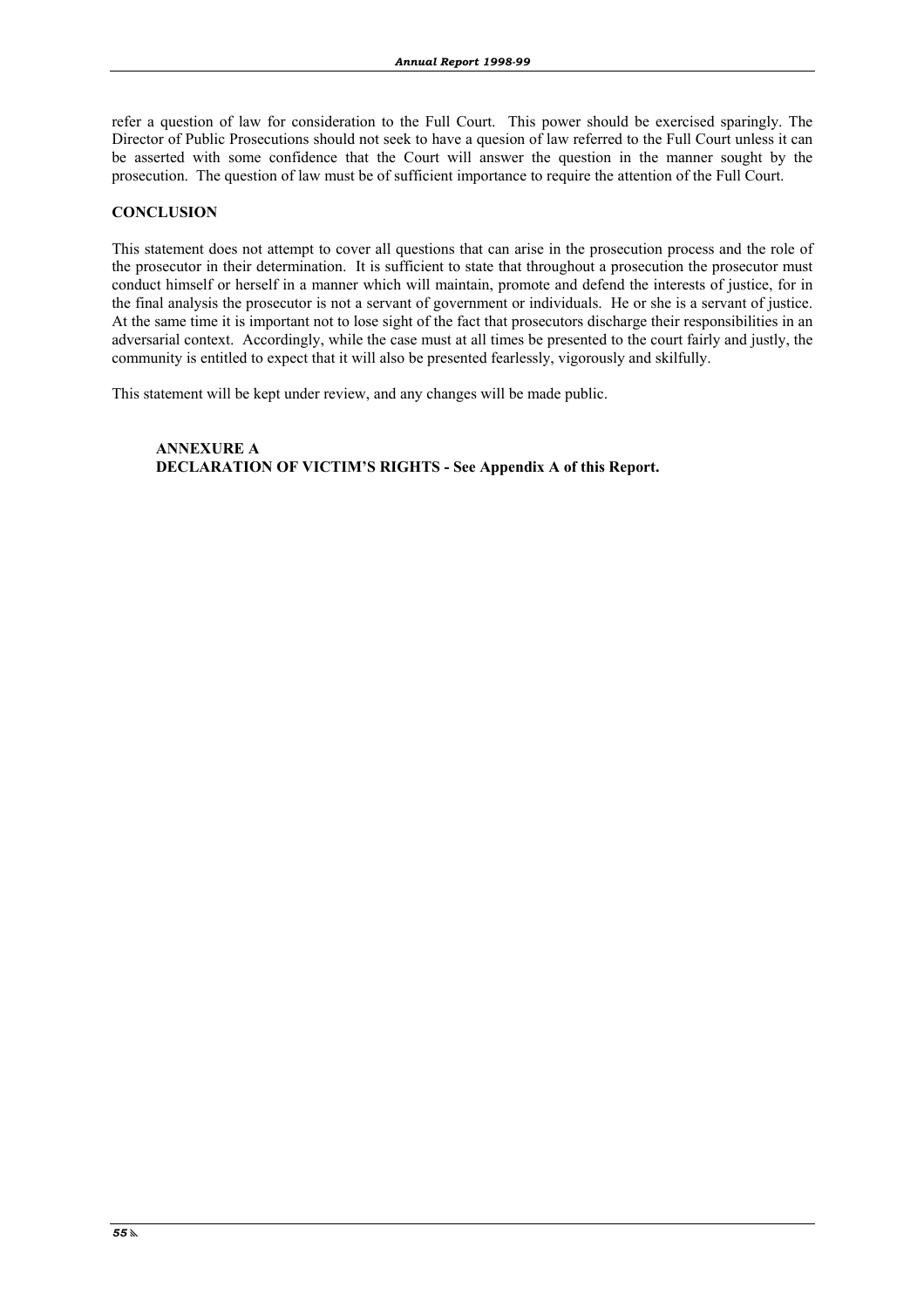refer a question of law for consideration to the Full Court. This power should be exercised sparingly. The Director of Public Prosecutions should not seek to have a quesion of law referred to the Full Court unless it can be asserted with some confidence that the Court will answer the question in the manner sought by the prosecution. The question of law must be of sufficient importance to require the attention of the Full Court.

## CONCLUSION

This statement does not attempt to cover all questions that can arise in the prosecution process and the role of the prosecutor in their determination. It is sufficient to state that throughout a prosecution the prosecutor must conduct himself or herself in a manner which will maintain, promote and defend the interests of justice, for in the final analysis the prosecutor is not a servant of government or individuals. He or she is a servant of justice. At the same time it is important not to lose sight of the fact that prosecutors discharge their responsibilities in an adversarial context. Accordingly, while the case must at all times be presented to the court fairly and justly, the community is entitled to expect that it will also be presented fearlessly, vigorously and skilfully.

This statement will be kept under review, and any changes will be made public.

**ANNEXURE A**
**DECLARATION OF VICTIM'S RIGHTS - See Appendix A of this Report.**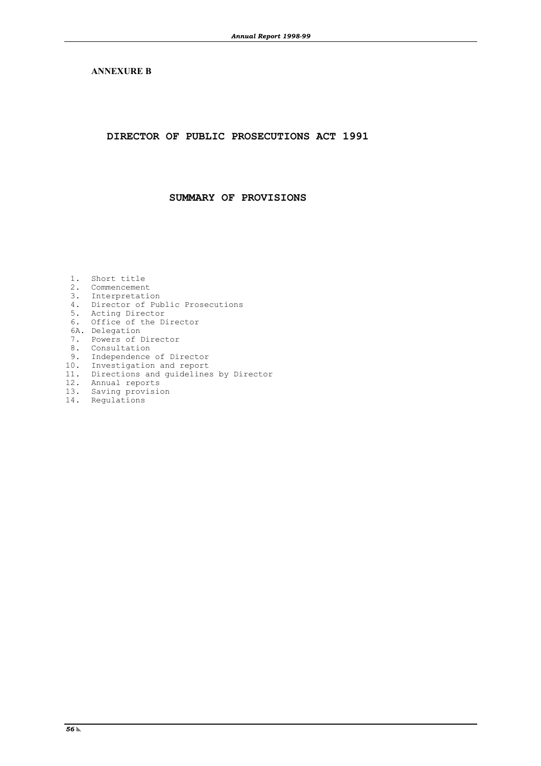**ANNEXURE B**

# DIRECTOR OF PUBLIC PROSECUTIONS ACT 1991

## SUMMARY OF PROVISIONS

1. Short title
2. Commencement
3. Interpretation
4. Director of Public Prosecutions
5. Acting Director
6. Office of the Director

6A. Delegation

7. Powers of Director
8. Consultation
9. Independence of Director
10. Investigation and report
11. Directions and guidelines by Director
12. Annual reports
13. Saving provision
14. Regulations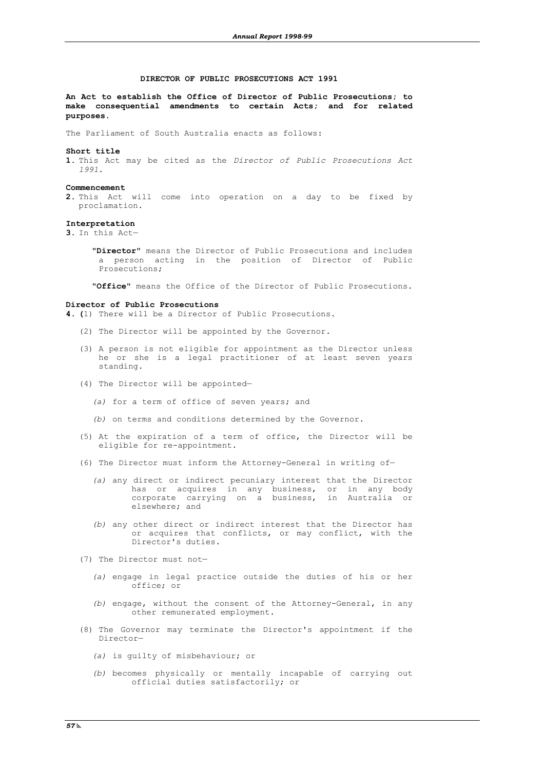# DIRECTOR OF PUBLIC PROSECUTIONS ACT 1991

**An Act to establish the Office of Director of Public Prosecutions; to make consequential amendments to certain Acts; and for related purposes.**

The Parliament of South Australia enacts as follows:

**Short title**

**1.** This Act may be cited as the *Director of Public Prosecutions Act 1991*.

**Commencement**

**2.** This Act will come into operation on a day to be fixed by proclamation.

**Interpretation**

**3.** In this Act—

"**Director**" means the Director of Public Prosecutions and includes a person acting in the position of Director of Public Prosecutions;

"**Office**" means the Office of the Director of Public Prosecutions.

**Director of Public Prosecutions**

**4.** (1) There will be a Director of Public Prosecutions.

(2) The Director will be appointed by the Governor.

(3) A person is not eligible for appointment as the Director unless he or she is a legal practitioner of at least seven years standing.

(4) The Director will be appointed—

*(a)* for a term of office of seven years; and

*(b)* on terms and conditions determined by the Governor.

(5) At the expiration of a term of office, the Director will be eligible for re-appointment.

(6) The Director must inform the Attorney-General in writing of—

*(a)* any direct or indirect pecuniary interest that the Director has or acquires in any business, or in any body corporate carrying on a business, in Australia or elsewhere; and

*(b)* any other direct or indirect interest that the Director has or acquires that conflicts, or may conflict, with the Director's duties.

(7) The Director must not—

*(a)* engage in legal practice outside the duties of his or her office; or

*(b)* engage, without the consent of the Attorney-General, in any other remunerated employment.

(8) The Governor may terminate the Director's appointment if the Director—

*(a)* is guilty of misbehaviour; or

*(b)* becomes physically or mentally incapable of carrying out official duties satisfactorily; or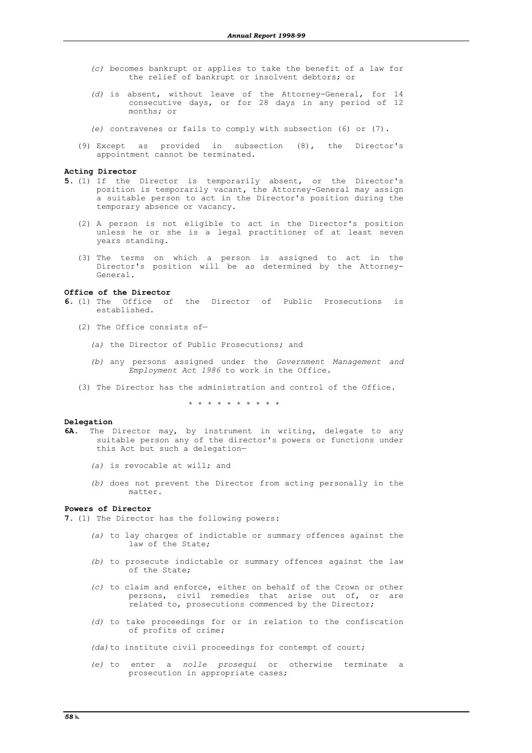*(c)* becomes bankrupt or applies to take the benefit of a law for the relief of bankrupt or insolvent debtors; or

*(d)* is absent, without leave of the Attorney-General, for 14 consecutive days, or for 28 days in any period of 12 months; or

*(e)* contravenes or fails to comply with subsection (6) or (7).

(9) Except as provided in subsection (8), the Director's appointment cannot be terminated.

**Acting Director**

**5.** (1) If the Director is temporarily absent, or the Director's position is temporarily vacant, the Attorney-General may assign a suitable person to act in the Director's position during the temporary absence or vacancy.

(2) A person is not eligible to act in the Director's position unless he or she is a legal practitioner of at least seven years standing.

(3) The terms on which a person is assigned to act in the Director's position will be as determined by the Attorney-General.

**Office of the Director**

**6.** (1) The Office of the Director of Public Prosecutions is established.

(2) The Office consists of—

*(a)* the Director of Public Prosecutions; and

*(b)* any persons assigned under the *Government Management and Employment Act 1986* to work in the Office.

(3) The Director has the administration and control of the Office.

\* \* \* \* \* \* \* \* \* \*

**Delegation**

**6A.** The Director may, by instrument in writing, delegate to any suitable person any of the director's powers or functions under this Act but such a delegation—

*(a)* is revocable at will; and

*(b)* does not prevent the Director from acting personally in the matter.

**Powers of Director**

**7.** (1) The Director has the following powers:

*(a)* to lay charges of indictable or summary offences against the law of the State;

*(b)* to prosecute indictable or summary offences against the law of the State;

*(c)* to claim and enforce, either on behalf of the Crown or other persons, civil remedies that arise out of, or are related to, prosecutions commenced by the Director;

*(d)* to take proceedings for or in relation to the confiscation of profits of crime;

*(da)* to institute civil proceedings for contempt of court;

*(e)* to enter a *nolle prosequi* or otherwise terminate a prosecution in appropriate cases;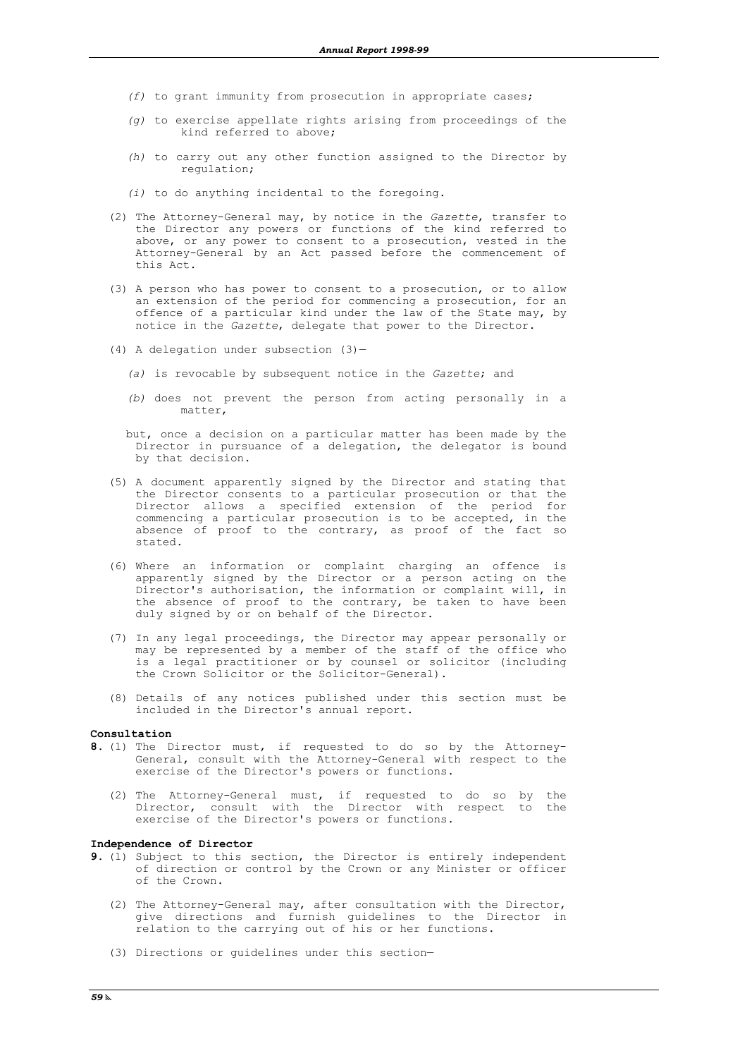*(f)* to grant immunity from prosecution in appropriate cases;

*(g)* to exercise appellate rights arising from proceedings of the kind referred to above;

*(h)* to carry out any other function assigned to the Director by regulation;

*(i)* to do anything incidental to the foregoing.

(2) The Attorney-General may, by notice in the *Gazette*, transfer to the Director any powers or functions of the kind referred to above, or any power to consent to a prosecution, vested in the Attorney-General by an Act passed before the commencement of this Act.

(3) A person who has power to consent to a prosecution, or to allow an extension of the period for commencing a prosecution, for an offence of a particular kind under the law of the State may, by notice in the *Gazette*, delegate that power to the Director.

(4) A delegation under subsection (3)—

*(a)* is revocable by subsequent notice in the *Gazette*; and

*(b)* does not prevent the person from acting personally in a matter,

but, once a decision on a particular matter has been made by the Director in pursuance of a delegation, the delegator is bound by that decision.

(5) A document apparently signed by the Director and stating that the Director consents to a particular prosecution or that the Director allows a specified extension of the period for commencing a particular prosecution is to be accepted, in the absence of proof to the contrary, as proof of the fact so stated.

(6) Where an information or complaint charging an offence is apparently signed by the Director or a person acting on the Director's authorisation, the information or complaint will, in the absence of proof to the contrary, be taken to have been duly signed by or on behalf of the Director.

(7) In any legal proceedings, the Director may appear personally or may be represented by a member of the staff of the office who is a legal practitioner or by counsel or solicitor (including the Crown Solicitor or the Solicitor-General).

(8) Details of any notices published under this section must be included in the Director's annual report.

**Consultation**

**8.** (1) The Director must, if requested to do so by the Attorney-General, consult with the Attorney-General with respect to the exercise of the Director's powers or functions.

(2) The Attorney-General must, if requested to do so by the Director, consult with the Director with respect to the exercise of the Director's powers or functions.

**Independence of Director**

**9.** (1) Subject to this section, the Director is entirely independent of direction or control by the Crown or any Minister or officer of the Crown.

(2) The Attorney-General may, after consultation with the Director, give directions and furnish guidelines to the Director in relation to the carrying out of his or her functions.

(3) Directions or guidelines under this section—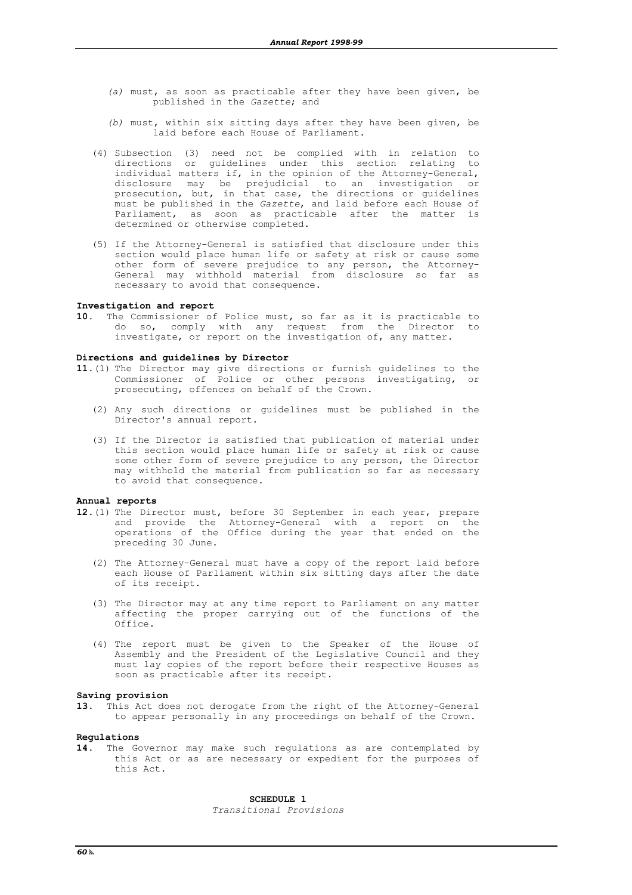(a) must, as soon as practicable after they have been given, be published in the *Gazette*; and

(b) must, within six sitting days after they have been given, be laid before each House of Parliament.

(4) Subsection (3) need not be complied with in relation to directions or guidelines under this section relating to individual matters if, in the opinion of the Attorney-General, disclosure may be prejudicial to an investigation or prosecution, but, in that case, the directions or guidelines must be published in the *Gazette*, and laid before each House of Parliament, as soon as practicable after the matter is determined or otherwise completed.

(5) If the Attorney-General is satisfied that disclosure under this section would place human life or safety at risk or cause some other form of severe prejudice to any person, the Attorney-General may withhold material from disclosure so far as necessary to avoid that consequence.

**Investigation and report**

**10.** The Commissioner of Police must, so far as it is practicable to do so, comply with any request from the Director to investigate, or report on the investigation of, any matter.

**Directions and guidelines by Director**

**11.** (1) The Director may give directions or furnish guidelines to the Commissioner of Police or other persons investigating, or prosecuting, offences on behalf of the Crown.

(2) Any such directions or guidelines must be published in the Director's annual report.

(3) If the Director is satisfied that publication of material under this section would place human life or safety at risk or cause some other form of severe prejudice to any person, the Director may withhold the material from publication so far as necessary to avoid that consequence.

**Annual reports**

**12.** (1) The Director must, before 30 September in each year, prepare and provide the Attorney-General with a report on the operations of the Office during the year that ended on the preceding 30 June.

(2) The Attorney-General must have a copy of the report laid before each House of Parliament within six sitting days after the date of its receipt.

(3) The Director may at any time report to Parliament on any matter affecting the proper carrying out of the functions of the Office.

(4) The report must be given to the Speaker of the House of Assembly and the President of the Legislative Council and they must lay copies of the report before their respective Houses as soon as practicable after its receipt.

**Saving provision**

**13.** This Act does not derogate from the right of the Attorney-General to appear personally in any proceedings on behalf of the Crown.

**Regulations**

**14.** The Governor may make such regulations as are contemplated by this Act or as are necessary or expedient for the purposes of this Act.

**SCHEDULE 1**

*Transitional Provisions*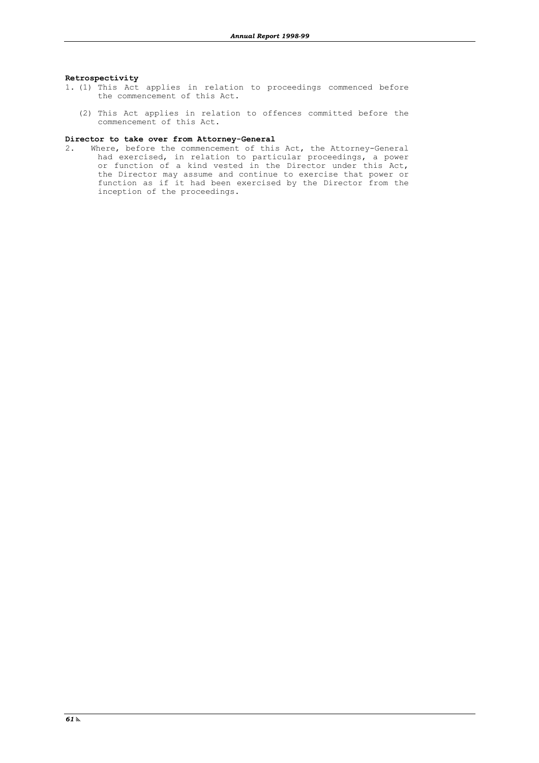**Retrospectivity**

1. (1) This Act applies in relation to proceedings commenced before the commencement of this Act.

   (2) This Act applies in relation to offences committed before the commencement of this Act.

**Director to take over from Attorney-General**

2. Where, before the commencement of this Act, the Attorney-General had exercised, in relation to particular proceedings, a power or function of a kind vested in the Director under this Act, the Director may assume and continue to exercise that power or function as if it had been exercised by the Director from the inception of the proceedings.